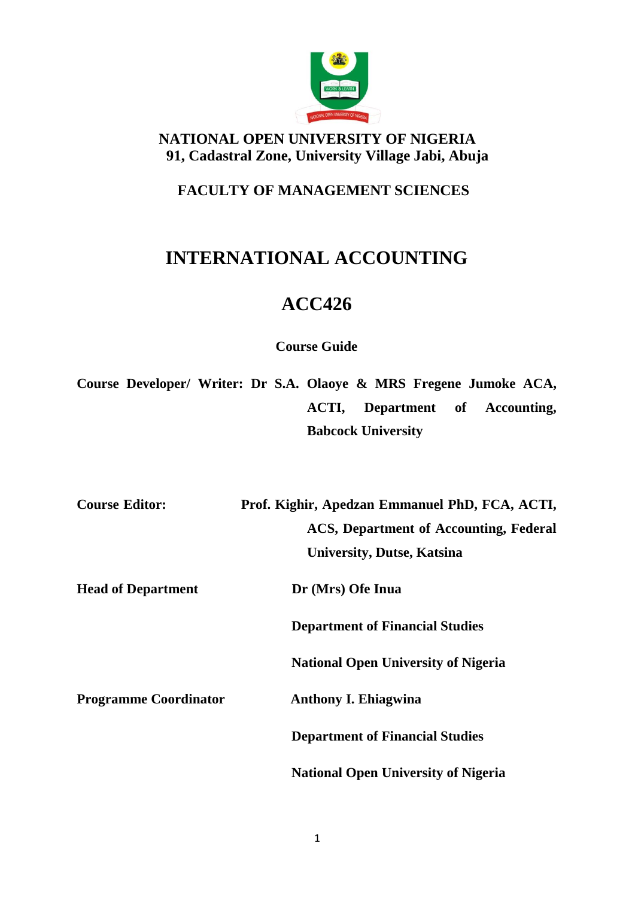**NATIONAL OPEN UNIVERSITY OF NIGERIA**
**91, Cadastral Zone, University Village Jabi, Abuja**

**FACULTY OF MANAGEMENT SCIENCES**

# INTERNATIONAL ACCOUNTING

# ACC426

**Course Guide**

**Course Developer/ Writer:** **Dr S.A. Olaoye & MRS Fregene Jumoke ACA, ACTI, Department of Accounting, Babcock University**

**Course Editor:** **Prof. Kighir, Apedzan Emmanuel PhD, FCA, ACTI, ACS, Department of Accounting, Federal University, Dutse, Katsina**

**Head of Department** **Dr (Mrs) Ofe Inua**

**Department of Financial Studies**

**National Open University of Nigeria**

**Programme Coordinator** **Anthony I. Ehiagwina**

**Department of Financial Studies**

**National Open University of Nigeria**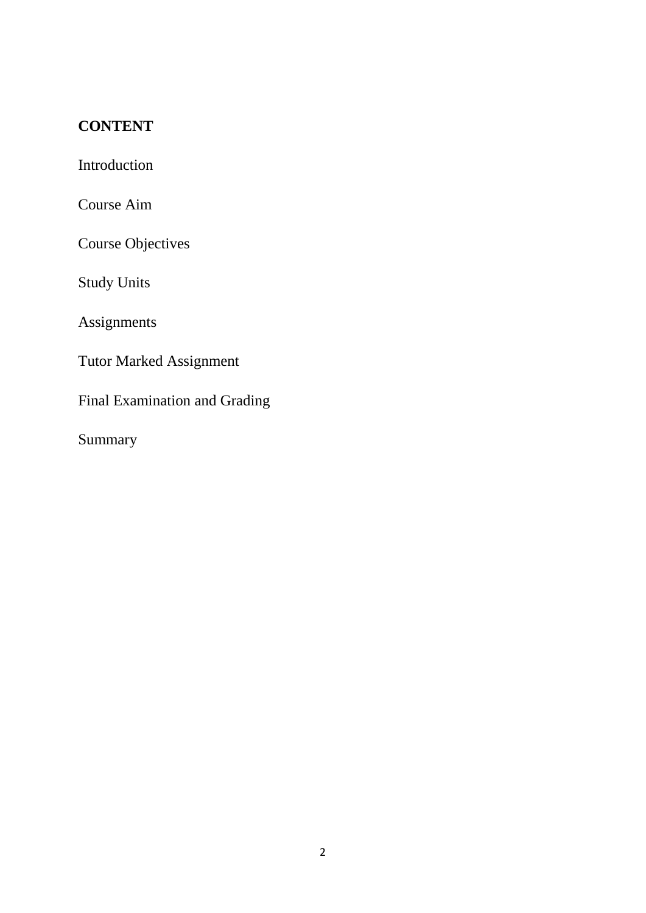**CONTENT**

Introduction

Course Aim

Course Objectives

Study Units

Assignments

Tutor Marked Assignment

Final Examination and Grading

Summary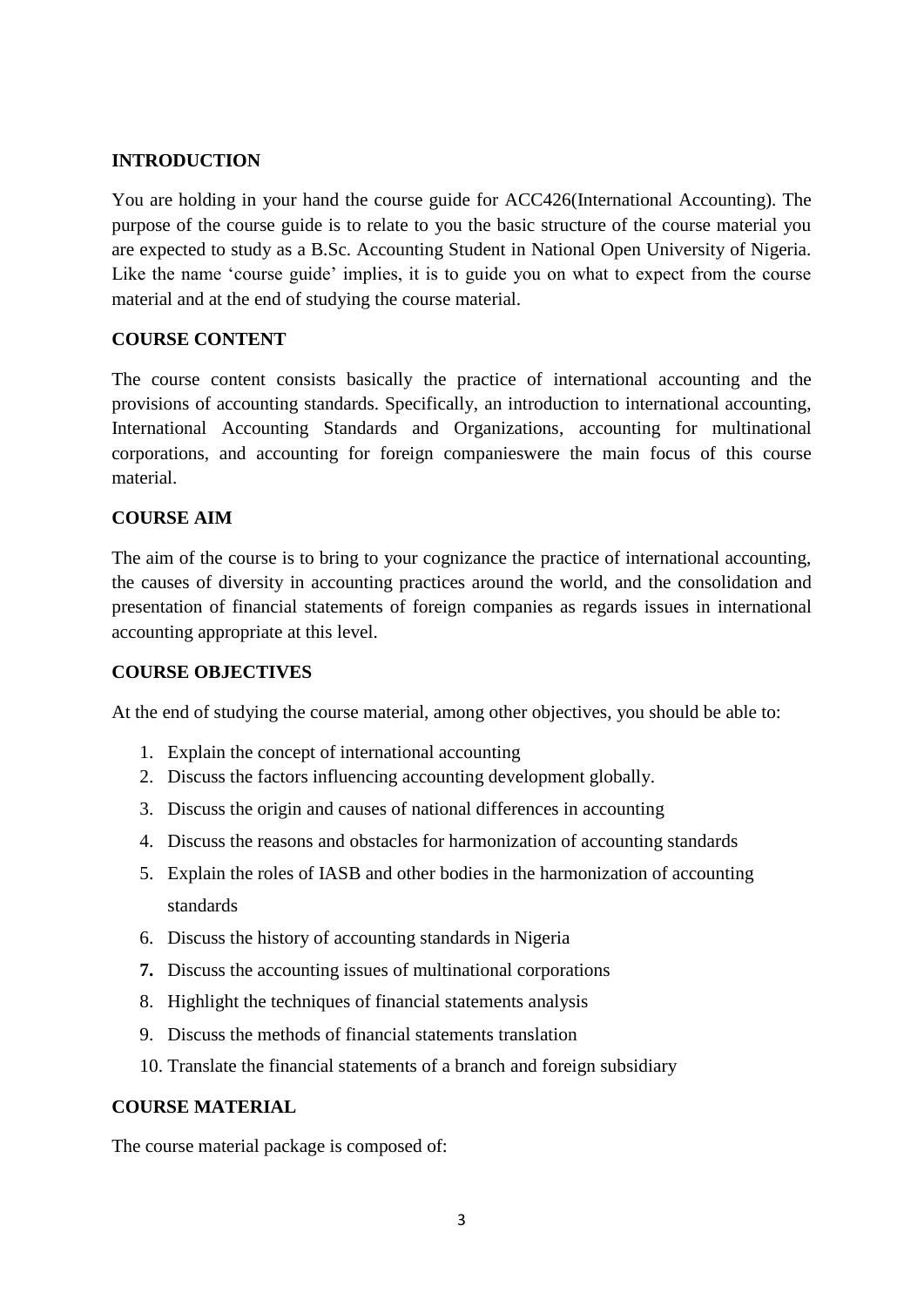## INTRODUCTION

You are holding in your hand the course guide for ACC426(International Accounting). The purpose of the course guide is to relate to you the basic structure of the course material you are expected to study as a B.Sc. Accounting Student in National Open University of Nigeria. Like the name 'course guide' implies, it is to guide you on what to expect from the course material and at the end of studying the course material.

## COURSE CONTENT

The course content consists basically the practice of international accounting and the provisions of accounting standards. Specifically, an introduction to international accounting, International Accounting Standards and Organizations, accounting for multinational corporations, and accounting for foreign companieswere the main focus of this course material.

## COURSE AIM

The aim of the course is to bring to your cognizance the practice of international accounting, the causes of diversity in accounting practices around the world, and the consolidation and presentation of financial statements of foreign companies as regards issues in international accounting appropriate at this level.

## COURSE OBJECTIVES

At the end of studying the course material, among other objectives, you should be able to:

1. Explain the concept of international accounting
2. Discuss the factors influencing accounting development globally.
3. Discuss the origin and causes of national differences in accounting
4. Discuss the reasons and obstacles for harmonization of accounting standards
5. Explain the roles of IASB and other bodies in the harmonization of accounting standards
6. Discuss the history of accounting standards in Nigeria
7. Discuss the accounting issues of multinational corporations
8. Highlight the techniques of financial statements analysis
9. Discuss the methods of financial statements translation
10. Translate the financial statements of a branch and foreign subsidiary

## COURSE MATERIAL

The course material package is composed of: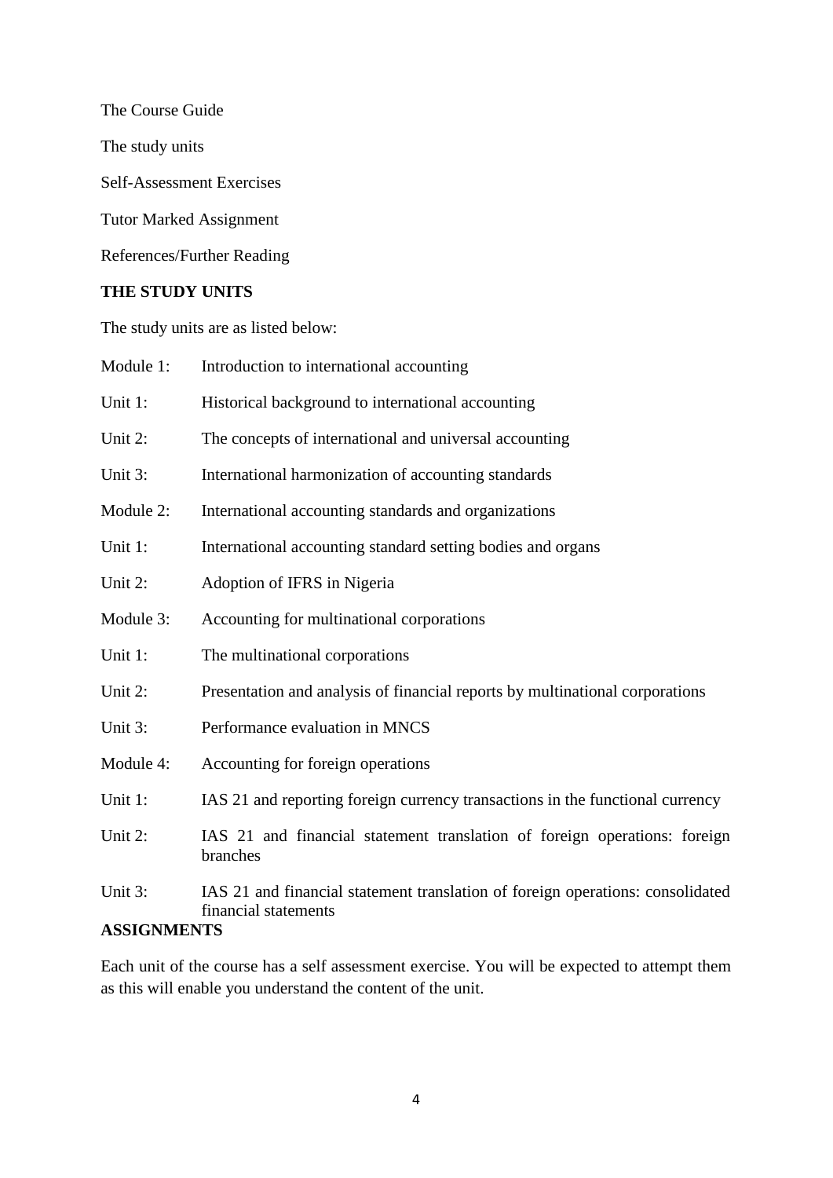The Course Guide

The study units

Self-Assessment Exercises

Tutor Marked Assignment

References/Further Reading

**THE STUDY UNITS**

The study units are as listed below:

Module 1: Introduction to international accounting

Unit 1: Historical background to international accounting

Unit 2: The concepts of international and universal accounting

Unit 3: International harmonization of accounting standards

Module 2: International accounting standards and organizations

Unit 1: International accounting standard setting bodies and organs

Unit 2: Adoption of IFRS in Nigeria

Module 3: Accounting for multinational corporations

Unit 1: The multinational corporations

Unit 2: Presentation and analysis of financial reports by multinational corporations

Unit 3: Performance evaluation in MNCS

Module 4: Accounting for foreign operations

Unit 1: IAS 21 and reporting foreign currency transactions in the functional currency

Unit 2: IAS 21 and financial statement translation of foreign operations: foreign branches

Unit 3: IAS 21 and financial statement translation of foreign operations: consolidated financial statements

**ASSIGNMENTS**

Each unit of the course has a self assessment exercise. You will be expected to attempt them as this will enable you understand the content of the unit.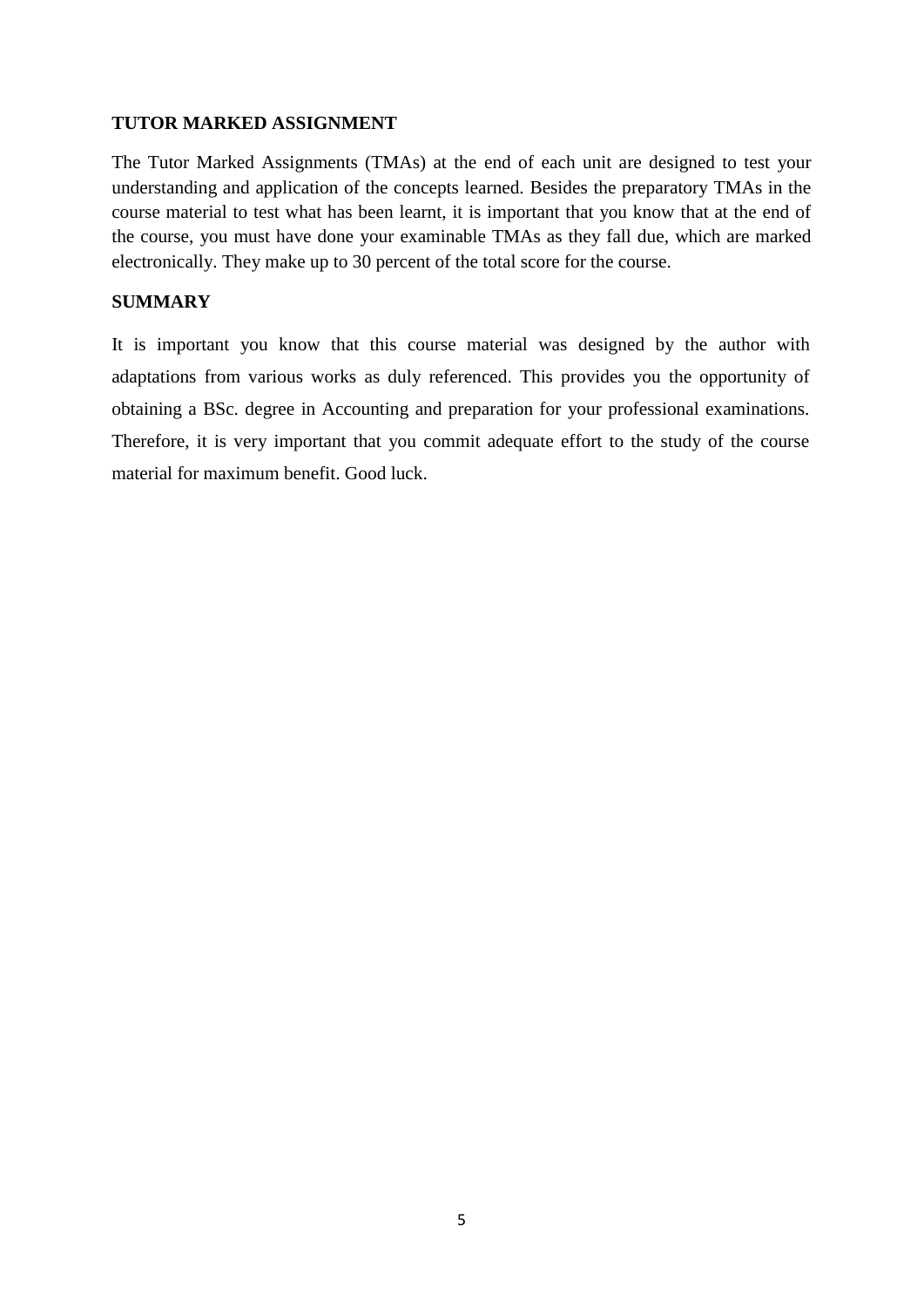## TUTOR MARKED ASSIGNMENT

The Tutor Marked Assignments (TMAs) at the end of each unit are designed to test your understanding and application of the concepts learned. Besides the preparatory TMAs in the course material to test what has been learnt, it is important that you know that at the end of the course, you must have done your examinable TMAs as they fall due, which are marked electronically. They make up to 30 percent of the total score for the course.

## SUMMARY

It is important you know that this course material was designed by the author with adaptations from various works as duly referenced. This provides you the opportunity of obtaining a BSc. degree in Accounting and preparation for your professional examinations. Therefore, it is very important that you commit adequate effort to the study of the course material for maximum benefit. Good luck.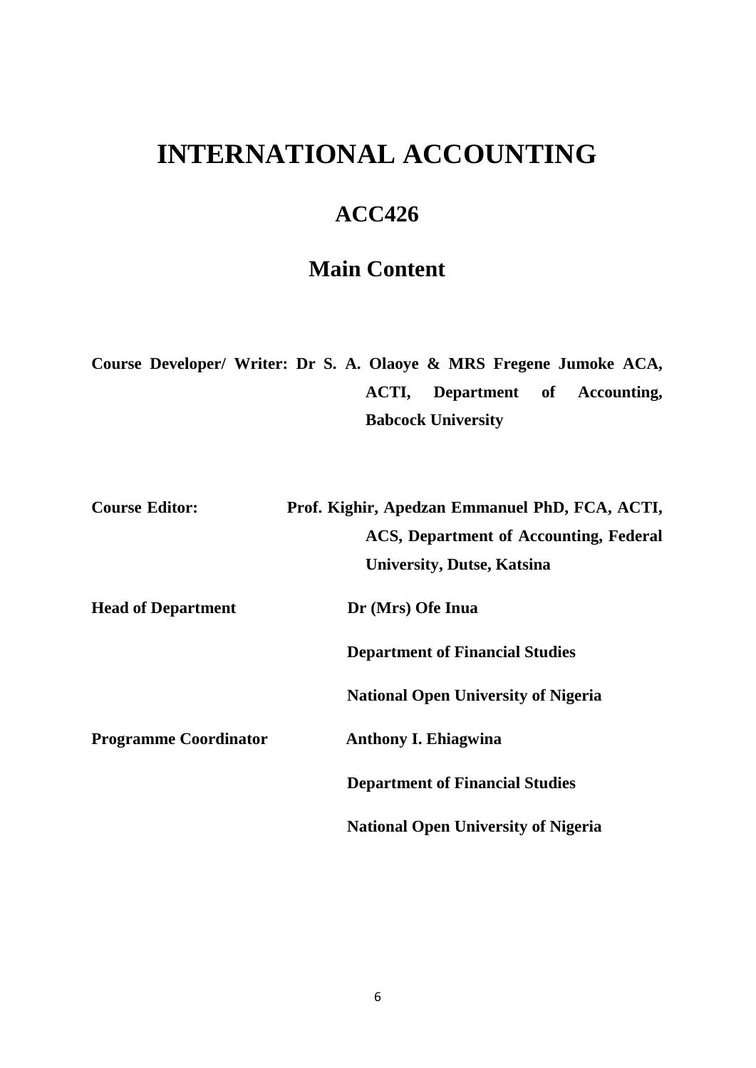# INTERNATIONAL ACCOUNTING

## ACC426

## Main Content

**Course Developer/ Writer:** **Dr S. A. Olaoye & MRS Fregene Jumoke ACA, ACTI, Department of Accounting, Babcock University**

**Course Editor:** **Prof. Kighir, Apedzan Emmanuel PhD, FCA, ACTI, ACS, Department of Accounting, Federal University, Dutse, Katsina**

**Head of Department** **Dr (Mrs) Ofe Inua**

**Department of Financial Studies**

**National Open University of Nigeria**

**Programme Coordinator** **Anthony I. Ehiagwina**

**Department of Financial Studies**

**National Open University of Nigeria**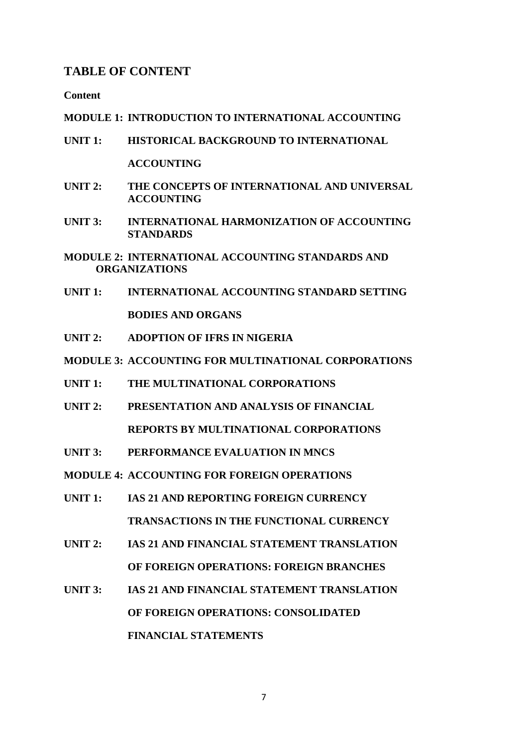## TABLE OF CONTENT

**Content**

**MODULE 1: INTRODUCTION TO INTERNATIONAL ACCOUNTING**

**UNIT 1: HISTORICAL BACKGROUND TO INTERNATIONAL ACCOUNTING**

**UNIT 2: THE CONCEPTS OF INTERNATIONAL AND UNIVERSAL ACCOUNTING**

**UNIT 3: INTERNATIONAL HARMONIZATION OF ACCOUNTING STANDARDS**

**MODULE 2: INTERNATIONAL ACCOUNTING STANDARDS AND ORGANIZATIONS**

**UNIT 1: INTERNATIONAL ACCOUNTING STANDARD SETTING BODIES AND ORGANS**

**UNIT 2: ADOPTION OF IFRS IN NIGERIA**

**MODULE 3: ACCOUNTING FOR MULTINATIONAL CORPORATIONS**

**UNIT 1: THE MULTINATIONAL CORPORATIONS**

**UNIT 2: PRESENTATION AND ANALYSIS OF FINANCIAL REPORTS BY MULTINATIONAL CORPORATIONS**

**UNIT 3: PERFORMANCE EVALUATION IN MNCS**

**MODULE 4: ACCOUNTING FOR FOREIGN OPERATIONS**

**UNIT 1: IAS 21 AND REPORTING FOREIGN CURRENCY TRANSACTIONS IN THE FUNCTIONAL CURRENCY**

**UNIT 2: IAS 21 AND FINANCIAL STATEMENT TRANSLATION OF FOREIGN OPERATIONS: FOREIGN BRANCHES**

**UNIT 3: IAS 21 AND FINANCIAL STATEMENT TRANSLATION OF FOREIGN OPERATIONS: CONSOLIDATED FINANCIAL STATEMENTS**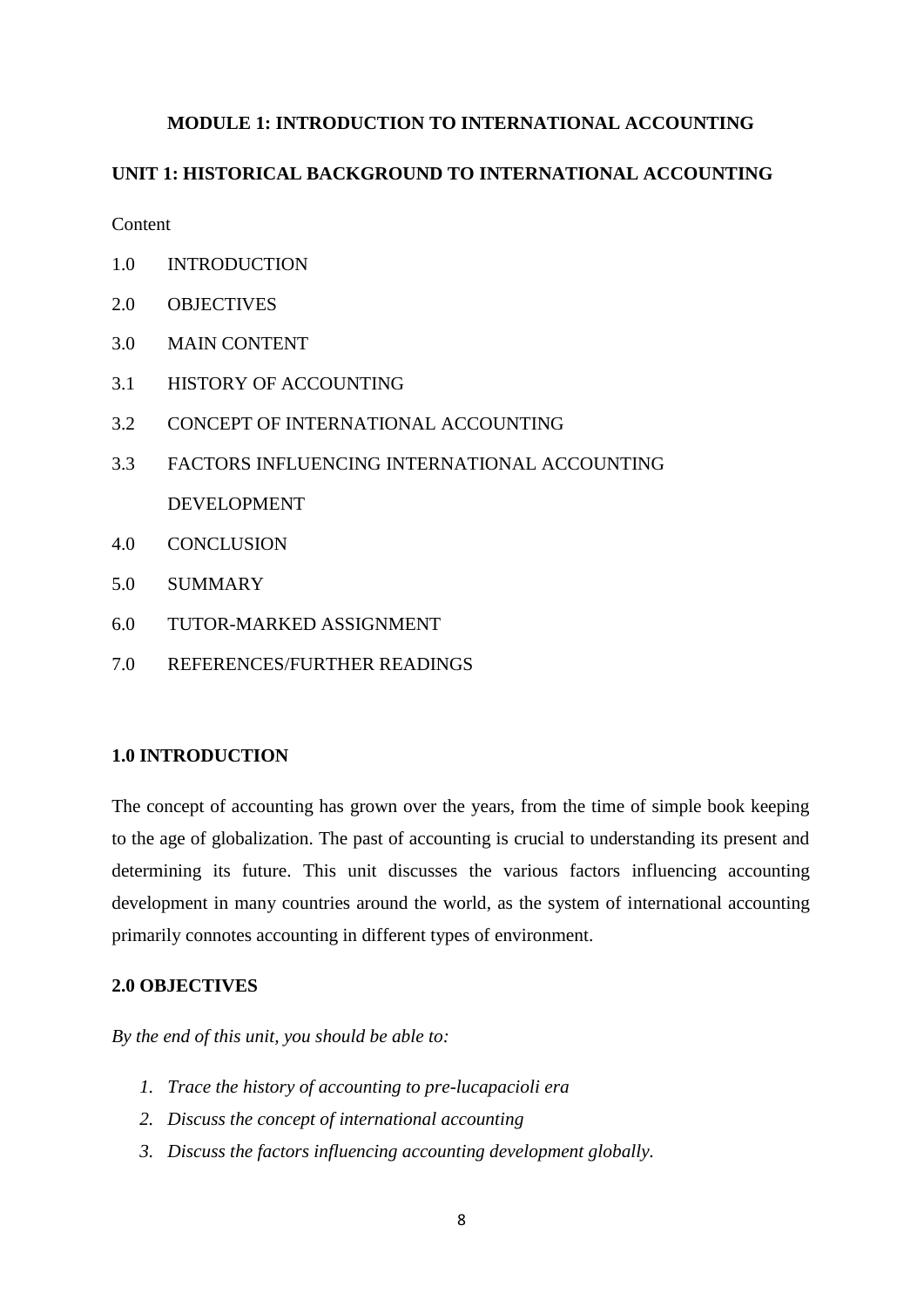## MODULE 1: INTRODUCTION TO INTERNATIONAL ACCOUNTING

### UNIT 1: HISTORICAL BACKGROUND TO INTERNATIONAL ACCOUNTING

Content

1.0 INTRODUCTION

2.0 OBJECTIVES

3.0 MAIN CONTENT

3.1 HISTORY OF ACCOUNTING

3.2 CONCEPT OF INTERNATIONAL ACCOUNTING

3.3 FACTORS INFLUENCING INTERNATIONAL ACCOUNTING DEVELOPMENT

4.0 CONCLUSION

5.0 SUMMARY

6.0 TUTOR-MARKED ASSIGNMENT

7.0 REFERENCES/FURTHER READINGS

### 1.0 INTRODUCTION

The concept of accounting has grown over the years, from the time of simple book keeping to the age of globalization. The past of accounting is crucial to understanding its present and determining its future. This unit discusses the various factors influencing accounting development in many countries around the world, as the system of international accounting primarily connotes accounting in different types of environment.

### 2.0 OBJECTIVES

*By the end of this unit, you should be able to:*

1. *Trace the history of accounting to pre-lucapacioli era*
2. *Discuss the concept of international accounting*
3. *Discuss the factors influencing accounting development globally.*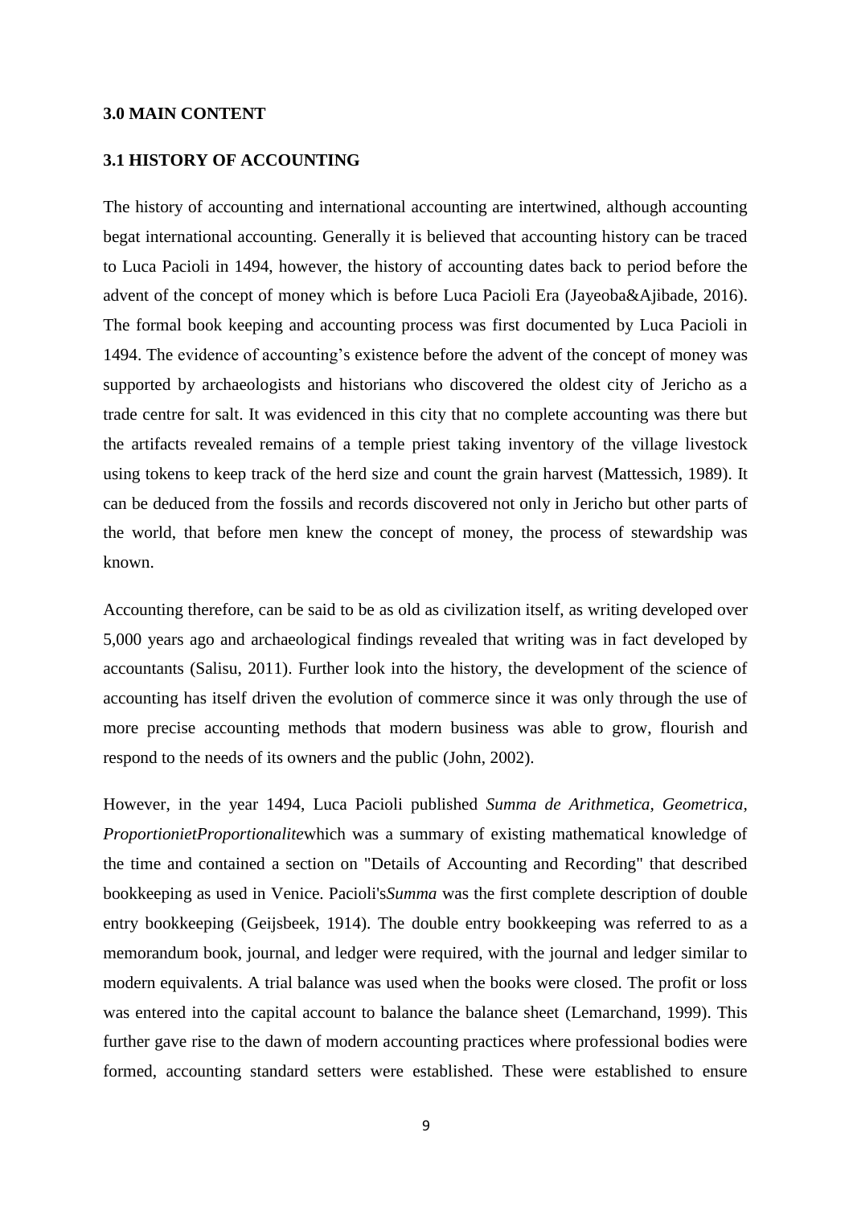**3.0 MAIN CONTENT**

**3.1 HISTORY OF ACCOUNTING**

The history of accounting and international accounting are intertwined, although accounting begat international accounting. Generally it is believed that accounting history can be traced to Luca Pacioli in 1494, however, the history of accounting dates back to period before the advent of the concept of money which is before Luca Pacioli Era (Jayeoba&Ajibade, 2016). The formal book keeping and accounting process was first documented by Luca Pacioli in 1494. The evidence of accounting's existence before the advent of the concept of money was supported by archaeologists and historians who discovered the oldest city of Jericho as a trade centre for salt. It was evidenced in this city that no complete accounting was there but the artifacts revealed remains of a temple priest taking inventory of the village livestock using tokens to keep track of the herd size and count the grain harvest (Mattessich, 1989). It can be deduced from the fossils and records discovered not only in Jericho but other parts of the world, that before men knew the concept of money, the process of stewardship was known.

Accounting therefore, can be said to be as old as civilization itself, as writing developed over 5,000 years ago and archaeological findings revealed that writing was in fact developed by accountants (Salisu, 2011). Further look into the history, the development of the science of accounting has itself driven the evolution of commerce since it was only through the use of more precise accounting methods that modern business was able to grow, flourish and respond to the needs of its owners and the public (John, 2002).

However, in the year 1494, Luca Pacioli published *Summa de Arithmetica, Geometrica, ProportionietProportionalite*which was a summary of existing mathematical knowledge of the time and contained a section on "Details of Accounting and Recording" that described bookkeeping as used in Venice. Pacioli's*Summa* was the first complete description of double entry bookkeeping (Geijsbeek, 1914). The double entry bookkeeping was referred to as a memorandum book, journal, and ledger were required, with the journal and ledger similar to modern equivalents. A trial balance was used when the books were closed. The profit or loss was entered into the capital account to balance the balance sheet (Lemarchand, 1999). This further gave rise to the dawn of modern accounting practices where professional bodies were formed, accounting standard setters were established. These were established to ensure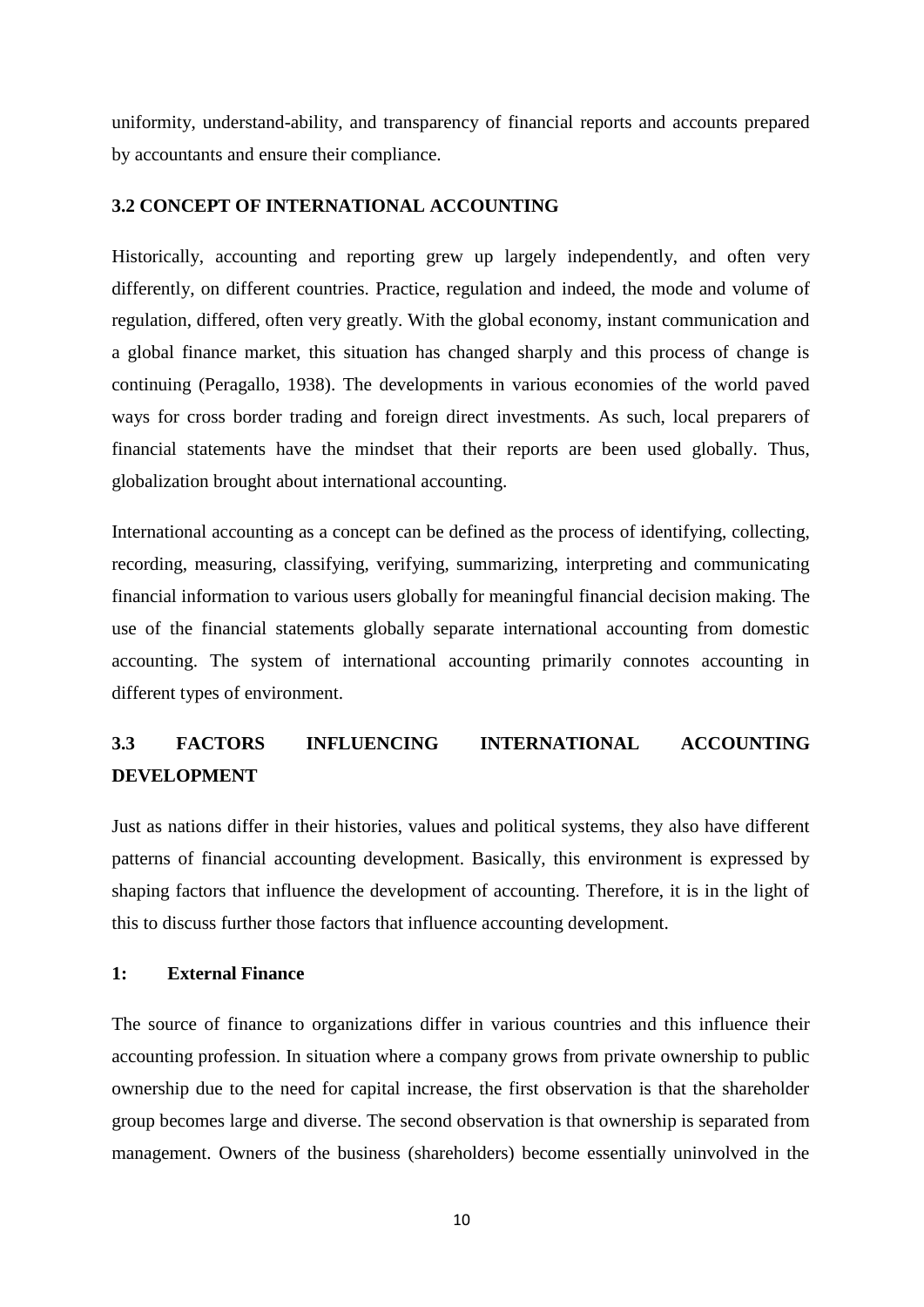uniformity, understand-ability, and transparency of financial reports and accounts prepared by accountants and ensure their compliance.

### 3.2 CONCEPT OF INTERNATIONAL ACCOUNTING

Historically, accounting and reporting grew up largely independently, and often very differently, on different countries. Practice, regulation and indeed, the mode and volume of regulation, differed, often very greatly. With the global economy, instant communication and a global finance market, this situation has changed sharply and this process of change is continuing (Peragallo, 1938). The developments in various economies of the world paved ways for cross border trading and foreign direct investments. As such, local preparers of financial statements have the mindset that their reports are been used globally. Thus, globalization brought about international accounting.

International accounting as a concept can be defined as the process of identifying, collecting, recording, measuring, classifying, verifying, summarizing, interpreting and communicating financial information to various users globally for meaningful financial decision making. The use of the financial statements globally separate international accounting from domestic accounting. The system of international accounting primarily connotes accounting in different types of environment.

### 3.3 FACTORS INFLUENCING INTERNATIONAL ACCOUNTING DEVELOPMENT

Just as nations differ in their histories, values and political systems, they also have different patterns of financial accounting development. Basically, this environment is expressed by shaping factors that influence the development of accounting. Therefore, it is in the light of this to discuss further those factors that influence accounting development.

#### 1: External Finance

The source of finance to organizations differ in various countries and this influence their accounting profession. In situation where a company grows from private ownership to public ownership due to the need for capital increase, the first observation is that the shareholder group becomes large and diverse. The second observation is that ownership is separated from management. Owners of the business (shareholders) become essentially uninvolved in the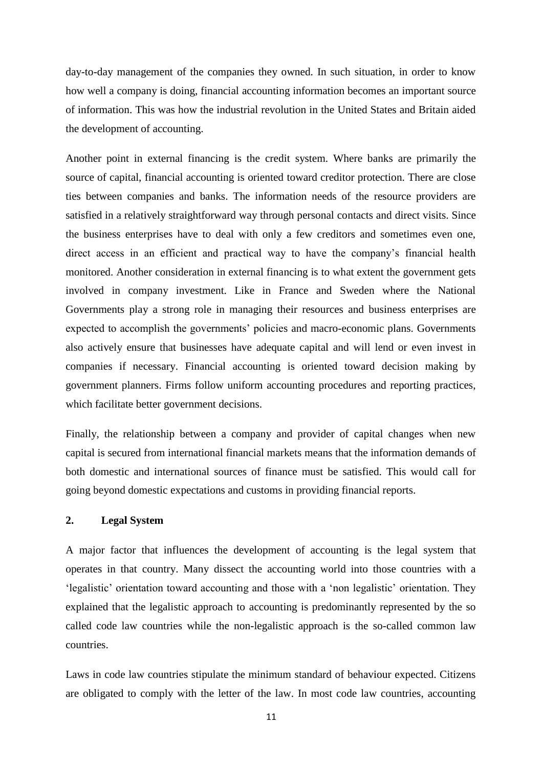day-to-day management of the companies they owned. In such situation, in order to know how well a company is doing, financial accounting information becomes an important source of information. This was how the industrial revolution in the United States and Britain aided the development of accounting.

Another point in external financing is the credit system. Where banks are primarily the source of capital, financial accounting is oriented toward creditor protection. There are close ties between companies and banks. The information needs of the resource providers are satisfied in a relatively straightforward way through personal contacts and direct visits. Since the business enterprises have to deal with only a few creditors and sometimes even one, direct access in an efficient and practical way to have the company's financial health monitored. Another consideration in external financing is to what extent the government gets involved in company investment. Like in France and Sweden where the National Governments play a strong role in managing their resources and business enterprises are expected to accomplish the governments' policies and macro-economic plans. Governments also actively ensure that businesses have adequate capital and will lend or even invest in companies if necessary. Financial accounting is oriented toward decision making by government planners. Firms follow uniform accounting procedures and reporting practices, which facilitate better government decisions.

Finally, the relationship between a company and provider of capital changes when new capital is secured from international financial markets means that the information demands of both domestic and international sources of finance must be satisfied. This would call for going beyond domestic expectations and customs in providing financial reports.

## 2. Legal System

A major factor that influences the development of accounting is the legal system that operates in that country. Many dissect the accounting world into those countries with a 'legalistic' orientation toward accounting and those with a 'non legalistic' orientation. They explained that the legalistic approach to accounting is predominantly represented by the so called code law countries while the non-legalistic approach is the so-called common law countries.

Laws in code law countries stipulate the minimum standard of behaviour expected. Citizens are obligated to comply with the letter of the law. In most code law countries, accounting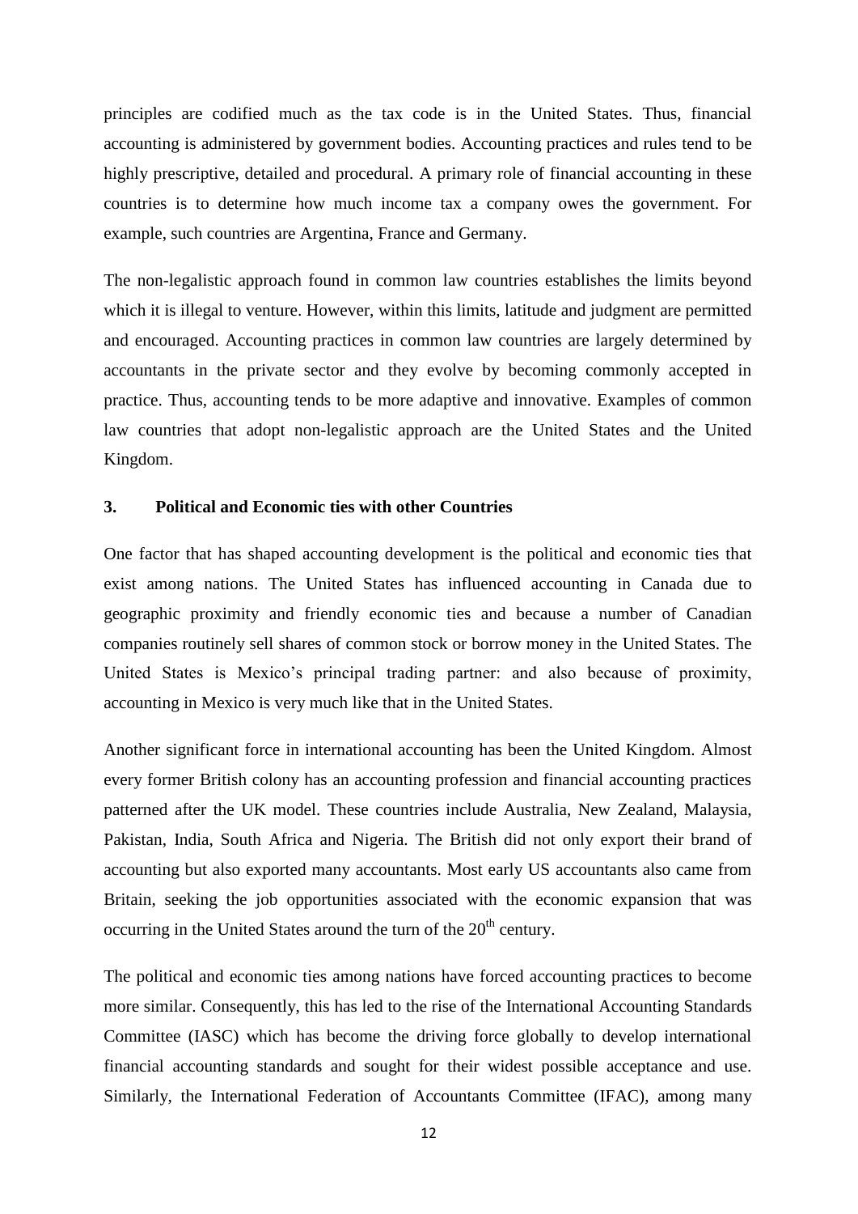principles are codified much as the tax code is in the United States. Thus, financial accounting is administered by government bodies. Accounting practices and rules tend to be highly prescriptive, detailed and procedural. A primary role of financial accounting in these countries is to determine how much income tax a company owes the government. For example, such countries are Argentina, France and Germany.

The non-legalistic approach found in common law countries establishes the limits beyond which it is illegal to venture. However, within this limits, latitude and judgment are permitted and encouraged. Accounting practices in common law countries are largely determined by accountants in the private sector and they evolve by becoming commonly accepted in practice. Thus, accounting tends to be more adaptive and innovative. Examples of common law countries that adopt non-legalistic approach are the United States and the United Kingdom.

### 3. Political and Economic ties with other Countries

One factor that has shaped accounting development is the political and economic ties that exist among nations. The United States has influenced accounting in Canada due to geographic proximity and friendly economic ties and because a number of Canadian companies routinely sell shares of common stock or borrow money in the United States. The United States is Mexico's principal trading partner: and also because of proximity, accounting in Mexico is very much like that in the United States.

Another significant force in international accounting has been the United Kingdom. Almost every former British colony has an accounting profession and financial accounting practices patterned after the UK model. These countries include Australia, New Zealand, Malaysia, Pakistan, India, South Africa and Nigeria. The British did not only export their brand of accounting but also exported many accountants. Most early US accountants also came from Britain, seeking the job opportunities associated with the economic expansion that was occurring in the United States around the turn of the 20th century.

The political and economic ties among nations have forced accounting practices to become more similar. Consequently, this has led to the rise of the International Accounting Standards Committee (IASC) which has become the driving force globally to develop international financial accounting standards and sought for their widest possible acceptance and use. Similarly, the International Federation of Accountants Committee (IFAC), among many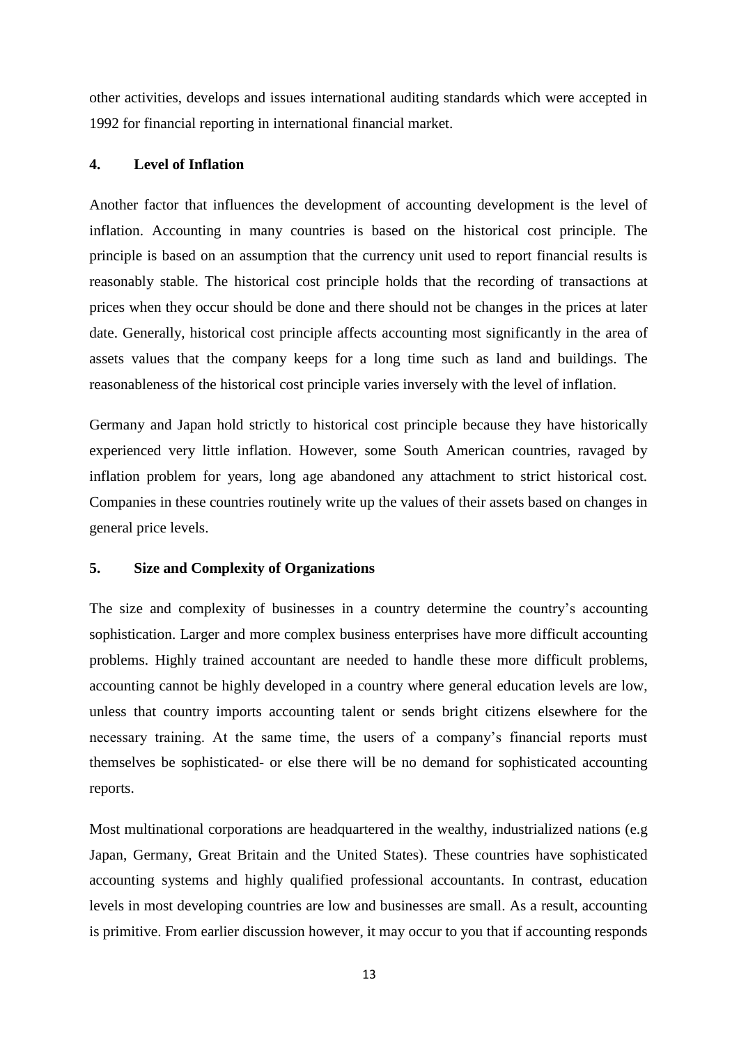other activities, develops and issues international auditing standards which were accepted in 1992 for financial reporting in international financial market.

### 4. Level of Inflation

Another factor that influences the development of accounting development is the level of inflation. Accounting in many countries is based on the historical cost principle. The principle is based on an assumption that the currency unit used to report financial results is reasonably stable. The historical cost principle holds that the recording of transactions at prices when they occur should be done and there should not be changes in the prices at later date. Generally, historical cost principle affects accounting most significantly in the area of assets values that the company keeps for a long time such as land and buildings. The reasonableness of the historical cost principle varies inversely with the level of inflation.

Germany and Japan hold strictly to historical cost principle because they have historically experienced very little inflation. However, some South American countries, ravaged by inflation problem for years, long age abandoned any attachment to strict historical cost. Companies in these countries routinely write up the values of their assets based on changes in general price levels.

### 5. Size and Complexity of Organizations

The size and complexity of businesses in a country determine the country's accounting sophistication. Larger and more complex business enterprises have more difficult accounting problems. Highly trained accountant are needed to handle these more difficult problems, accounting cannot be highly developed in a country where general education levels are low, unless that country imports accounting talent or sends bright citizens elsewhere for the necessary training. At the same time, the users of a company's financial reports must themselves be sophisticated- or else there will be no demand for sophisticated accounting reports.

Most multinational corporations are headquartered in the wealthy, industrialized nations (e.g Japan, Germany, Great Britain and the United States). These countries have sophisticated accounting systems and highly qualified professional accountants. In contrast, education levels in most developing countries are low and businesses are small. As a result, accounting is primitive. From earlier discussion however, it may occur to you that if accounting responds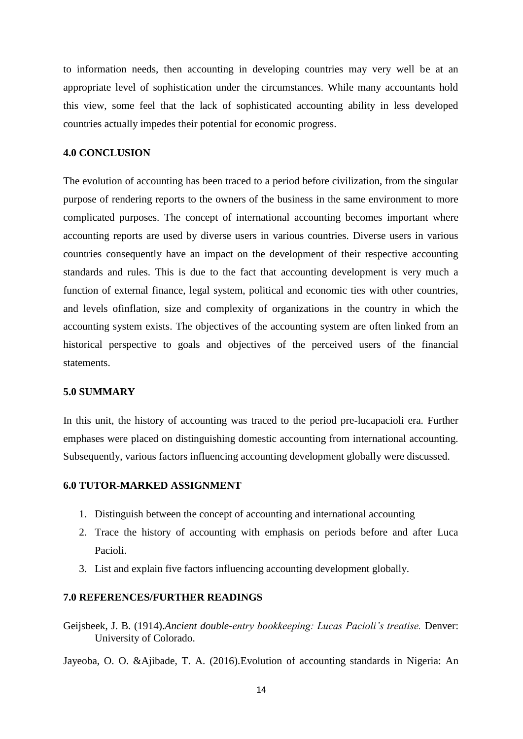to information needs, then accounting in developing countries may very well be at an appropriate level of sophistication under the circumstances. While many accountants hold this view, some feel that the lack of sophisticated accounting ability in less developed countries actually impedes their potential for economic progress.

## 4.0 CONCLUSION

The evolution of accounting has been traced to a period before civilization, from the singular purpose of rendering reports to the owners of the business in the same environment to more complicated purposes. The concept of international accounting becomes important where accounting reports are used by diverse users in various countries. Diverse users in various countries consequently have an impact on the development of their respective accounting standards and rules. This is due to the fact that accounting development is very much a function of external finance, legal system, political and economic ties with other countries, and levels ofinflation, size and complexity of organizations in the country in which the accounting system exists. The objectives of the accounting system are often linked from an historical perspective to goals and objectives of the perceived users of the financial statements.

## 5.0 SUMMARY

In this unit, the history of accounting was traced to the period pre-lucapacioli era. Further emphases were placed on distinguishing domestic accounting from international accounting. Subsequently, various factors influencing accounting development globally were discussed.

## 6.0 TUTOR-MARKED ASSIGNMENT

1. Distinguish between the concept of accounting and international accounting
2. Trace the history of accounting with emphasis on periods before and after Luca Pacioli.
3. List and explain five factors influencing accounting development globally.

## 7.0 REFERENCES/FURTHER READINGS

Geijsbeek, J. B. (1914).*Ancient double-entry bookkeeping: Lucas Pacioli's treatise.* Denver: University of Colorado.

Jayeoba, O. O. &Ajibade, T. A. (2016).Evolution of accounting standards in Nigeria: An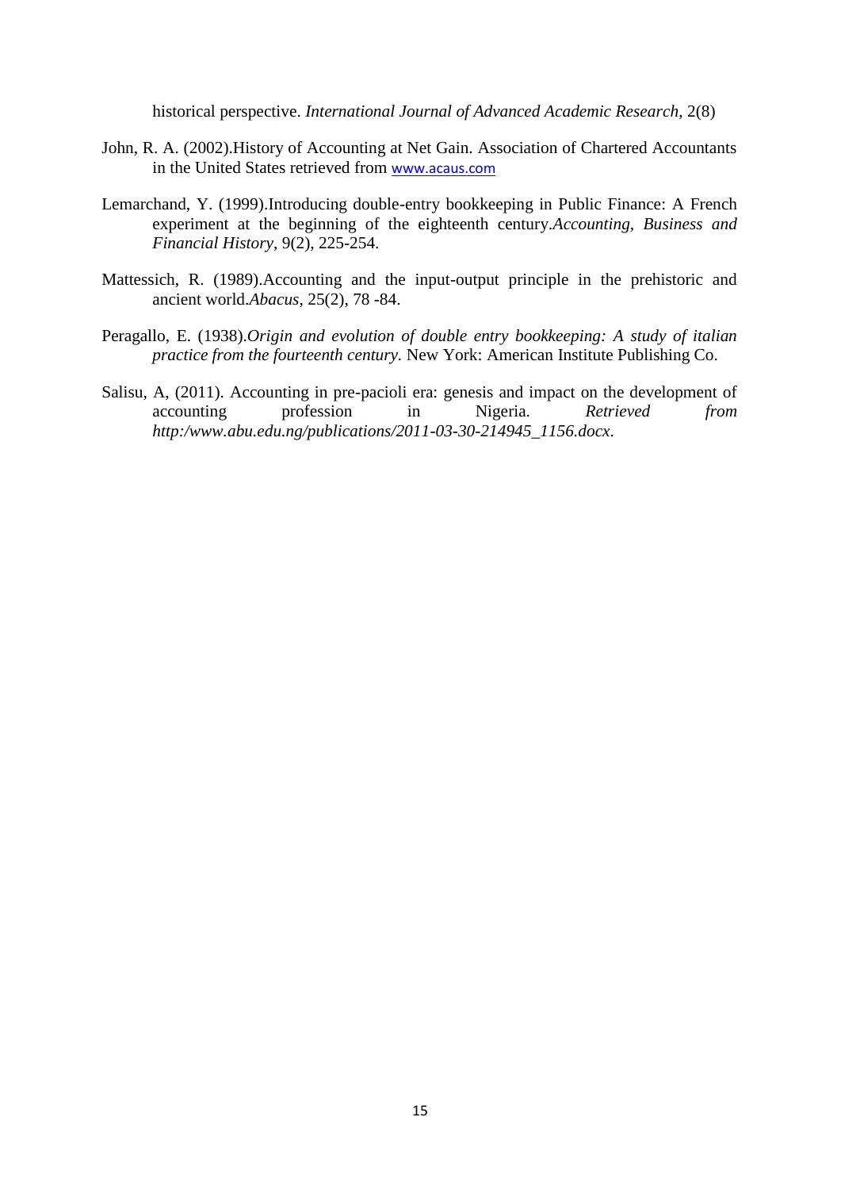historical perspective. *International Journal of Advanced Academic Research*, 2(8)

John, R. A. (2002).History of Accounting at Net Gain. Association of Chartered Accountants in the United States retrieved from www.acaus.com

Lemarchand, Y. (1999).Introducing double-entry bookkeeping in Public Finance: A French experiment at the beginning of the eighteenth century.*Accounting, Business and Financial History*, 9(2), 225-254.

Mattessich, R. (1989).Accounting and the input-output principle in the prehistoric and ancient world.*Abacus*, 25(2), 78 -84.

Peragallo, E. (1938).*Origin and evolution of double entry bookkeeping: A study of italian practice from the fourteenth century*. New York: American Institute Publishing Co.

Salisu, A, (2011). Accounting in pre-pacioli era: genesis and impact on the development of accounting profession in Nigeria. *Retrieved from http:/www.abu.edu.ng/publications/2011-03-30-214945_1156.docx*.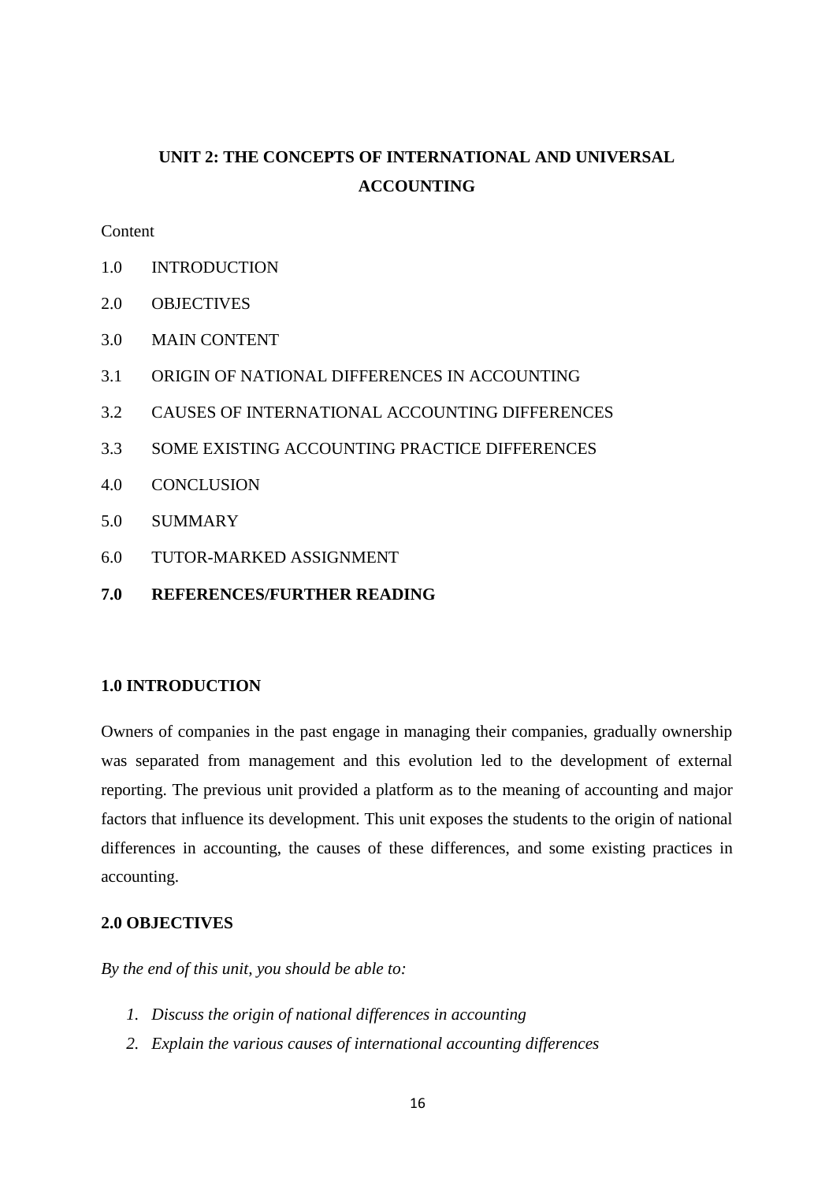# UNIT 2: THE CONCEPTS OF INTERNATIONAL AND UNIVERSAL ACCOUNTING

Content

1.0 INTRODUCTION

2.0 OBJECTIVES

3.0 MAIN CONTENT

3.1 ORIGIN OF NATIONAL DIFFERENCES IN ACCOUNTING

3.2 CAUSES OF INTERNATIONAL ACCOUNTING DIFFERENCES

3.3 SOME EXISTING ACCOUNTING PRACTICE DIFFERENCES

4.0 CONCLUSION

5.0 SUMMARY

6.0 TUTOR-MARKED ASSIGNMENT

**7.0 REFERENCES/FURTHER READING**

## 1.0 INTRODUCTION

Owners of companies in the past engage in managing their companies, gradually ownership was separated from management and this evolution led to the development of external reporting. The previous unit provided a platform as to the meaning of accounting and major factors that influence its development. This unit exposes the students to the origin of national differences in accounting, the causes of these differences, and some existing practices in accounting.

## 2.0 OBJECTIVES

*By the end of this unit, you should be able to:*

1. *Discuss the origin of national differences in accounting*
2. *Explain the various causes of international accounting differences*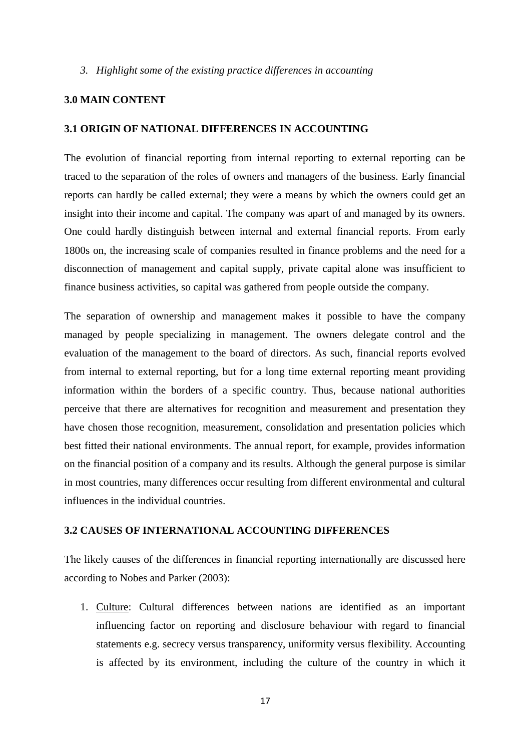*3. Highlight some of the existing practice differences in accounting*

## 3.0 MAIN CONTENT

### 3.1 ORIGIN OF NATIONAL DIFFERENCES IN ACCOUNTING

The evolution of financial reporting from internal reporting to external reporting can be traced to the separation of the roles of owners and managers of the business. Early financial reports can hardly be called external; they were a means by which the owners could get an insight into their income and capital. The company was apart of and managed by its owners. One could hardly distinguish between internal and external financial reports. From early 1800s on, the increasing scale of companies resulted in finance problems and the need for a disconnection of management and capital supply, private capital alone was insufficient to finance business activities, so capital was gathered from people outside the company.

The separation of ownership and management makes it possible to have the company managed by people specializing in management. The owners delegate control and the evaluation of the management to the board of directors. As such, financial reports evolved from internal to external reporting, but for a long time external reporting meant providing information within the borders of a specific country. Thus, because national authorities perceive that there are alternatives for recognition and measurement and presentation they have chosen those recognition, measurement, consolidation and presentation policies which best fitted their national environments. The annual report, for example, provides information on the financial position of a company and its results. Although the general purpose is similar in most countries, many differences occur resulting from different environmental and cultural influences in the individual countries.

### 3.2 CAUSES OF INTERNATIONAL ACCOUNTING DIFFERENCES

The likely causes of the differences in financial reporting internationally are discussed here according to Nobes and Parker (2003):

1. Culture: Cultural differences between nations are identified as an important influencing factor on reporting and disclosure behaviour with regard to financial statements e.g. secrecy versus transparency, uniformity versus flexibility. Accounting is affected by its environment, including the culture of the country in which it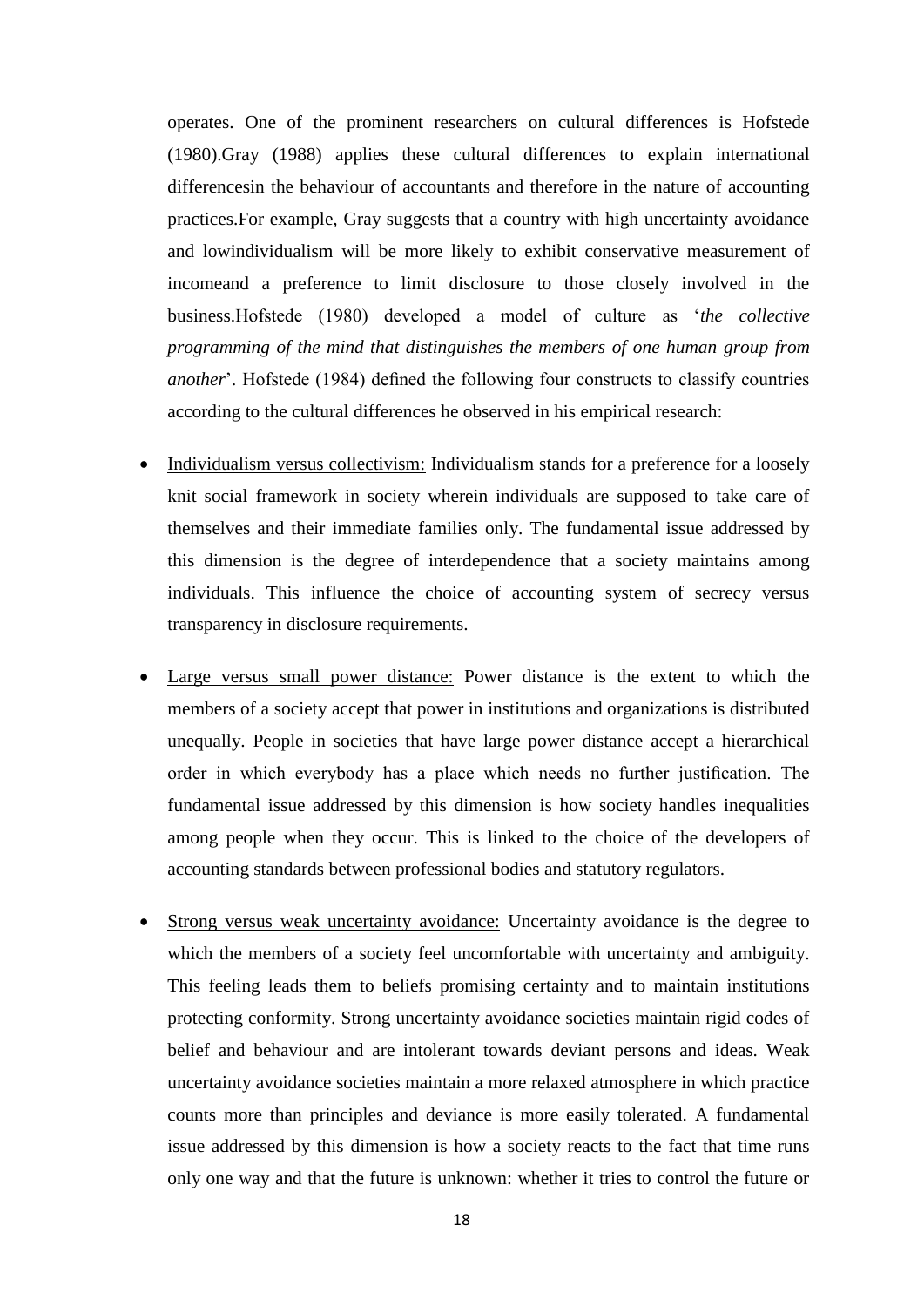operates. One of the prominent researchers on cultural differences is Hofstede (1980).Gray (1988) applies these cultural differences to explain international differencesin the behaviour of accountants and therefore in the nature of accounting practices.For example, Gray suggests that a country with high uncertainty avoidance and lowindividualism will be more likely to exhibit conservative measurement of incomeand a preference to limit disclosure to those closely involved in the business.Hofstede (1980) developed a model of culture as '*the collective programming of the mind that distinguishes the members of one human group from another*'. Hofstede (1984) defined the following four constructs to classify countries according to the cultural differences he observed in his empirical research:

- <u>Individualism versus collectivism:</u> Individualism stands for a preference for a loosely knit social framework in society wherein individuals are supposed to take care of themselves and their immediate families only. The fundamental issue addressed by this dimension is the degree of interdependence that a society maintains among individuals. This influence the choice of accounting system of secrecy versus transparency in disclosure requirements.

- <u>Large versus small power distance:</u> Power distance is the extent to which the members of a society accept that power in institutions and organizations is distributed unequally. People in societies that have large power distance accept a hierarchical order in which everybody has a place which needs no further justification. The fundamental issue addressed by this dimension is how society handles inequalities among people when they occur. This is linked to the choice of the developers of accounting standards between professional bodies and statutory regulators.

- <u>Strong versus weak uncertainty avoidance:</u> Uncertainty avoidance is the degree to which the members of a society feel uncomfortable with uncertainty and ambiguity. This feeling leads them to beliefs promising certainty and to maintain institutions protecting conformity. Strong uncertainty avoidance societies maintain rigid codes of belief and behaviour and are intolerant towards deviant persons and ideas. Weak uncertainty avoidance societies maintain a more relaxed atmosphere in which practice counts more than principles and deviance is more easily tolerated. A fundamental issue addressed by this dimension is how a society reacts to the fact that time runs only one way and that the future is unknown: whether it tries to control the future or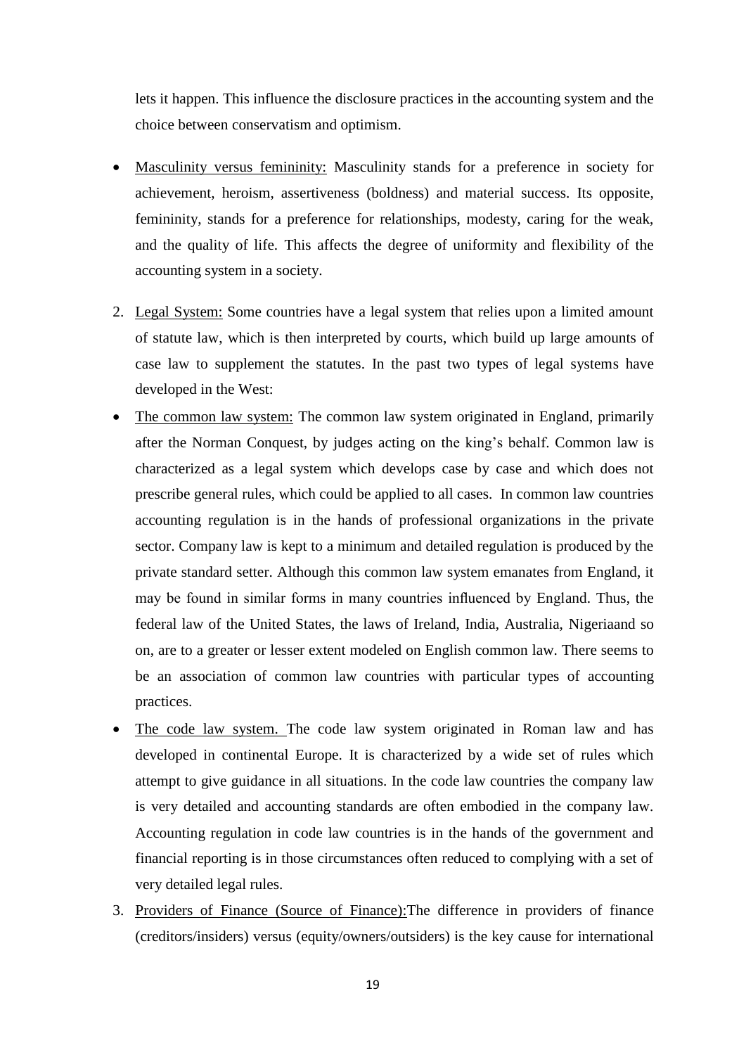lets it happen. This influence the disclosure practices in the accounting system and the choice between conservatism and optimism.

- Masculinity versus femininity: Masculinity stands for a preference in society for achievement, heroism, assertiveness (boldness) and material success. Its opposite, femininity, stands for a preference for relationships, modesty, caring for the weak, and the quality of life. This affects the degree of uniformity and flexibility of the accounting system in a society.

2. Legal System: Some countries have a legal system that relies upon a limited amount of statute law, which is then interpreted by courts, which build up large amounts of case law to supplement the statutes. In the past two types of legal systems have developed in the West:

- The common law system: The common law system originated in England, primarily after the Norman Conquest, by judges acting on the king's behalf. Common law is characterized as a legal system which develops case by case and which does not prescribe general rules, which could be applied to all cases. In common law countries accounting regulation is in the hands of professional organizations in the private sector. Company law is kept to a minimum and detailed regulation is produced by the private standard setter. Although this common law system emanates from England, it may be found in similar forms in many countries influenced by England. Thus, the federal law of the United States, the laws of Ireland, India, Australia, Nigeriaand so on, are to a greater or lesser extent modeled on English common law. There seems to be an association of common law countries with particular types of accounting practices.
- The code law system. The code law system originated in Roman law and has developed in continental Europe. It is characterized by a wide set of rules which attempt to give guidance in all situations. In the code law countries the company law is very detailed and accounting standards are often embodied in the company law. Accounting regulation in code law countries is in the hands of the government and financial reporting is in those circumstances often reduced to complying with a set of very detailed legal rules.

3. Providers of Finance (Source of Finance):The difference in providers of finance (creditors/insiders) versus (equity/owners/outsiders) is the key cause for international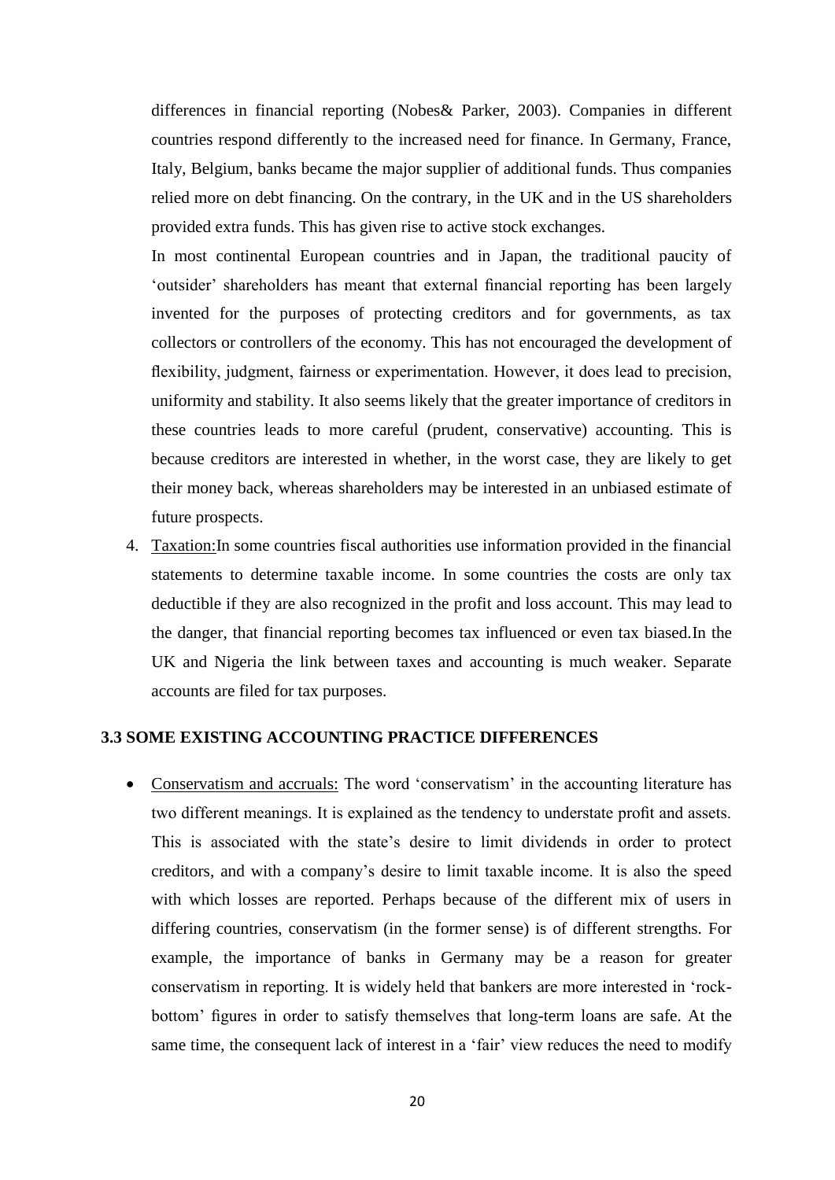differences in financial reporting (Nobes& Parker, 2003). Companies in different countries respond differently to the increased need for finance. In Germany, France, Italy, Belgium, banks became the major supplier of additional funds. Thus companies relied more on debt financing. On the contrary, in the UK and in the US shareholders provided extra funds. This has given rise to active stock exchanges.

In most continental European countries and in Japan, the traditional paucity of 'outsider' shareholders has meant that external financial reporting has been largely invented for the purposes of protecting creditors and for governments, as tax collectors or controllers of the economy. This has not encouraged the development of flexibility, judgment, fairness or experimentation. However, it does lead to precision, uniformity and stability. It also seems likely that the greater importance of creditors in these countries leads to more careful (prudent, conservative) accounting. This is because creditors are interested in whether, in the worst case, they are likely to get their money back, whereas shareholders may be interested in an unbiased estimate of future prospects.

4. Taxation:In some countries fiscal authorities use information provided in the financial statements to determine taxable income. In some countries the costs are only tax deductible if they are also recognized in the profit and loss account. This may lead to the danger, that financial reporting becomes tax influenced or even tax biased.In the UK and Nigeria the link between taxes and accounting is much weaker. Separate accounts are filed for tax purposes.

### 3.3 SOME EXISTING ACCOUNTING PRACTICE DIFFERENCES

- Conservatism and accruals: The word 'conservatism' in the accounting literature has two different meanings. It is explained as the tendency to understate profit and assets. This is associated with the state's desire to limit dividends in order to protect creditors, and with a company's desire to limit taxable income. It is also the speed with which losses are reported. Perhaps because of the different mix of users in differing countries, conservatism (in the former sense) is of different strengths. For example, the importance of banks in Germany may be a reason for greater conservatism in reporting. It is widely held that bankers are more interested in 'rock-bottom' figures in order to satisfy themselves that long-term loans are safe. At the same time, the consequent lack of interest in a 'fair' view reduces the need to modify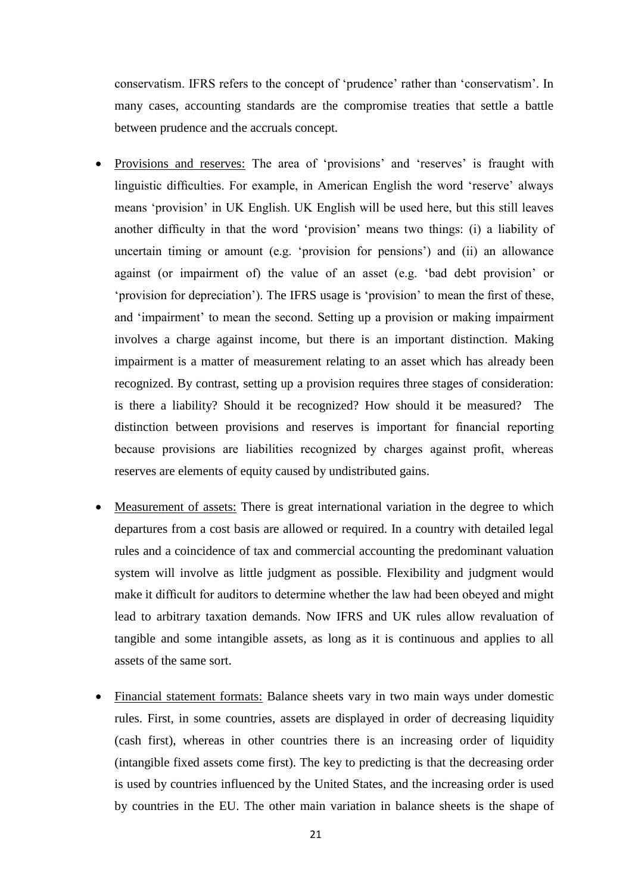conservatism. IFRS refers to the concept of 'prudence' rather than 'conservatism'. In many cases, accounting standards are the compromise treaties that settle a battle between prudence and the accruals concept.

- Provisions and reserves: The area of 'provisions' and 'reserves' is fraught with linguistic difficulties. For example, in American English the word 'reserve' always means 'provision' in UK English. UK English will be used here, but this still leaves another difficulty in that the word 'provision' means two things: (i) a liability of uncertain timing or amount (e.g. 'provision for pensions') and (ii) an allowance against (or impairment of) the value of an asset (e.g. 'bad debt provision' or 'provision for depreciation'). The IFRS usage is 'provision' to mean the first of these, and 'impairment' to mean the second. Setting up a provision or making impairment involves a charge against income, but there is an important distinction. Making impairment is a matter of measurement relating to an asset which has already been recognized. By contrast, setting up a provision requires three stages of consideration: is there a liability? Should it be recognized? How should it be measured? The distinction between provisions and reserves is important for financial reporting because provisions are liabilities recognized by charges against profit, whereas reserves are elements of equity caused by undistributed gains.

- Measurement of assets: There is great international variation in the degree to which departures from a cost basis are allowed or required. In a country with detailed legal rules and a coincidence of tax and commercial accounting the predominant valuation system will involve as little judgment as possible. Flexibility and judgment would make it difficult for auditors to determine whether the law had been obeyed and might lead to arbitrary taxation demands. Now IFRS and UK rules allow revaluation of tangible and some intangible assets, as long as it is continuous and applies to all assets of the same sort.

- Financial statement formats: Balance sheets vary in two main ways under domestic rules. First, in some countries, assets are displayed in order of decreasing liquidity (cash first), whereas in other countries there is an increasing order of liquidity (intangible fixed assets come first). The key to predicting is that the decreasing order is used by countries influenced by the United States, and the increasing order is used by countries in the EU. The other main variation in balance sheets is the shape of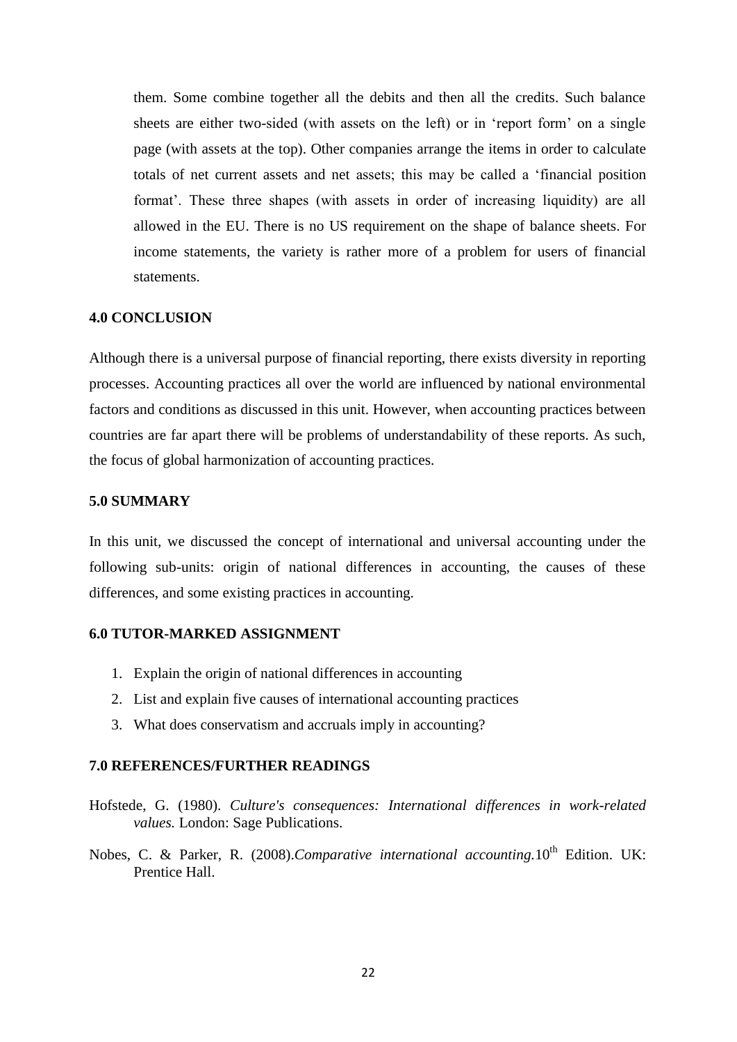them. Some combine together all the debits and then all the credits. Such balance sheets are either two-sided (with assets on the left) or in 'report form' on a single page (with assets at the top). Other companies arrange the items in order to calculate totals of net current assets and net assets; this may be called a 'financial position format'. These three shapes (with assets in order of increasing liquidity) are all allowed in the EU. There is no US requirement on the shape of balance sheets. For income statements, the variety is rather more of a problem for users of financial statements.

### 4.0 CONCLUSION

Although there is a universal purpose of financial reporting, there exists diversity in reporting processes. Accounting practices all over the world are influenced by national environmental factors and conditions as discussed in this unit. However, when accounting practices between countries are far apart there will be problems of understandability of these reports. As such, the focus of global harmonization of accounting practices.

### 5.0 SUMMARY

In this unit, we discussed the concept of international and universal accounting under the following sub-units: origin of national differences in accounting, the causes of these differences, and some existing practices in accounting.

### 6.0 TUTOR-MARKED ASSIGNMENT

1. Explain the origin of national differences in accounting
2. List and explain five causes of international accounting practices
3. What does conservatism and accruals imply in accounting?

### 7.0 REFERENCES/FURTHER READINGS

Hofstede, G. (1980). *Culture's consequences: International differences in work-related values.* London: Sage Publications.

Nobes, C. & Parker, R. (2008).*Comparative international accounting.*10th Edition. UK: Prentice Hall.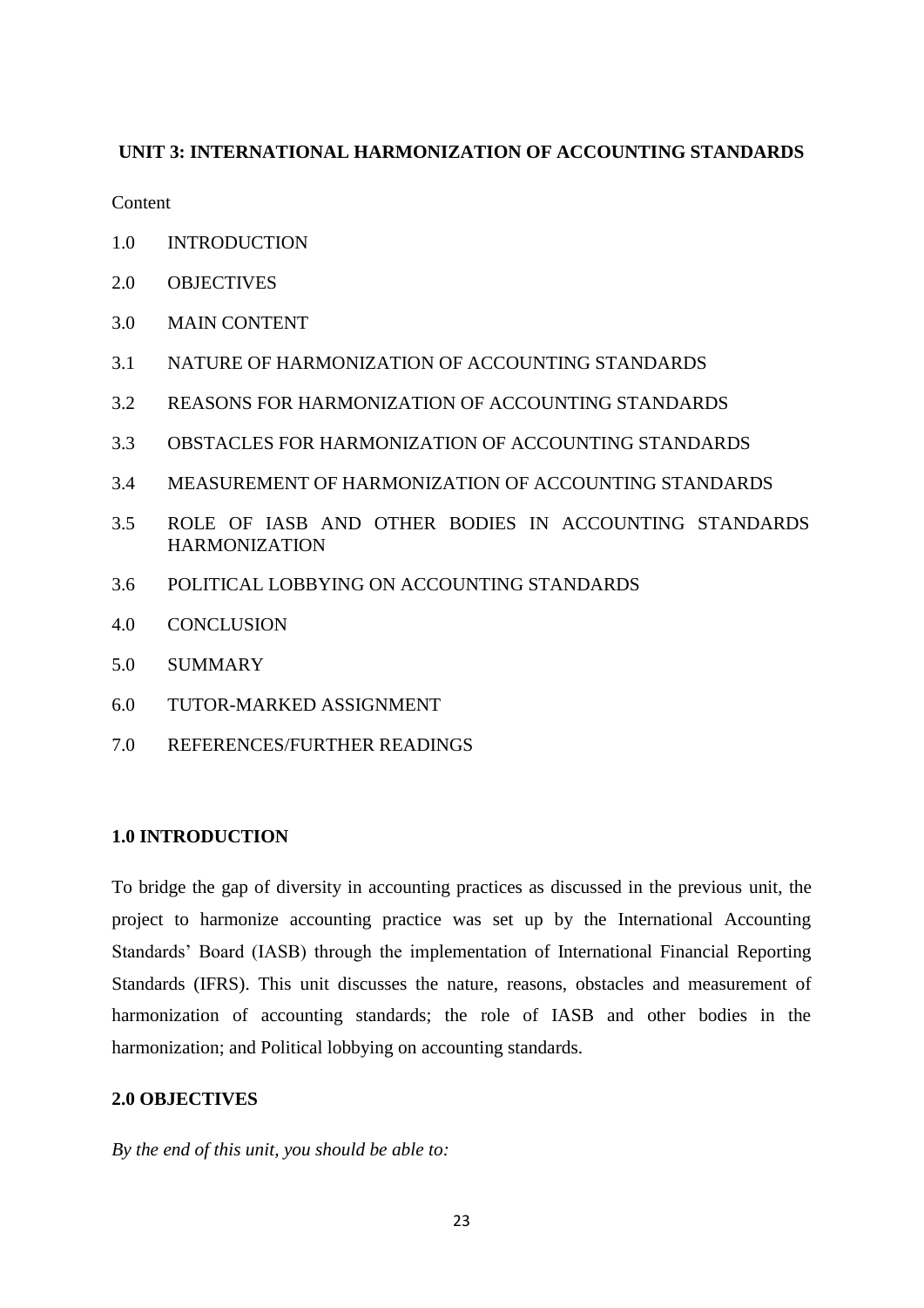## UNIT 3: INTERNATIONAL HARMONIZATION OF ACCOUNTING STANDARDS

Content

1.0 INTRODUCTION

2.0 OBJECTIVES

3.0 MAIN CONTENT

3.1 NATURE OF HARMONIZATION OF ACCOUNTING STANDARDS

3.2 REASONS FOR HARMONIZATION OF ACCOUNTING STANDARDS

3.3 OBSTACLES FOR HARMONIZATION OF ACCOUNTING STANDARDS

3.4 MEASUREMENT OF HARMONIZATION OF ACCOUNTING STANDARDS

3.5 ROLE OF IASB AND OTHER BODIES IN ACCOUNTING STANDARDS HARMONIZATION

3.6 POLITICAL LOBBYING ON ACCOUNTING STANDARDS

4.0 CONCLUSION

5.0 SUMMARY

6.0 TUTOR-MARKED ASSIGNMENT

7.0 REFERENCES/FURTHER READINGS

### 1.0 INTRODUCTION

To bridge the gap of diversity in accounting practices as discussed in the previous unit, the project to harmonize accounting practice was set up by the International Accounting Standards' Board (IASB) through the implementation of International Financial Reporting Standards (IFRS). This unit discusses the nature, reasons, obstacles and measurement of harmonization of accounting standards; the role of IASB and other bodies in the harmonization; and Political lobbying on accounting standards.

### 2.0 OBJECTIVES

*By the end of this unit, you should be able to:*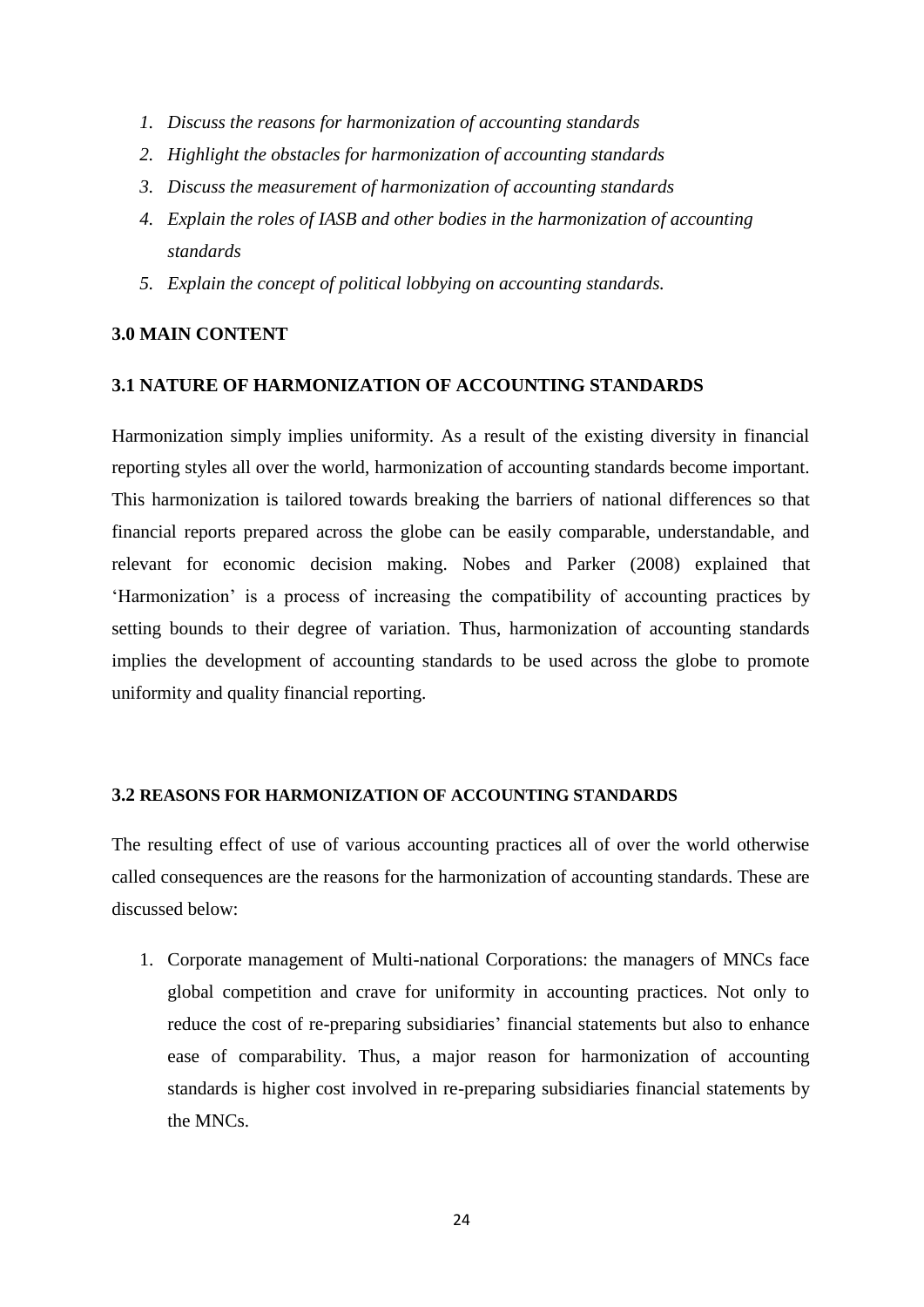1. *Discuss the reasons for harmonization of accounting standards*
2. *Highlight the obstacles for harmonization of accounting standards*
3. *Discuss the measurement of harmonization of accounting standards*
4. *Explain the roles of IASB and other bodies in the harmonization of accounting standards*
5. *Explain the concept of political lobbying on accounting standards.*

## 3.0 MAIN CONTENT

### 3.1 NATURE OF HARMONIZATION OF ACCOUNTING STANDARDS

Harmonization simply implies uniformity. As a result of the existing diversity in financial reporting styles all over the world, harmonization of accounting standards become important. This harmonization is tailored towards breaking the barriers of national differences so that financial reports prepared across the globe can be easily comparable, understandable, and relevant for economic decision making. Nobes and Parker (2008) explained that 'Harmonization' is a process of increasing the compatibility of accounting practices by setting bounds to their degree of variation. Thus, harmonization of accounting standards implies the development of accounting standards to be used across the globe to promote uniformity and quality financial reporting.

### 3.2 REASONS FOR HARMONIZATION OF ACCOUNTING STANDARDS

The resulting effect of use of various accounting practices all of over the world otherwise called consequences are the reasons for the harmonization of accounting standards. These are discussed below:

1. Corporate management of Multi-national Corporations: the managers of MNCs face global competition and crave for uniformity in accounting practices. Not only to reduce the cost of re-preparing subsidiaries' financial statements but also to enhance ease of comparability. Thus, a major reason for harmonization of accounting standards is higher cost involved in re-preparing subsidiaries financial statements by the MNCs.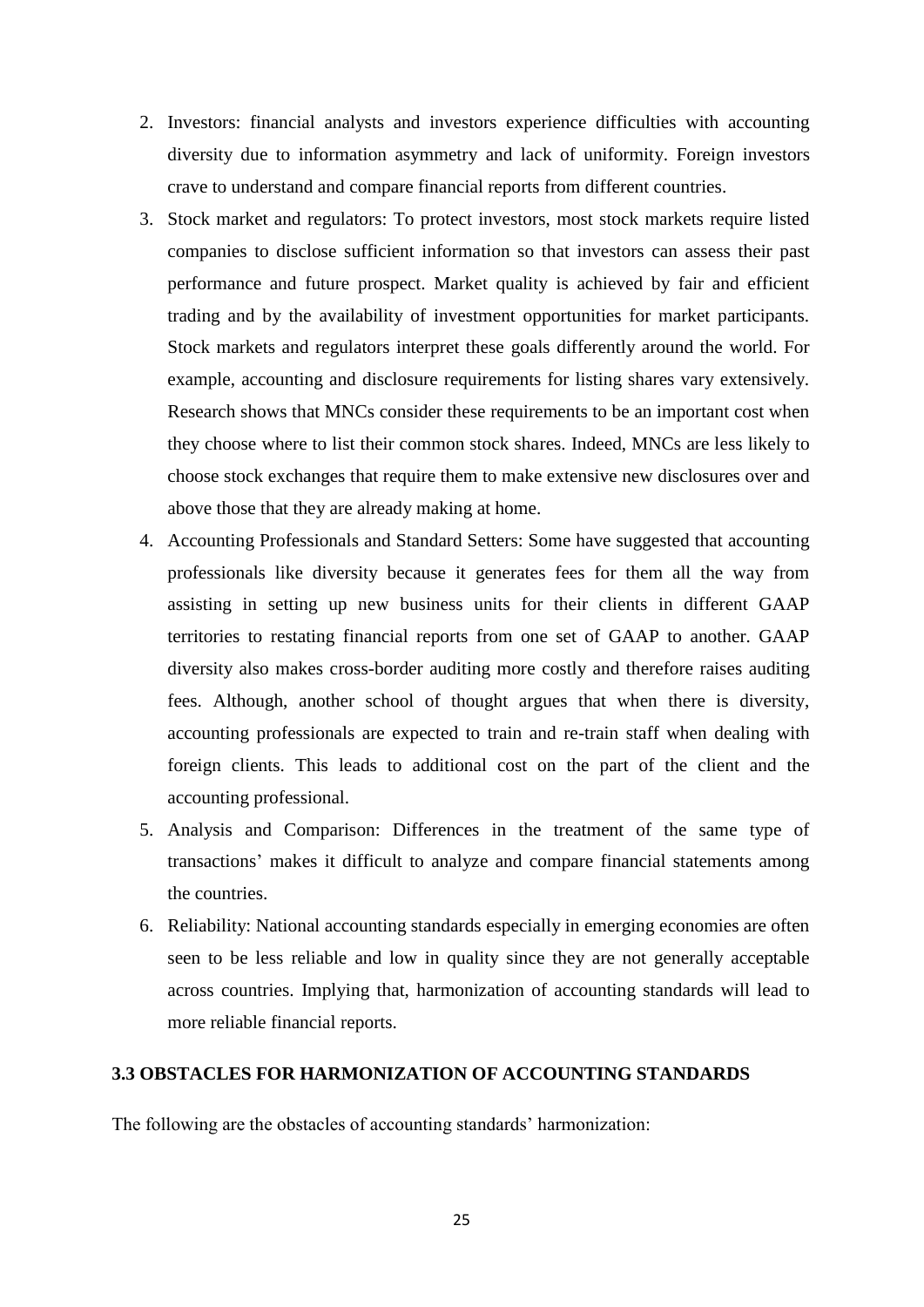2. Investors: financial analysts and investors experience difficulties with accounting diversity due to information asymmetry and lack of uniformity. Foreign investors crave to understand and compare financial reports from different countries.
3. Stock market and regulators: To protect investors, most stock markets require listed companies to disclose sufficient information so that investors can assess their past performance and future prospect. Market quality is achieved by fair and efficient trading and by the availability of investment opportunities for market participants. Stock markets and regulators interpret these goals differently around the world. For example, accounting and disclosure requirements for listing shares vary extensively. Research shows that MNCs consider these requirements to be an important cost when they choose where to list their common stock shares. Indeed, MNCs are less likely to choose stock exchanges that require them to make extensive new disclosures over and above those that they are already making at home.
4. Accounting Professionals and Standard Setters: Some have suggested that accounting professionals like diversity because it generates fees for them all the way from assisting in setting up new business units for their clients in different GAAP territories to restating financial reports from one set of GAAP to another. GAAP diversity also makes cross-border auditing more costly and therefore raises auditing fees. Although, another school of thought argues that when there is diversity, accounting professionals are expected to train and re-train staff when dealing with foreign clients. This leads to additional cost on the part of the client and the accounting professional.
5. Analysis and Comparison: Differences in the treatment of the same type of transactions' makes it difficult to analyze and compare financial statements among the countries.
6. Reliability: National accounting standards especially in emerging economies are often seen to be less reliable and low in quality since they are not generally acceptable across countries. Implying that, harmonization of accounting standards will lead to more reliable financial reports.

### 3.3 OBSTACLES FOR HARMONIZATION OF ACCOUNTING STANDARDS

The following are the obstacles of accounting standards' harmonization: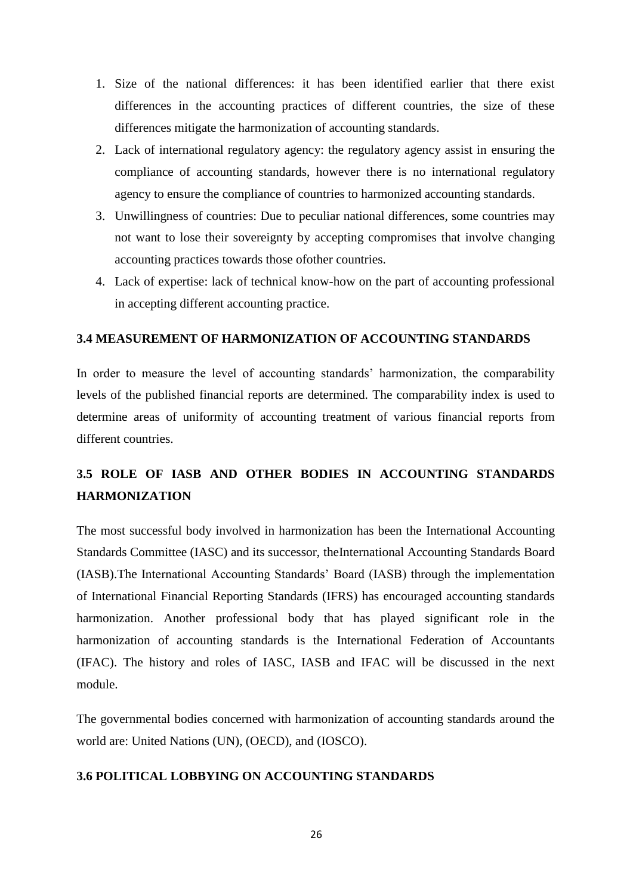1. Size of the national differences: it has been identified earlier that there exist differences in the accounting practices of different countries, the size of these differences mitigate the harmonization of accounting standards.
2. Lack of international regulatory agency: the regulatory agency assist in ensuring the compliance of accounting standards, however there is no international regulatory agency to ensure the compliance of countries to harmonized accounting standards.
3. Unwillingness of countries: Due to peculiar national differences, some countries may not want to lose their sovereignty by accepting compromises that involve changing accounting practices towards those ofother countries.
4. Lack of expertise: lack of technical know-how on the part of accounting professional in accepting different accounting practice.

### 3.4 MEASUREMENT OF HARMONIZATION OF ACCOUNTING STANDARDS

In order to measure the level of accounting standards' harmonization, the comparability levels of the published financial reports are determined. The comparability index is used to determine areas of uniformity of accounting treatment of various financial reports from different countries.

### 3.5 ROLE OF IASB AND OTHER BODIES IN ACCOUNTING STANDARDS HARMONIZATION

The most successful body involved in harmonization has been the International Accounting Standards Committee (IASC) and its successor, theInternational Accounting Standards Board (IASB).The International Accounting Standards' Board (IASB) through the implementation of International Financial Reporting Standards (IFRS) has encouraged accounting standards harmonization. Another professional body that has played significant role in the harmonization of accounting standards is the International Federation of Accountants (IFAC). The history and roles of IASC, IASB and IFAC will be discussed in the next module.

The governmental bodies concerned with harmonization of accounting standards around the world are: United Nations (UN), (OECD), and (IOSCO).

### 3.6 POLITICAL LOBBYING ON ACCOUNTING STANDARDS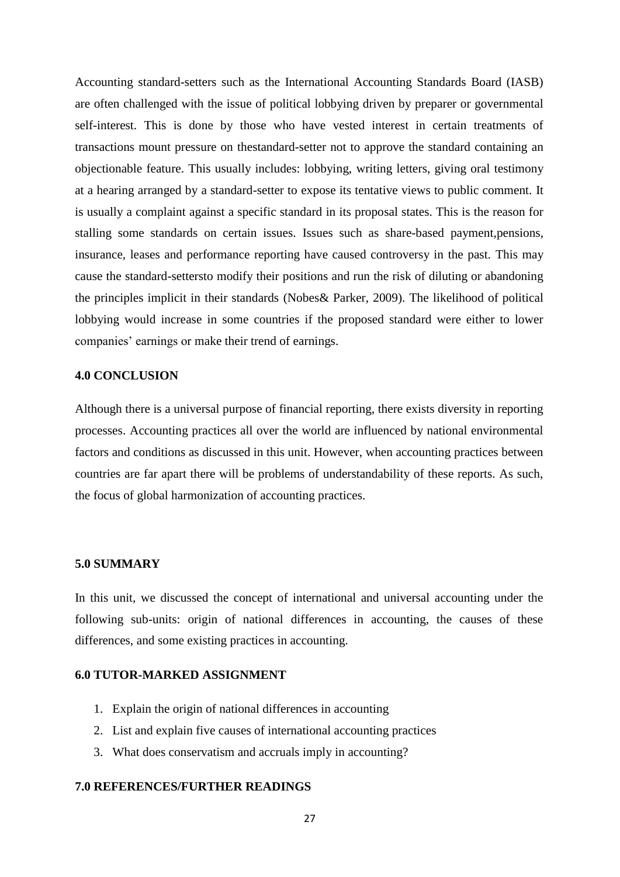Accounting standard-setters such as the International Accounting Standards Board (IASB) are often challenged with the issue of political lobbying driven by preparer or governmental self-interest. This is done by those who have vested interest in certain treatments of transactions mount pressure on thestandard-setter not to approve the standard containing an objectionable feature. This usually includes: lobbying, writing letters, giving oral testimony at a hearing arranged by a standard-setter to expose its tentative views to public comment. It is usually a complaint against a specific standard in its proposal states. This is the reason for stalling some standards on certain issues. Issues such as share-based payment,pensions, insurance, leases and performance reporting have caused controversy in the past. This may cause the standard-settersto modify their positions and run the risk of diluting or abandoning the principles implicit in their standards (Nobes& Parker, 2009). The likelihood of political lobbying would increase in some countries if the proposed standard were either to lower companies' earnings or make their trend of earnings.

## 4.0 CONCLUSION

Although there is a universal purpose of financial reporting, there exists diversity in reporting processes. Accounting practices all over the world are influenced by national environmental factors and conditions as discussed in this unit. However, when accounting practices between countries are far apart there will be problems of understandability of these reports. As such, the focus of global harmonization of accounting practices.

## 5.0 SUMMARY

In this unit, we discussed the concept of international and universal accounting under the following sub-units: origin of national differences in accounting, the causes of these differences, and some existing practices in accounting.

## 6.0 TUTOR-MARKED ASSIGNMENT

1. Explain the origin of national differences in accounting
2. List and explain five causes of international accounting practices
3. What does conservatism and accruals imply in accounting?

## 7.0 REFERENCES/FURTHER READINGS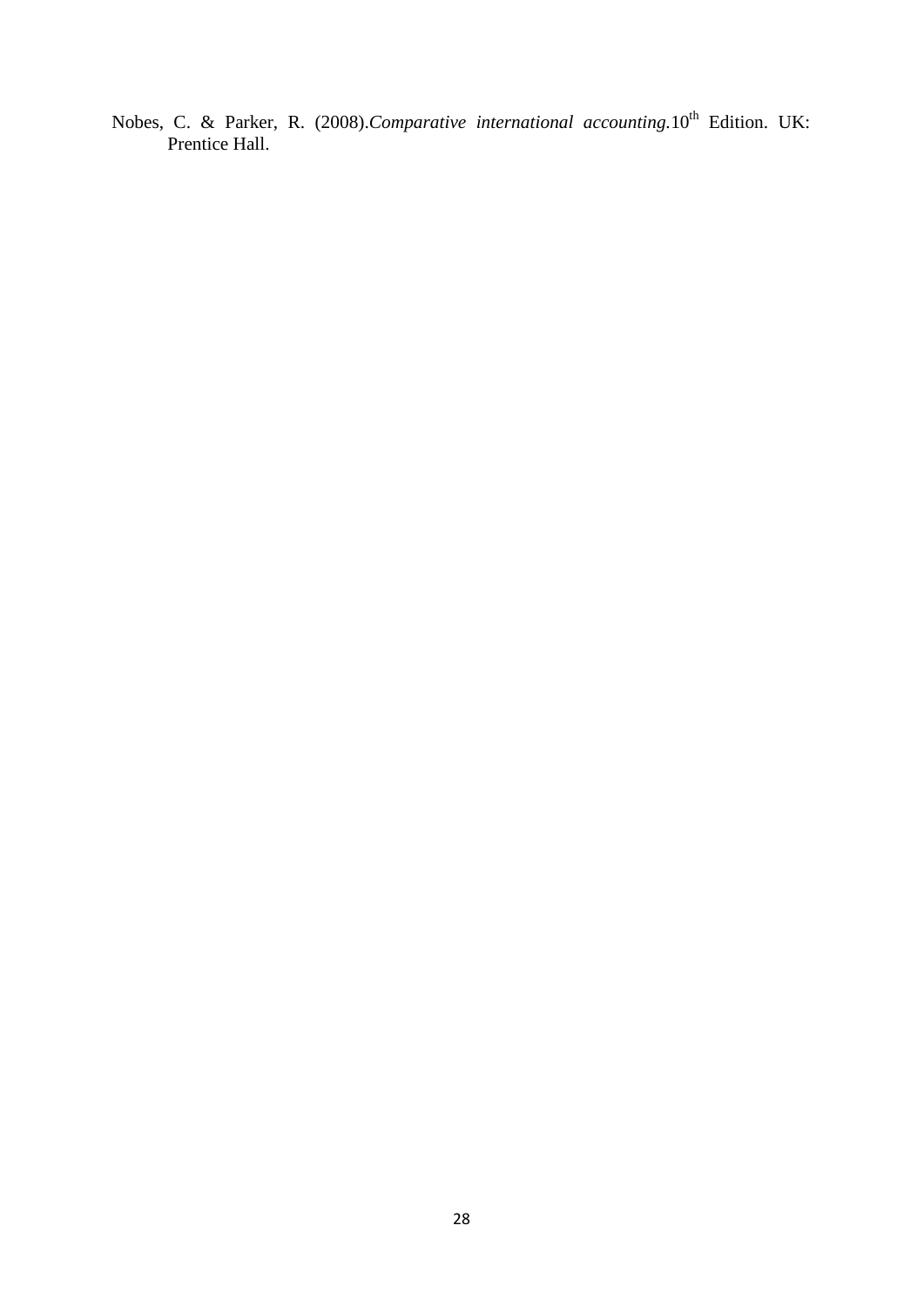Nobes, C. & Parker, R. (2008).*Comparative international accounting.*10th Edition. UK: Prentice Hall.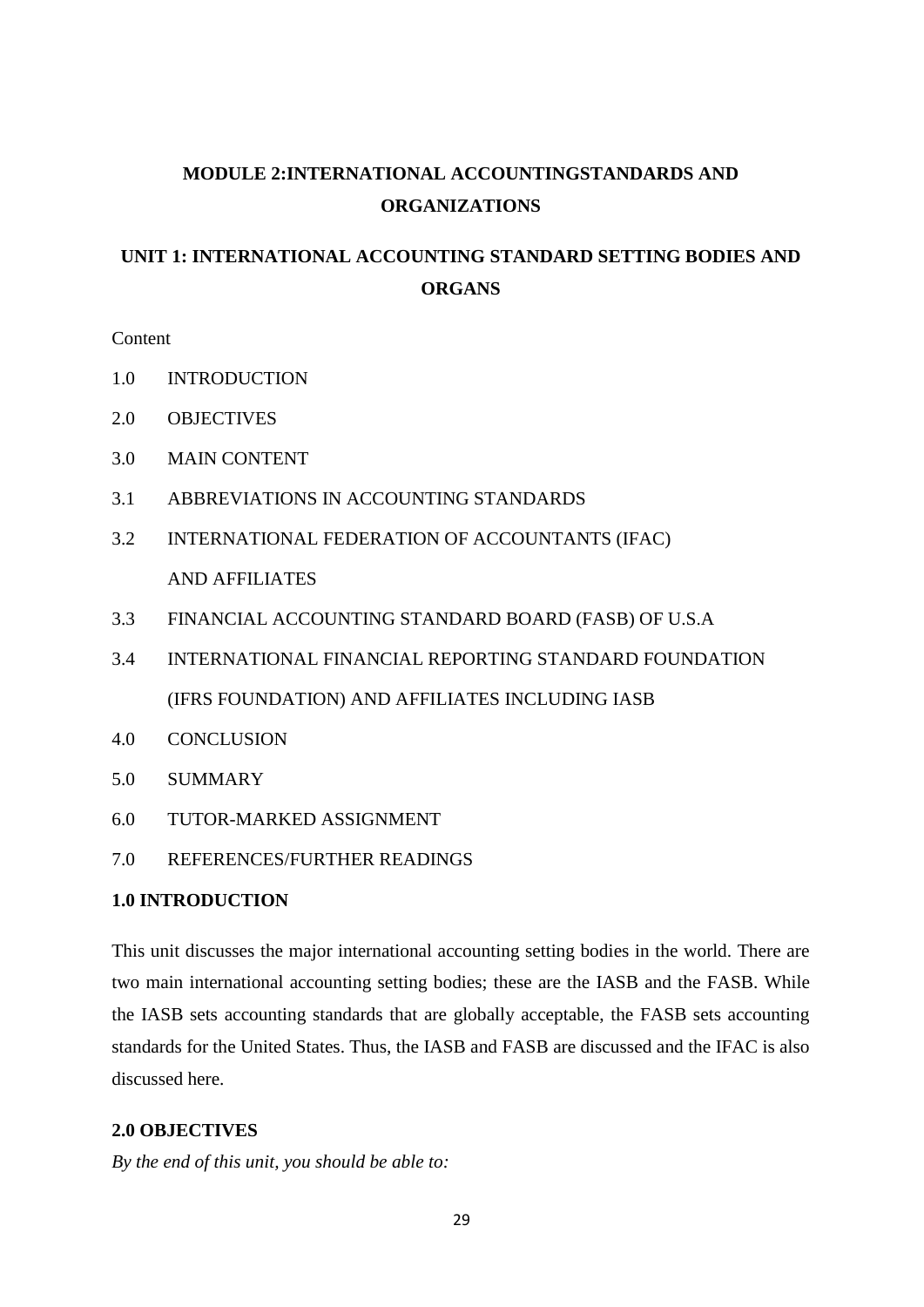# MODULE 2:INTERNATIONAL ACCOUNTINGSTANDARDS AND ORGANIZATIONS

## UNIT 1: INTERNATIONAL ACCOUNTING STANDARD SETTING BODIES AND ORGANS

Content

1.0 INTRODUCTION

2.0 OBJECTIVES

3.0 MAIN CONTENT

3.1 ABBREVIATIONS IN ACCOUNTING STANDARDS

3.2 INTERNATIONAL FEDERATION OF ACCOUNTANTS (IFAC) AND AFFILIATES

3.3 FINANCIAL ACCOUNTING STANDARD BOARD (FASB) OF U.S.A

3.4 INTERNATIONAL FINANCIAL REPORTING STANDARD FOUNDATION (IFRS FOUNDATION) AND AFFILIATES INCLUDING IASB

4.0 CONCLUSION

5.0 SUMMARY

6.0 TUTOR-MARKED ASSIGNMENT

7.0 REFERENCES/FURTHER READINGS

### 1.0 INTRODUCTION

This unit discusses the major international accounting setting bodies in the world. There are two main international accounting setting bodies; these are the IASB and the FASB. While the IASB sets accounting standards that are globally acceptable, the FASB sets accounting standards for the United States. Thus, the IASB and FASB are discussed and the IFAC is also discussed here.

### 2.0 OBJECTIVES

*By the end of this unit, you should be able to:*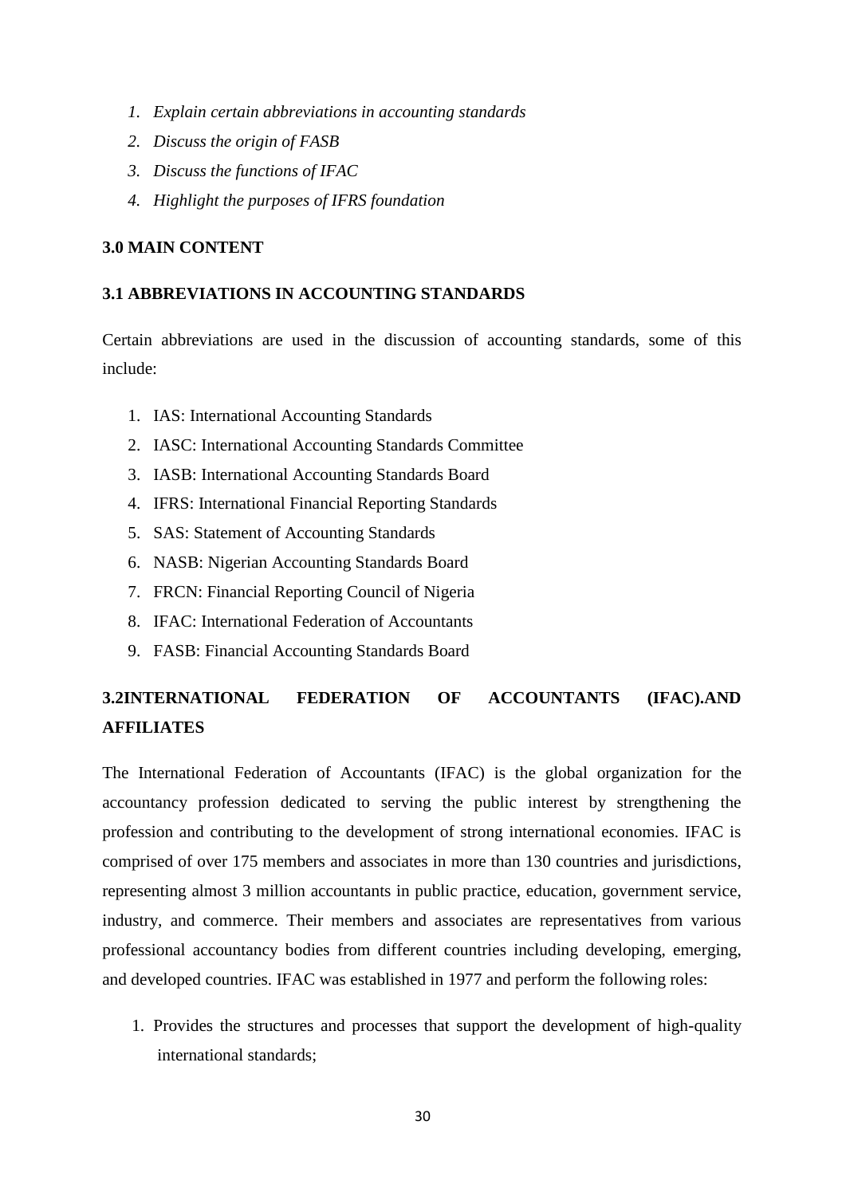1. *Explain certain abbreviations in accounting standards*
2. *Discuss the origin of FASB*
3. *Discuss the functions of IFAC*
4. *Highlight the purposes of IFRS foundation*

## 3.0 MAIN CONTENT

### 3.1 ABBREVIATIONS IN ACCOUNTING STANDARDS

Certain abbreviations are used in the discussion of accounting standards, some of this include:

1. IAS: International Accounting Standards
2. IASC: International Accounting Standards Committee
3. IASB: International Accounting Standards Board
4. IFRS: International Financial Reporting Standards
5. SAS: Statement of Accounting Standards
6. NASB: Nigerian Accounting Standards Board
7. FRCN: Financial Reporting Council of Nigeria
8. IFAC: International Federation of Accountants
9. FASB: Financial Accounting Standards Board

### 3.2INTERNATIONAL FEDERATION OF ACCOUNTANTS (IFAC).AND AFFILIATES

The International Federation of Accountants (IFAC) is the global organization for the accountancy profession dedicated to serving the public interest by strengthening the profession and contributing to the development of strong international economies. IFAC is comprised of over 175 members and associates in more than 130 countries and jurisdictions, representing almost 3 million accountants in public practice, education, government service, industry, and commerce. Their members and associates are representatives from various professional accountancy bodies from different countries including developing, emerging, and developed countries. IFAC was established in 1977 and perform the following roles:

1. Provides the structures and processes that support the development of high-quality international standards;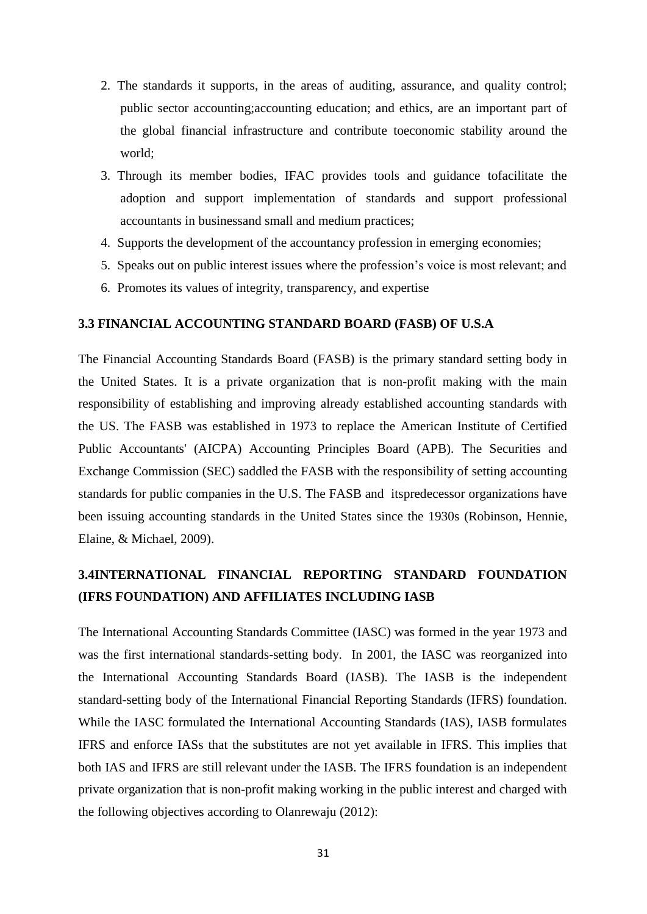2. The standards it supports, in the areas of auditing, assurance, and quality control; public sector accounting;accounting education; and ethics, are an important part of the global financial infrastructure and contribute toeconomic stability around the world;
3. Through its member bodies, IFAC provides tools and guidance tofacilitate the adoption and support implementation of standards and support professional accountants in businessand small and medium practices;
4. Supports the development of the accountancy profession in emerging economies;
5. Speaks out on public interest issues where the profession's voice is most relevant; and
6. Promotes its values of integrity, transparency, and expertise

### 3.3 FINANCIAL ACCOUNTING STANDARD BOARD (FASB) OF U.S.A

The Financial Accounting Standards Board (FASB) is the primary standard setting body in the United States. It is a private organization that is non-profit making with the main responsibility of establishing and improving already established accounting standards with the US. The FASB was established in 1973 to replace the American Institute of Certified Public Accountants' (AICPA) Accounting Principles Board (APB). The Securities and Exchange Commission (SEC) saddled the FASB with the responsibility of setting accounting standards for public companies in the U.S. The FASB and itspredecessor organizations have been issuing accounting standards in the United States since the 1930s (Robinson, Hennie, Elaine, & Michael, 2009).

### 3.4INTERNATIONAL FINANCIAL REPORTING STANDARD FOUNDATION (IFRS FOUNDATION) AND AFFILIATES INCLUDING IASB

The International Accounting Standards Committee (IASC) was formed in the year 1973 and was the first international standards-setting body. In 2001, the IASC was reorganized into the International Accounting Standards Board (IASB). The IASB is the independent standard-setting body of the International Financial Reporting Standards (IFRS) foundation. While the IASC formulated the International Accounting Standards (IAS), IASB formulates IFRS and enforce IASs that the substitutes are not yet available in IFRS. This implies that both IAS and IFRS are still relevant under the IASB. The IFRS foundation is an independent private organization that is non-profit making working in the public interest and charged with the following objectives according to Olanrewaju (2012):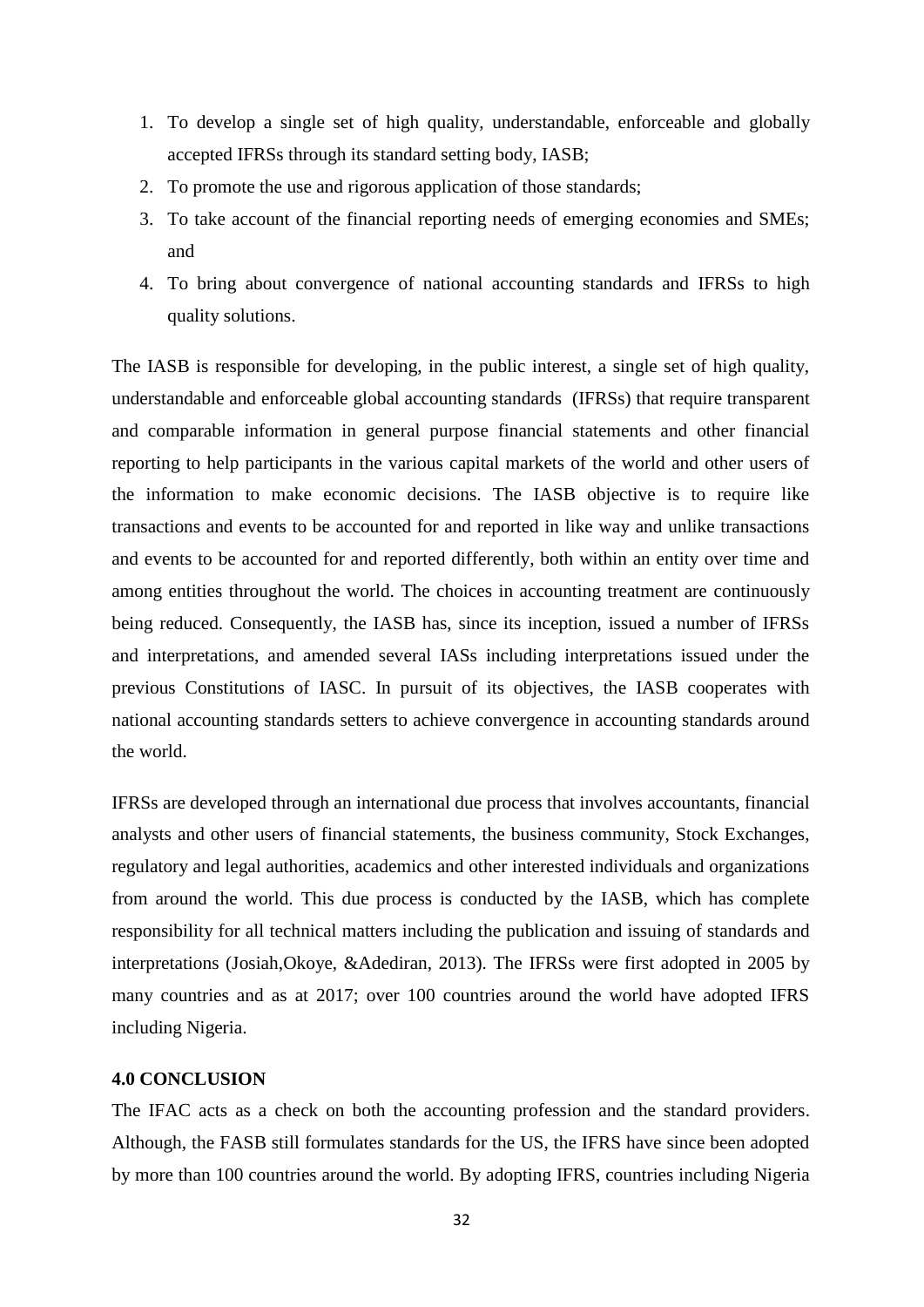1. To develop a single set of high quality, understandable, enforceable and globally accepted IFRSs through its standard setting body, IASB;
2. To promote the use and rigorous application of those standards;
3. To take account of the financial reporting needs of emerging economies and SMEs; and
4. To bring about convergence of national accounting standards and IFRSs to high quality solutions.

The IASB is responsible for developing, in the public interest, a single set of high quality, understandable and enforceable global accounting standards (IFRSs) that require transparent and comparable information in general purpose financial statements and other financial reporting to help participants in the various capital markets of the world and other users of the information to make economic decisions. The IASB objective is to require like transactions and events to be accounted for and reported in like way and unlike transactions and events to be accounted for and reported differently, both within an entity over time and among entities throughout the world. The choices in accounting treatment are continuously being reduced. Consequently, the IASB has, since its inception, issued a number of IFRSs and interpretations, and amended several IASs including interpretations issued under the previous Constitutions of IASC. In pursuit of its objectives, the IASB cooperates with national accounting standards setters to achieve convergence in accounting standards around the world.

IFRSs are developed through an international due process that involves accountants, financial analysts and other users of financial statements, the business community, Stock Exchanges, regulatory and legal authorities, academics and other interested individuals and organizations from around the world. This due process is conducted by the IASB, which has complete responsibility for all technical matters including the publication and issuing of standards and interpretations (Josiah,Okoye, &Adediran, 2013). The IFRSs were first adopted in 2005 by many countries and as at 2017; over 100 countries around the world have adopted IFRS including Nigeria.

**4.0 CONCLUSION**

The IFAC acts as a check on both the accounting profession and the standard providers. Although, the FASB still formulates standards for the US, the IFRS have since been adopted by more than 100 countries around the world. By adopting IFRS, countries including Nigeria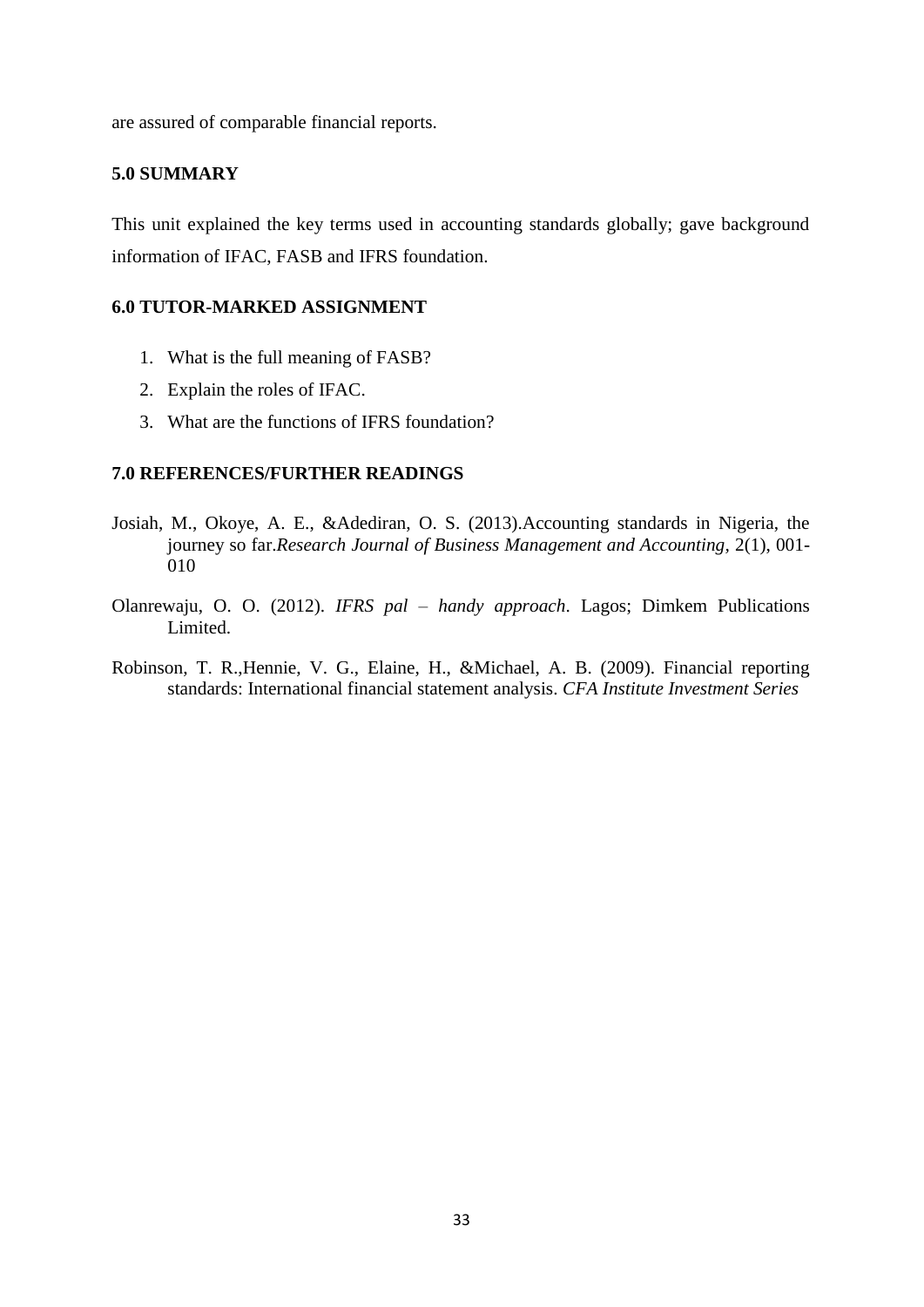are assured of comparable financial reports.

## 5.0 SUMMARY

This unit explained the key terms used in accounting standards globally; gave background information of IFAC, FASB and IFRS foundation.

## 6.0 TUTOR-MARKED ASSIGNMENT

1. What is the full meaning of FASB?
2. Explain the roles of IFAC.
3. What are the functions of IFRS foundation?

## 7.0 REFERENCES/FURTHER READINGS

Josiah, M., Okoye, A. E., &Adediran, O. S. (2013).Accounting standards in Nigeria, the journey so far.*Research Journal of Business Management and Accounting*, 2(1), 001-010

Olanrewaju, O. O. (2012). *IFRS pal – handy approach*. Lagos; Dimkem Publications Limited.

Robinson, T. R.,Hennie, V. G., Elaine, H., &Michael, A. B. (2009). Financial reporting standards: International financial statement analysis. *CFA Institute Investment Series*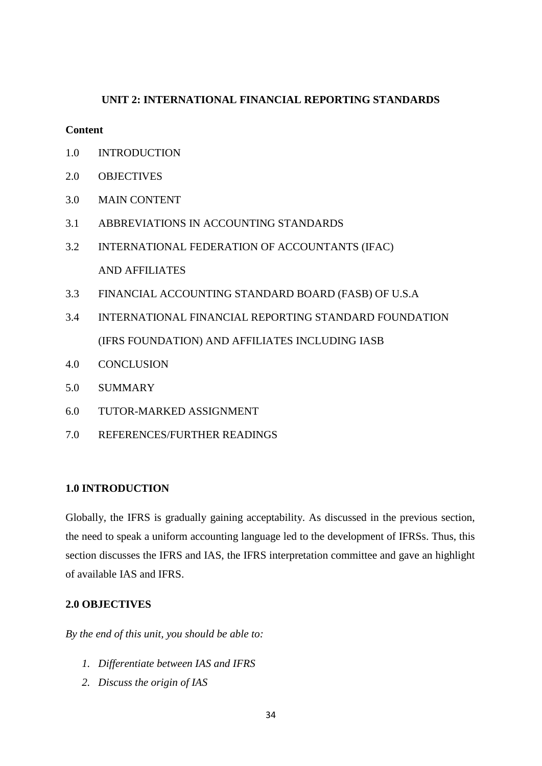## UNIT 2: INTERNATIONAL FINANCIAL REPORTING STANDARDS

**Content**

1.0 INTRODUCTION

2.0 OBJECTIVES

3.0 MAIN CONTENT

3.1 ABBREVIATIONS IN ACCOUNTING STANDARDS

3.2 INTERNATIONAL FEDERATION OF ACCOUNTANTS (IFAC) AND AFFILIATES

3.3 FINANCIAL ACCOUNTING STANDARD BOARD (FASB) OF U.S.A

3.4 INTERNATIONAL FINANCIAL REPORTING STANDARD FOUNDATION (IFRS FOUNDATION) AND AFFILIATES INCLUDING IASB

4.0 CONCLUSION

5.0 SUMMARY

6.0 TUTOR-MARKED ASSIGNMENT

7.0 REFERENCES/FURTHER READINGS

### 1.0 INTRODUCTION

Globally, the IFRS is gradually gaining acceptability. As discussed in the previous section, the need to speak a uniform accounting language led to the development of IFRSs. Thus, this section discusses the IFRS and IAS, the IFRS interpretation committee and gave an highlight of available IAS and IFRS.

### 2.0 OBJECTIVES

*By the end of this unit, you should be able to:*

1. *Differentiate between IAS and IFRS*
2. *Discuss the origin of IAS*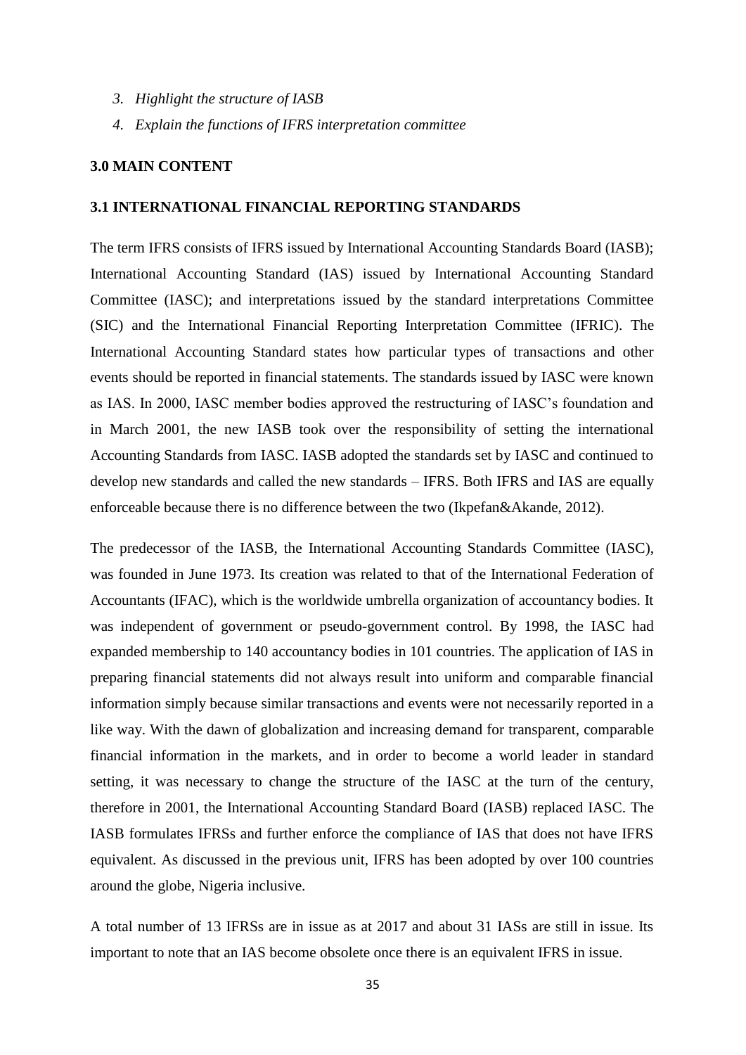3. *Highlight the structure of IASB*
4. *Explain the functions of IFRS interpretation committee*

## 3.0 MAIN CONTENT

### 3.1 INTERNATIONAL FINANCIAL REPORTING STANDARDS

The term IFRS consists of IFRS issued by International Accounting Standards Board (IASB); International Accounting Standard (IAS) issued by International Accounting Standard Committee (IASC); and interpretations issued by the standard interpretations Committee (SIC) and the International Financial Reporting Interpretation Committee (IFRIC). The International Accounting Standard states how particular types of transactions and other events should be reported in financial statements. The standards issued by IASC were known as IAS. In 2000, IASC member bodies approved the restructuring of IASC's foundation and in March 2001, the new IASB took over the responsibility of setting the international Accounting Standards from IASC. IASB adopted the standards set by IASC and continued to develop new standards and called the new standards – IFRS. Both IFRS and IAS are equally enforceable because there is no difference between the two (Ikpefan&Akande, 2012).

The predecessor of the IASB, the International Accounting Standards Committee (IASC), was founded in June 1973. Its creation was related to that of the International Federation of Accountants (IFAC), which is the worldwide umbrella organization of accountancy bodies. It was independent of government or pseudo-government control. By 1998, the IASC had expanded membership to 140 accountancy bodies in 101 countries. The application of IAS in preparing financial statements did not always result into uniform and comparable financial information simply because similar transactions and events were not necessarily reported in a like way. With the dawn of globalization and increasing demand for transparent, comparable financial information in the markets, and in order to become a world leader in standard setting, it was necessary to change the structure of the IASC at the turn of the century, therefore in 2001, the International Accounting Standard Board (IASB) replaced IASC. The IASB formulates IFRSs and further enforce the compliance of IAS that does not have IFRS equivalent. As discussed in the previous unit, IFRS has been adopted by over 100 countries around the globe, Nigeria inclusive.

A total number of 13 IFRSs are in issue as at 2017 and about 31 IASs are still in issue. Its important to note that an IAS become obsolete once there is an equivalent IFRS in issue.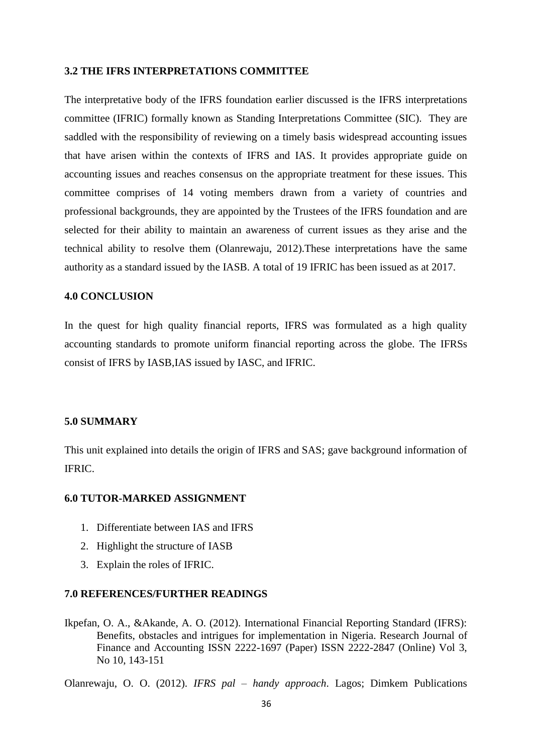### 3.2 THE IFRS INTERPRETATIONS COMMITTEE

The interpretative body of the IFRS foundation earlier discussed is the IFRS interpretations committee (IFRIC) formally known as Standing Interpretations Committee (SIC). They are saddled with the responsibility of reviewing on a timely basis widespread accounting issues that have arisen within the contexts of IFRS and IAS. It provides appropriate guide on accounting issues and reaches consensus on the appropriate treatment for these issues. This committee comprises of 14 voting members drawn from a variety of countries and professional backgrounds, they are appointed by the Trustees of the IFRS foundation and are selected for their ability to maintain an awareness of current issues as they arise and the technical ability to resolve them (Olanrewaju, 2012).These interpretations have the same authority as a standard issued by the IASB. A total of 19 IFRIC has been issued as at 2017.

## 4.0 CONCLUSION

In the quest for high quality financial reports, IFRS was formulated as a high quality accounting standards to promote uniform financial reporting across the globe. The IFRSs consist of IFRS by IASB,IAS issued by IASC, and IFRIC.

## 5.0 SUMMARY

This unit explained into details the origin of IFRS and SAS; gave background information of IFRIC.

## 6.0 TUTOR-MARKED ASSIGNMENT

1. Differentiate between IAS and IFRS
2. Highlight the structure of IASB
3. Explain the roles of IFRIC.

## 7.0 REFERENCES/FURTHER READINGS

Ikpefan, O. A., &Akande, A. O. (2012). International Financial Reporting Standard (IFRS): Benefits, obstacles and intrigues for implementation in Nigeria. Research Journal of Finance and Accounting ISSN 2222-1697 (Paper) ISSN 2222-2847 (Online) Vol 3, No 10, 143-151

Olanrewaju, O. O. (2012). *IFRS pal – handy approach*. Lagos; Dimkem Publications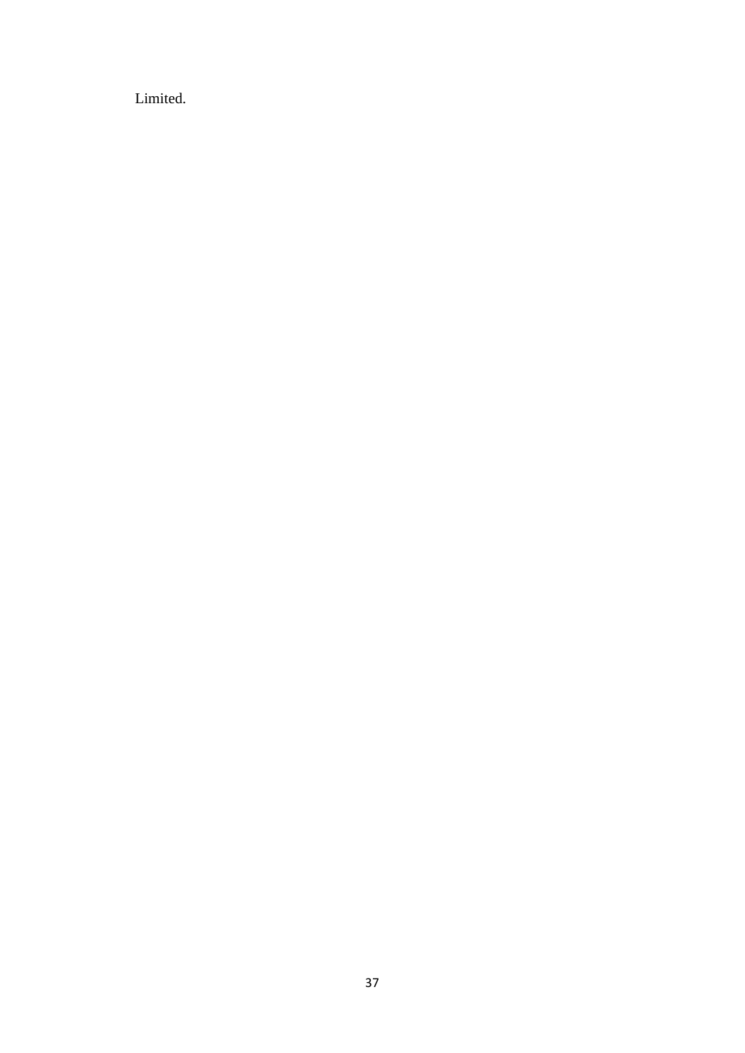Limited.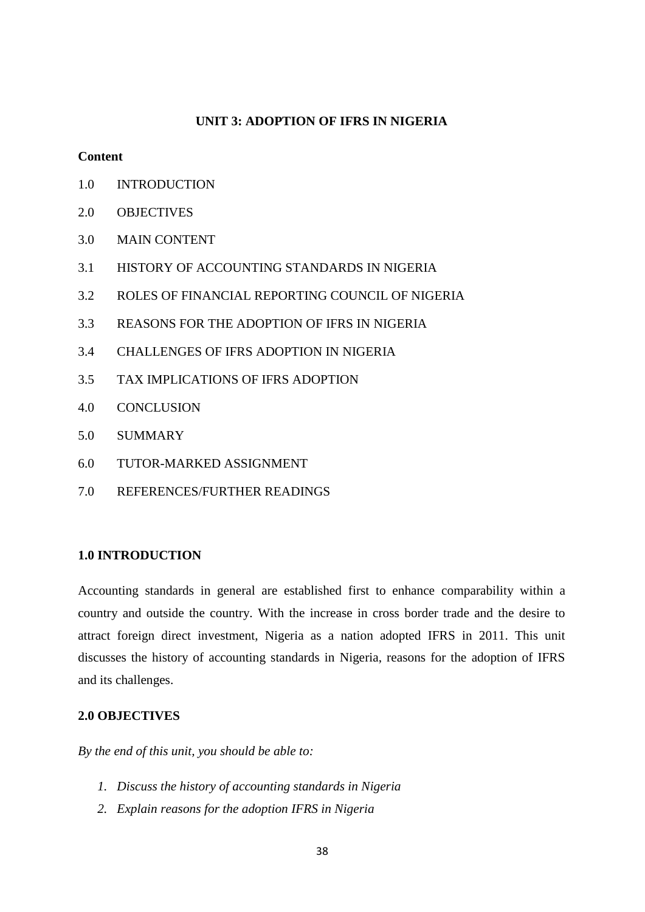## UNIT 3: ADOPTION OF IFRS IN NIGERIA

**Content**

1.0 INTRODUCTION

2.0 OBJECTIVES

3.0 MAIN CONTENT

3.1 HISTORY OF ACCOUNTING STANDARDS IN NIGERIA

3.2 ROLES OF FINANCIAL REPORTING COUNCIL OF NIGERIA

3.3 REASONS FOR THE ADOPTION OF IFRS IN NIGERIA

3.4 CHALLENGES OF IFRS ADOPTION IN NIGERIA

3.5 TAX IMPLICATIONS OF IFRS ADOPTION

4.0 CONCLUSION

5.0 SUMMARY

6.0 TUTOR-MARKED ASSIGNMENT

7.0 REFERENCES/FURTHER READINGS

### 1.0 INTRODUCTION

Accounting standards in general are established first to enhance comparability within a country and outside the country. With the increase in cross border trade and the desire to attract foreign direct investment, Nigeria as a nation adopted IFRS in 2011. This unit discusses the history of accounting standards in Nigeria, reasons for the adoption of IFRS and its challenges.

### 2.0 OBJECTIVES

*By the end of this unit, you should be able to:*

1. *Discuss the history of accounting standards in Nigeria*
2. *Explain reasons for the adoption IFRS in Nigeria*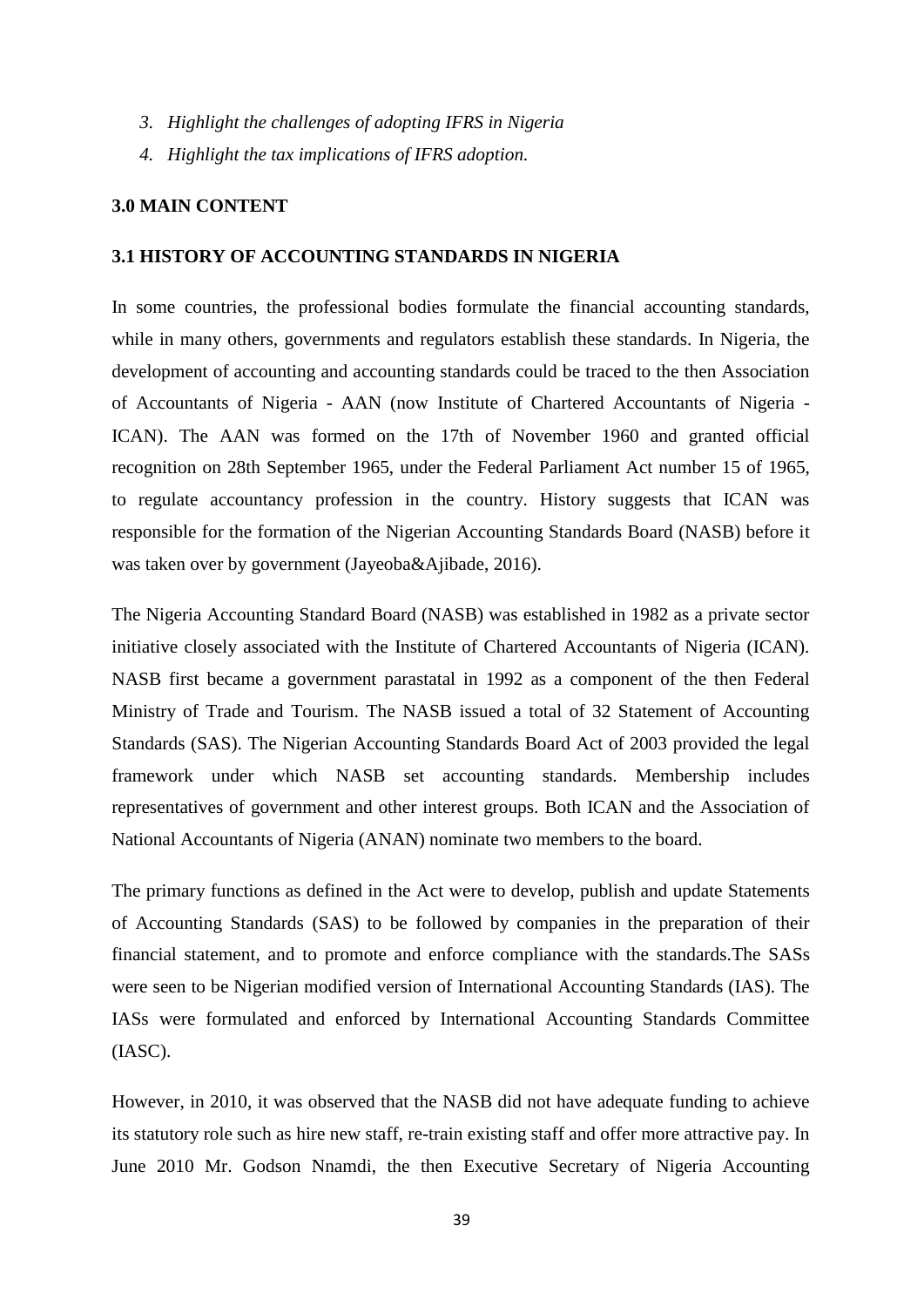3. *Highlight the challenges of adopting IFRS in Nigeria*
4. *Highlight the tax implications of IFRS adoption.*

## 3.0 MAIN CONTENT

### 3.1 HISTORY OF ACCOUNTING STANDARDS IN NIGERIA

In some countries, the professional bodies formulate the financial accounting standards, while in many others, governments and regulators establish these standards. In Nigeria, the development of accounting and accounting standards could be traced to the then Association of Accountants of Nigeria - AAN (now Institute of Chartered Accountants of Nigeria - ICAN). The AAN was formed on the 17th of November 1960 and granted official recognition on 28th September 1965, under the Federal Parliament Act number 15 of 1965, to regulate accountancy profession in the country. History suggests that ICAN was responsible for the formation of the Nigerian Accounting Standards Board (NASB) before it was taken over by government (Jayeoba&Ajibade, 2016).

The Nigeria Accounting Standard Board (NASB) was established in 1982 as a private sector initiative closely associated with the Institute of Chartered Accountants of Nigeria (ICAN). NASB first became a government parastatal in 1992 as a component of the then Federal Ministry of Trade and Tourism. The NASB issued a total of 32 Statement of Accounting Standards (SAS). The Nigerian Accounting Standards Board Act of 2003 provided the legal framework under which NASB set accounting standards. Membership includes representatives of government and other interest groups. Both ICAN and the Association of National Accountants of Nigeria (ANAN) nominate two members to the board.

The primary functions as defined in the Act were to develop, publish and update Statements of Accounting Standards (SAS) to be followed by companies in the preparation of their financial statement, and to promote and enforce compliance with the standards.The SASs were seen to be Nigerian modified version of International Accounting Standards (IAS). The IASs were formulated and enforced by International Accounting Standards Committee (IASC).

However, in 2010, it was observed that the NASB did not have adequate funding to achieve its statutory role such as hire new staff, re-train existing staff and offer more attractive pay. In June 2010 Mr. Godson Nnamdi, the then Executive Secretary of Nigeria Accounting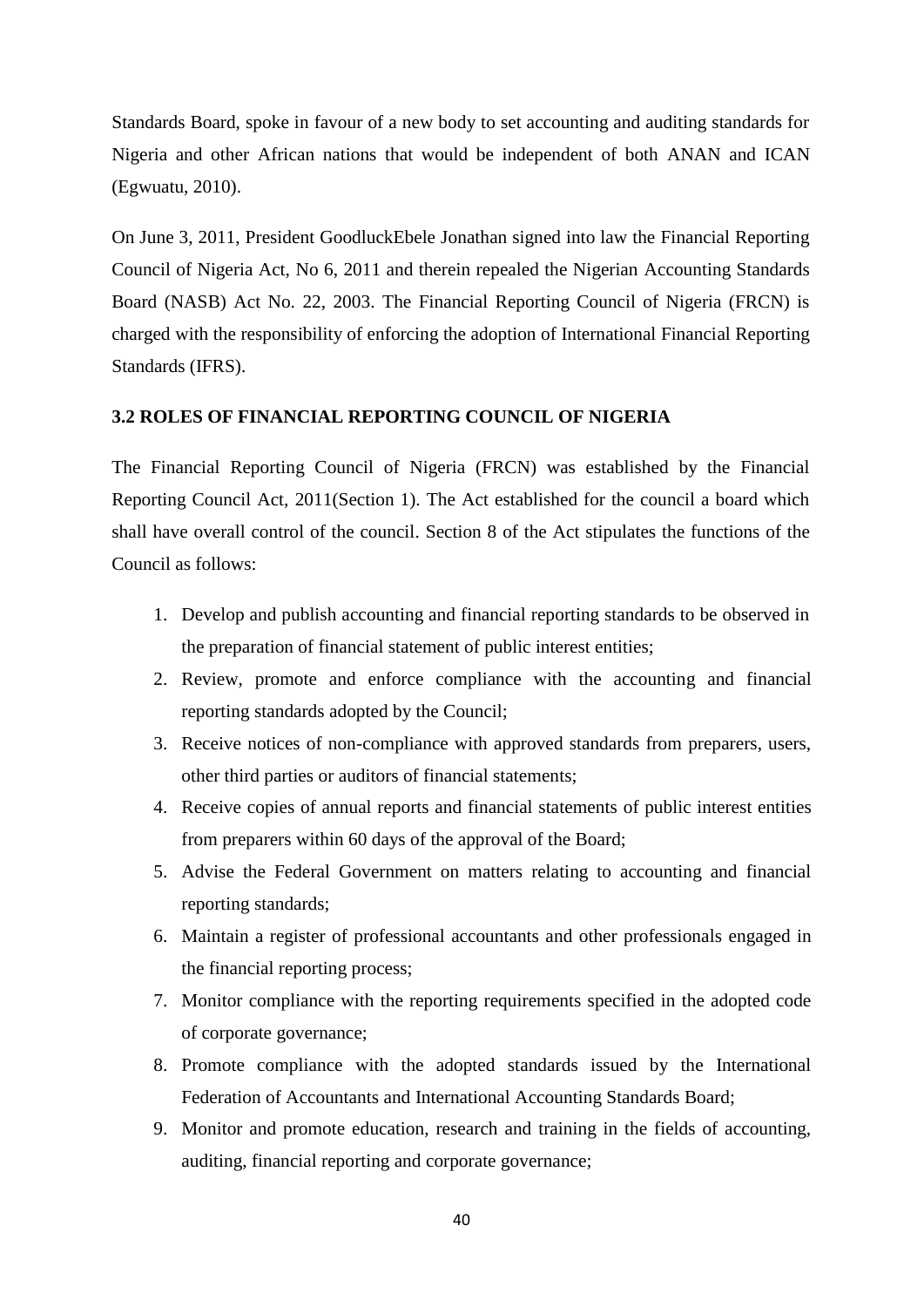Standards Board, spoke in favour of a new body to set accounting and auditing standards for Nigeria and other African nations that would be independent of both ANAN and ICAN (Egwuatu, 2010).

On June 3, 2011, President GoodluckEbele Jonathan signed into law the Financial Reporting Council of Nigeria Act, No 6, 2011 and therein repealed the Nigerian Accounting Standards Board (NASB) Act No. 22, 2003. The Financial Reporting Council of Nigeria (FRCN) is charged with the responsibility of enforcing the adoption of International Financial Reporting Standards (IFRS).

### 3.2 ROLES OF FINANCIAL REPORTING COUNCIL OF NIGERIA

The Financial Reporting Council of Nigeria (FRCN) was established by the Financial Reporting Council Act, 2011(Section 1). The Act established for the council a board which shall have overall control of the council. Section 8 of the Act stipulates the functions of the Council as follows:

1. Develop and publish accounting and financial reporting standards to be observed in the preparation of financial statement of public interest entities;
2. Review, promote and enforce compliance with the accounting and financial reporting standards adopted by the Council;
3. Receive notices of non-compliance with approved standards from preparers, users, other third parties or auditors of financial statements;
4. Receive copies of annual reports and financial statements of public interest entities from preparers within 60 days of the approval of the Board;
5. Advise the Federal Government on matters relating to accounting and financial reporting standards;
6. Maintain a register of professional accountants and other professionals engaged in the financial reporting process;
7. Monitor compliance with the reporting requirements specified in the adopted code of corporate governance;
8. Promote compliance with the adopted standards issued by the International Federation of Accountants and International Accounting Standards Board;
9. Monitor and promote education, research and training in the fields of accounting, auditing, financial reporting and corporate governance;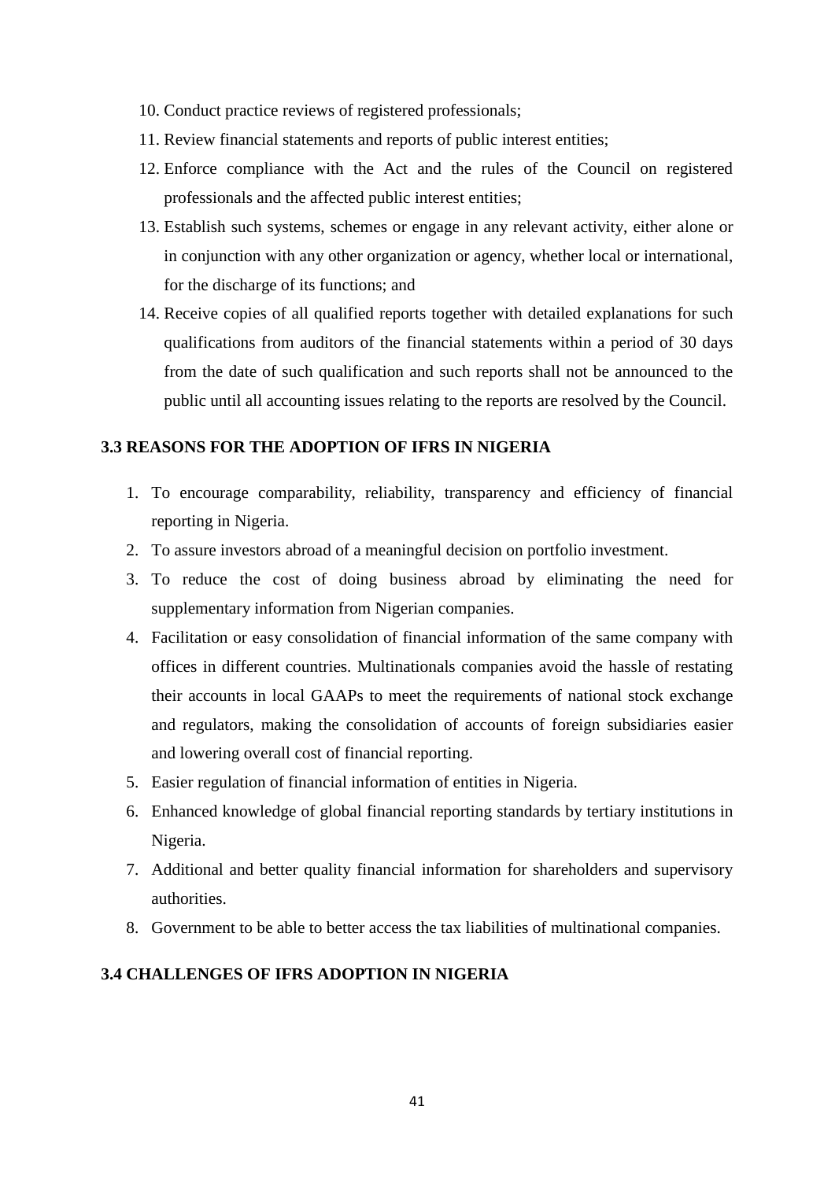10. Conduct practice reviews of registered professionals;
11. Review financial statements and reports of public interest entities;
12. Enforce compliance with the Act and the rules of the Council on registered professionals and the affected public interest entities;
13. Establish such systems, schemes or engage in any relevant activity, either alone or in conjunction with any other organization or agency, whether local or international, for the discharge of its functions; and
14. Receive copies of all qualified reports together with detailed explanations for such qualifications from auditors of the financial statements within a period of 30 days from the date of such qualification and such reports shall not be announced to the public until all accounting issues relating to the reports are resolved by the Council.

### 3.3 REASONS FOR THE ADOPTION OF IFRS IN NIGERIA

1. To encourage comparability, reliability, transparency and efficiency of financial reporting in Nigeria.
2. To assure investors abroad of a meaningful decision on portfolio investment.
3. To reduce the cost of doing business abroad by eliminating the need for supplementary information from Nigerian companies.
4. Facilitation or easy consolidation of financial information of the same company with offices in different countries. Multinationals companies avoid the hassle of restating their accounts in local GAAPs to meet the requirements of national stock exchange and regulators, making the consolidation of accounts of foreign subsidiaries easier and lowering overall cost of financial reporting.
5. Easier regulation of financial information of entities in Nigeria.
6. Enhanced knowledge of global financial reporting standards by tertiary institutions in Nigeria.
7. Additional and better quality financial information for shareholders and supervisory authorities.
8. Government to be able to better access the tax liabilities of multinational companies.

### 3.4 CHALLENGES OF IFRS ADOPTION IN NIGERIA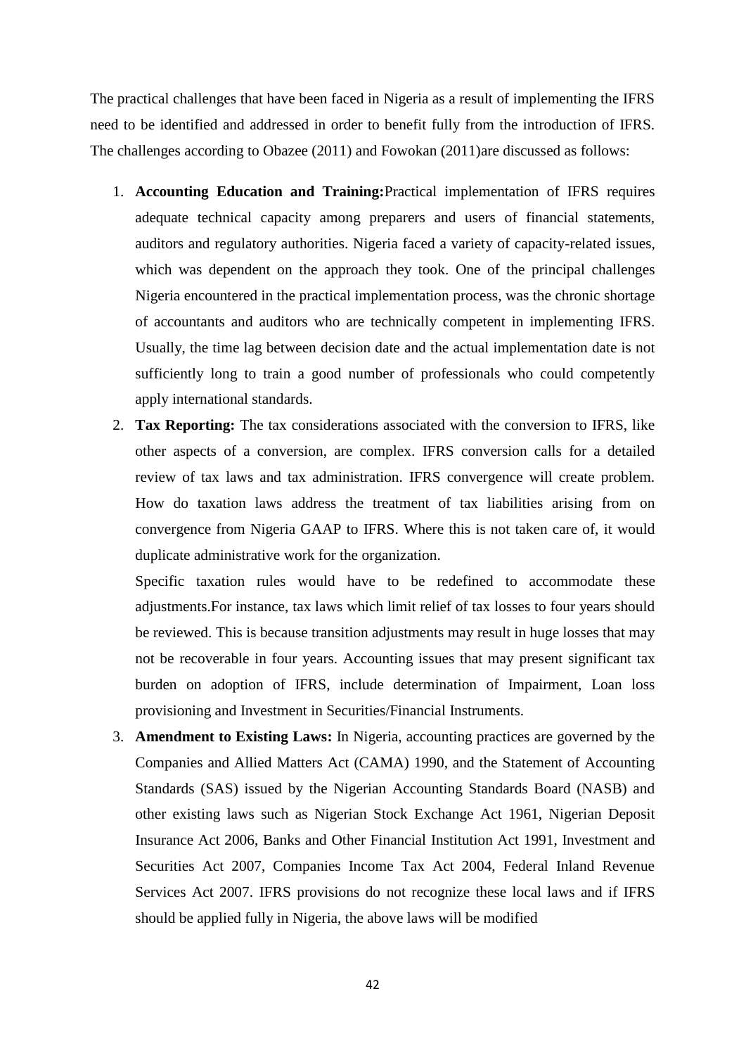The practical challenges that have been faced in Nigeria as a result of implementing the IFRS need to be identified and addressed in order to benefit fully from the introduction of IFRS. The challenges according to Obazee (2011) and Fowokan (2011)are discussed as follows:

1. **Accounting Education and Training:**Practical implementation of IFRS requires adequate technical capacity among preparers and users of financial statements, auditors and regulatory authorities. Nigeria faced a variety of capacity-related issues, which was dependent on the approach they took. One of the principal challenges Nigeria encountered in the practical implementation process, was the chronic shortage of accountants and auditors who are technically competent in implementing IFRS. Usually, the time lag between decision date and the actual implementation date is not sufficiently long to train a good number of professionals who could competently apply international standards.
2. **Tax Reporting:** The tax considerations associated with the conversion to IFRS, like other aspects of a conversion, are complex. IFRS conversion calls for a detailed review of tax laws and tax administration. IFRS convergence will create problem. How do taxation laws address the treatment of tax liabilities arising from on convergence from Nigeria GAAP to IFRS. Where this is not taken care of, it would duplicate administrative work for the organization.

   Specific taxation rules would have to be redefined to accommodate these adjustments.For instance, tax laws which limit relief of tax losses to four years should be reviewed. This is because transition adjustments may result in huge losses that may not be recoverable in four years. Accounting issues that may present significant tax burden on adoption of IFRS, include determination of Impairment, Loan loss provisioning and Investment in Securities/Financial Instruments.
3. **Amendment to Existing Laws:** In Nigeria, accounting practices are governed by the Companies and Allied Matters Act (CAMA) 1990, and the Statement of Accounting Standards (SAS) issued by the Nigerian Accounting Standards Board (NASB) and other existing laws such as Nigerian Stock Exchange Act 1961, Nigerian Deposit Insurance Act 2006, Banks and Other Financial Institution Act 1991, Investment and Securities Act 2007, Companies Income Tax Act 2004, Federal Inland Revenue Services Act 2007. IFRS provisions do not recognize these local laws and if IFRS should be applied fully in Nigeria, the above laws will be modified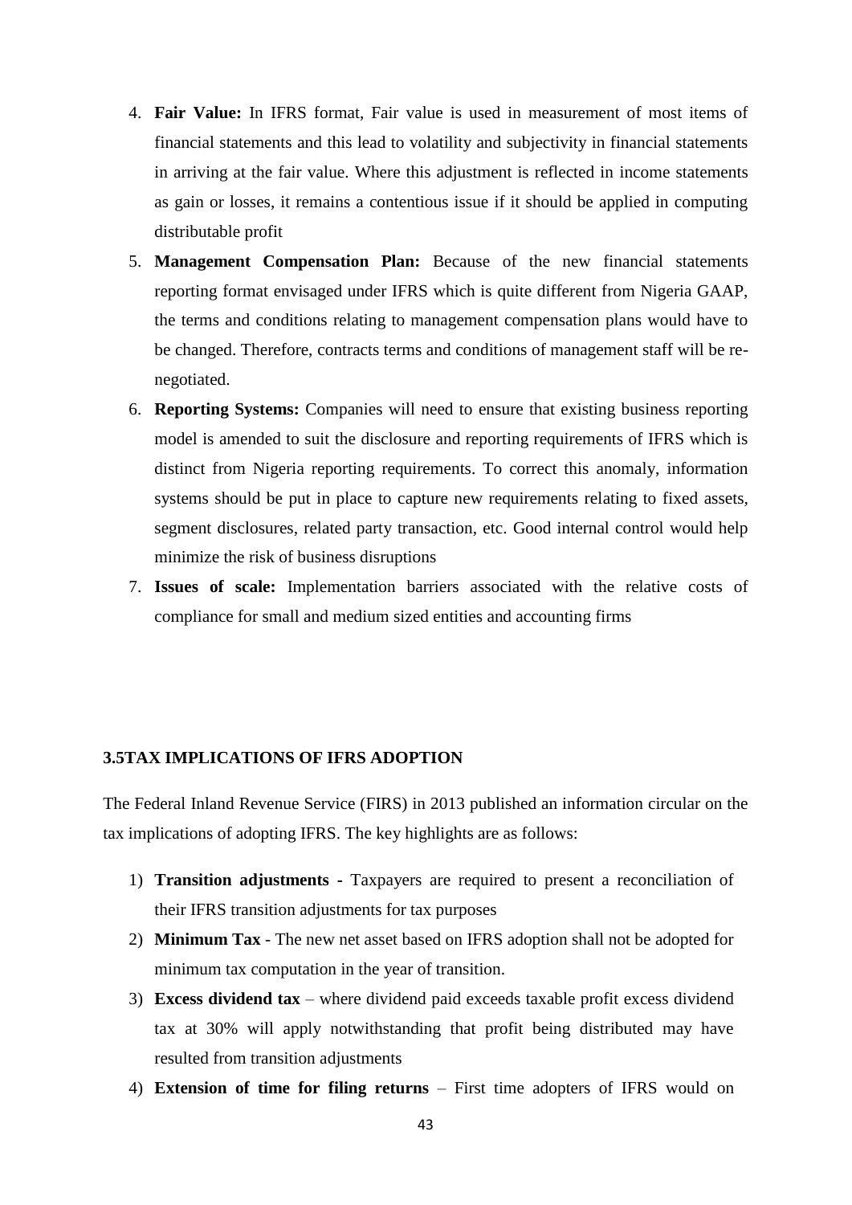4. **Fair Value:** In IFRS format, Fair value is used in measurement of most items of financial statements and this lead to volatility and subjectivity in financial statements in arriving at the fair value. Where this adjustment is reflected in income statements as gain or losses, it remains a contentious issue if it should be applied in computing distributable profit
5. **Management Compensation Plan:** Because of the new financial statements reporting format envisaged under IFRS which is quite different from Nigeria GAAP, the terms and conditions relating to management compensation plans would have to be changed. Therefore, contracts terms and conditions of management staff will be re-negotiated.
6. **Reporting Systems:** Companies will need to ensure that existing business reporting model is amended to suit the disclosure and reporting requirements of IFRS which is distinct from Nigeria reporting requirements. To correct this anomaly, information systems should be put in place to capture new requirements relating to fixed assets, segment disclosures, related party transaction, etc. Good internal control would help minimize the risk of business disruptions
7. **Issues of scale:** Implementation barriers associated with the relative costs of compliance for small and medium sized entities and accounting firms

### 3.5TAX IMPLICATIONS OF IFRS ADOPTION

The Federal Inland Revenue Service (FIRS) in 2013 published an information circular on the tax implications of adopting IFRS. The key highlights are as follows:

1) **Transition adjustments -** Taxpayers are required to present a reconciliation of their IFRS transition adjustments for tax purposes
2) **Minimum Tax** - The new net asset based on IFRS adoption shall not be adopted for minimum tax computation in the year of transition.
3) **Excess dividend tax** – where dividend paid exceeds taxable profit excess dividend tax at 30% will apply notwithstanding that profit being distributed may have resulted from transition adjustments
4) **Extension of time for filing returns** – First time adopters of IFRS would on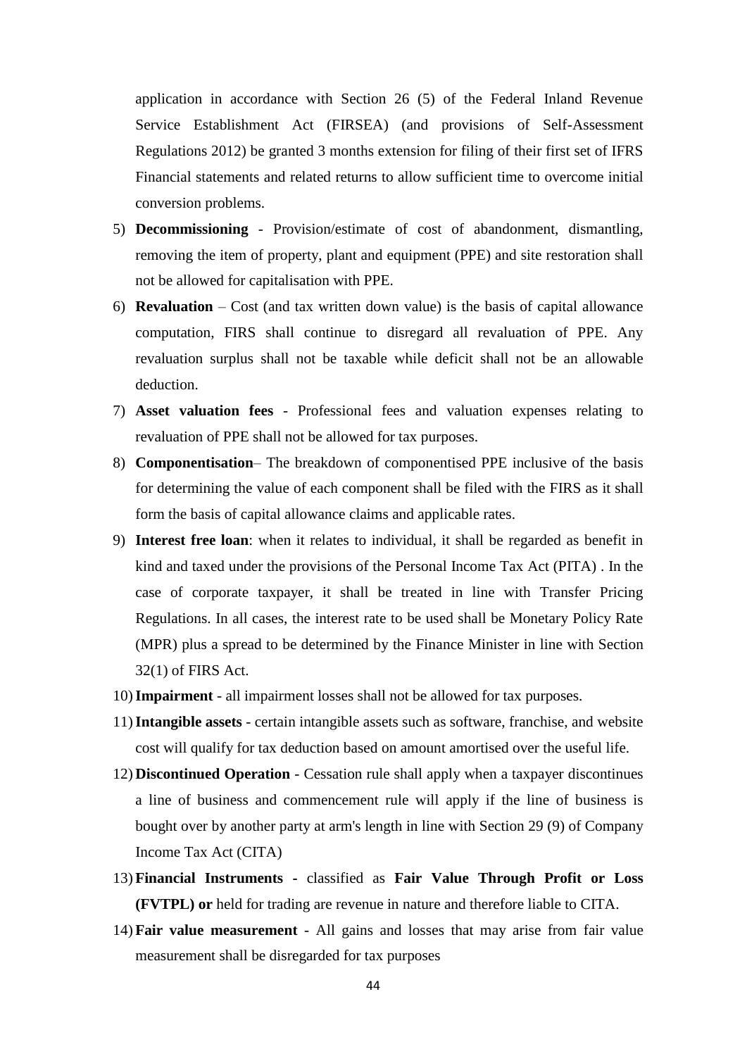application in accordance with Section 26 (5) of the Federal Inland Revenue Service Establishment Act (FIRSEA) (and provisions of Self-Assessment Regulations 2012) be granted 3 months extension for filing of their first set of IFRS Financial statements and related returns to allow sufficient time to overcome initial conversion problems.

5) **Decommissioning** - Provision/estimate of cost of abandonment, dismantling, removing the item of property, plant and equipment (PPE) and site restoration shall not be allowed for capitalisation with PPE.
6) **Revaluation** – Cost (and tax written down value) is the basis of capital allowance computation, FIRS shall continue to disregard all revaluation of PPE. Any revaluation surplus shall not be taxable while deficit shall not be an allowable deduction.
7) **Asset valuation fees** - Professional fees and valuation expenses relating to revaluation of PPE shall not be allowed for tax purposes.
8) **Componentisation**– The breakdown of componentised PPE inclusive of the basis for determining the value of each component shall be filed with the FIRS as it shall form the basis of capital allowance claims and applicable rates.
9) **Interest free loan**: when it relates to individual, it shall be regarded as benefit in kind and taxed under the provisions of the Personal Income Tax Act (PITA) . In the case of corporate taxpayer, it shall be treated in line with Transfer Pricing Regulations. In all cases, the interest rate to be used shall be Monetary Policy Rate (MPR) plus a spread to be determined by the Finance Minister in line with Section 32(1) of FIRS Act.
10) **Impairment** - all impairment losses shall not be allowed for tax purposes.
11) **Intangible assets** - certain intangible assets such as software, franchise, and website cost will qualify for tax deduction based on amount amortised over the useful life.
12) **Discontinued Operation** - Cessation rule shall apply when a taxpayer discontinues a line of business and commencement rule will apply if the line of business is bought over by another party at arm's length in line with Section 29 (9) of Company Income Tax Act (CITA)
13) **Financial Instruments -** classified as **Fair Value Through Profit or Loss (FVTPL) or** held for trading are revenue in nature and therefore liable to CITA.
14) **Fair value measurement** - All gains and losses that may arise from fair value measurement shall be disregarded for tax purposes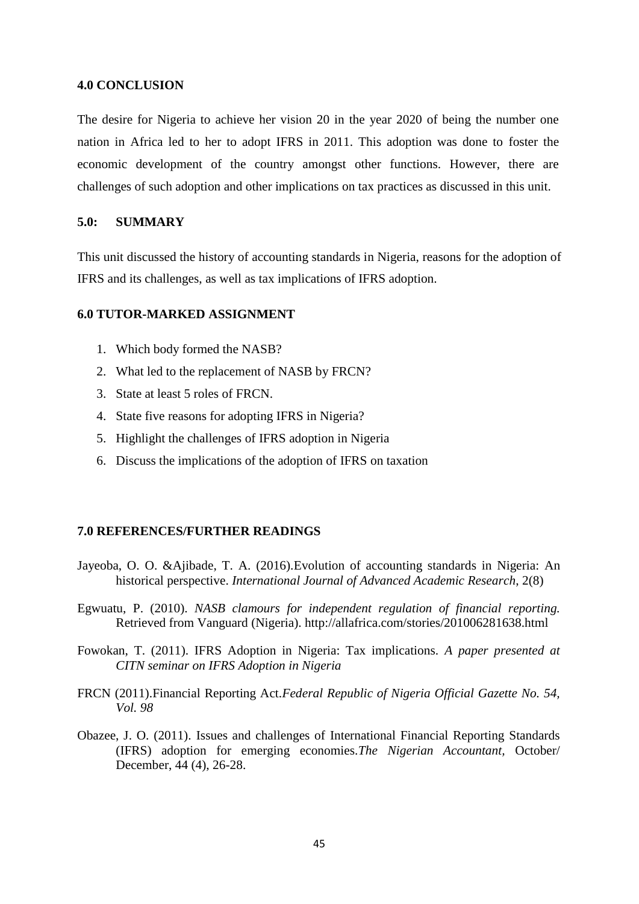### 4.0 CONCLUSION

The desire for Nigeria to achieve her vision 20 in the year 2020 of being the number one nation in Africa led to her to adopt IFRS in 2011. This adoption was done to foster the economic development of the country amongst other functions. However, there are challenges of such adoption and other implications on tax practices as discussed in this unit.

### 5.0: SUMMARY

This unit discussed the history of accounting standards in Nigeria, reasons for the adoption of IFRS and its challenges, as well as tax implications of IFRS adoption.

### 6.0 TUTOR-MARKED ASSIGNMENT

1. Which body formed the NASB?
2. What led to the replacement of NASB by FRCN?
3. State at least 5 roles of FRCN.
4. State five reasons for adopting IFRS in Nigeria?
5. Highlight the challenges of IFRS adoption in Nigeria
6. Discuss the implications of the adoption of IFRS on taxation

### 7.0 REFERENCES/FURTHER READINGS

Jayeoba, O. O. &Ajibade, T. A. (2016).Evolution of accounting standards in Nigeria: An historical perspective. *International Journal of Advanced Academic Research*, 2(8)

Egwuatu, P. (2010). *NASB clamours for independent regulation of financial reporting.* Retrieved from Vanguard (Nigeria). http://allafrica.com/stories/201006281638.html

Fowokan, T. (2011). IFRS Adoption in Nigeria: Tax implications. *A paper presented at CITN seminar on IFRS Adoption in Nigeria*

FRCN (2011).Financial Reporting Act.*Federal Republic of Nigeria Official Gazette No. 54, Vol. 98*

Obazee, J. O. (2011). Issues and challenges of International Financial Reporting Standards (IFRS) adoption for emerging economies.*The Nigerian Accountant*, October/ December, 44 (4), 26-28.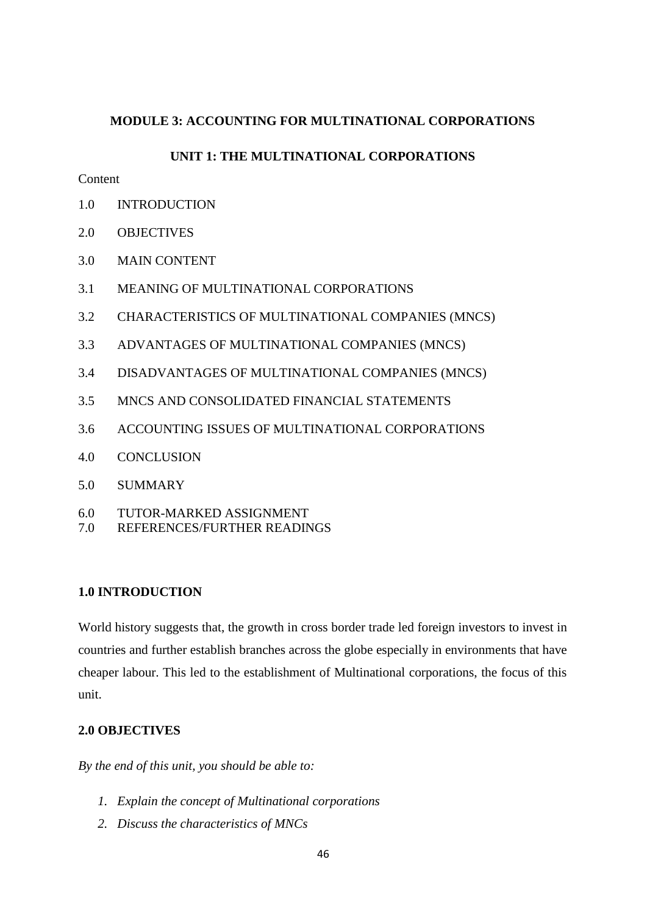## MODULE 3: ACCOUNTING FOR MULTINATIONAL CORPORATIONS

### UNIT 1: THE MULTINATIONAL CORPORATIONS

Content

1.0 INTRODUCTION

2.0 OBJECTIVES

3.0 MAIN CONTENT

3.1 MEANING OF MULTINATIONAL CORPORATIONS

3.2 CHARACTERISTICS OF MULTINATIONAL COMPANIES (MNCS)

3.3 ADVANTAGES OF MULTINATIONAL COMPANIES (MNCS)

3.4 DISADVANTAGES OF MULTINATIONAL COMPANIES (MNCS)

3.5 MNCS AND CONSOLIDATED FINANCIAL STATEMENTS

3.6 ACCOUNTING ISSUES OF MULTINATIONAL CORPORATIONS

4.0 CONCLUSION

5.0 SUMMARY

6.0 TUTOR-MARKED ASSIGNMENT

7.0 REFERENCES/FURTHER READINGS

### 1.0 INTRODUCTION

World history suggests that, the growth in cross border trade led foreign investors to invest in countries and further establish branches across the globe especially in environments that have cheaper labour. This led to the establishment of Multinational corporations, the focus of this unit.

### 2.0 OBJECTIVES

*By the end of this unit, you should be able to:*

1. *Explain the concept of Multinational corporations*
2. *Discuss the characteristics of MNCs*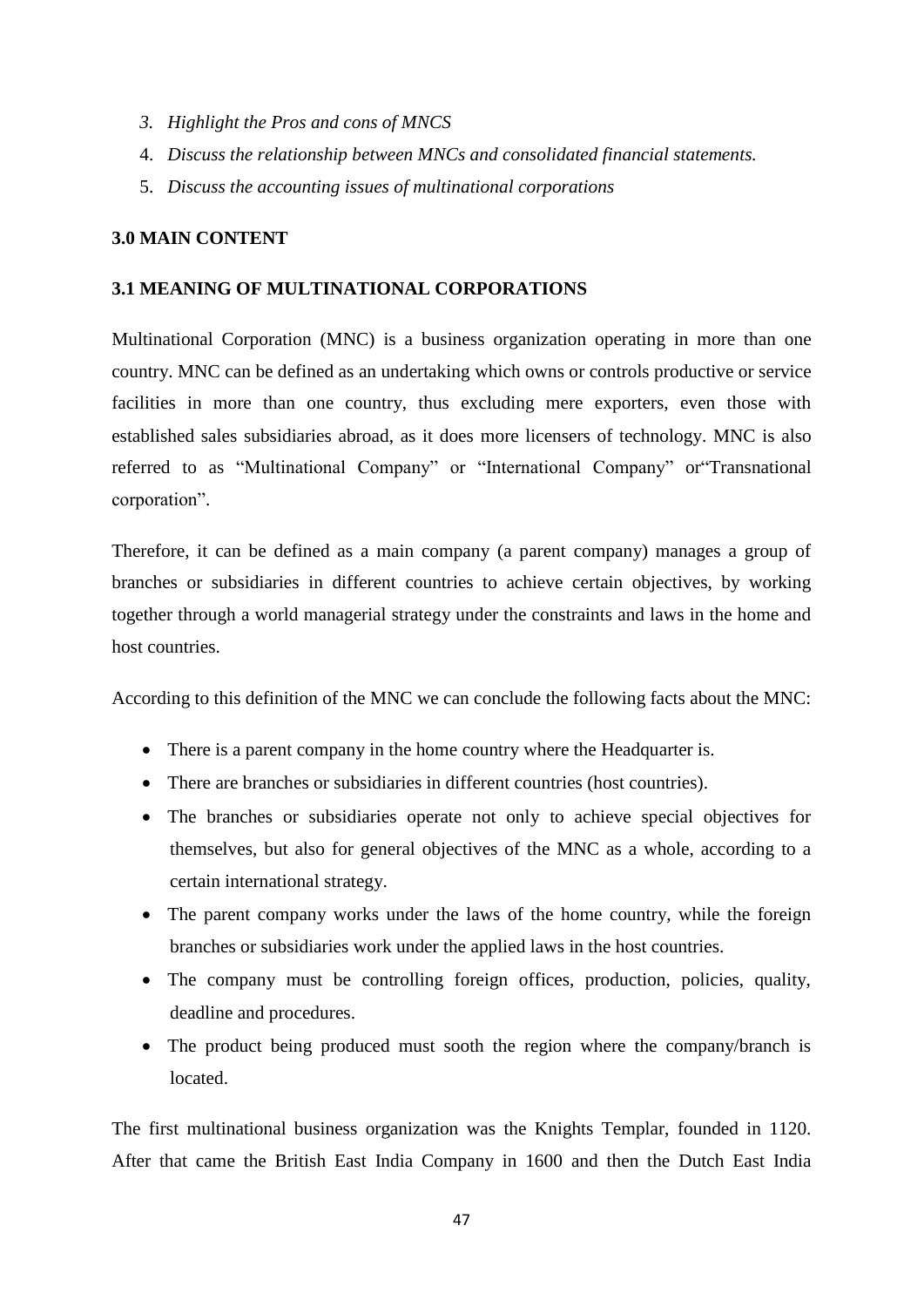3. *Highlight the Pros and cons of MNCS*
4. *Discuss the relationship between MNCs and consolidated financial statements.*
5. *Discuss the accounting issues of multinational corporations*

## 3.0 MAIN CONTENT

### 3.1 MEANING OF MULTINATIONAL CORPORATIONS

Multinational Corporation (MNC) is a business organization operating in more than one country. MNC can be defined as an undertaking which owns or controls productive or service facilities in more than one country, thus excluding mere exporters, even those with established sales subsidiaries abroad, as it does more licensers of technology. MNC is also referred to as "Multinational Company" or "International Company" or"Transnational corporation".

Therefore, it can be defined as a main company (a parent company) manages a group of branches or subsidiaries in different countries to achieve certain objectives, by working together through a world managerial strategy under the constraints and laws in the home and host countries.

According to this definition of the MNC we can conclude the following facts about the MNC:

- There is a parent company in the home country where the Headquarter is.
- There are branches or subsidiaries in different countries (host countries).
- The branches or subsidiaries operate not only to achieve special objectives for themselves, but also for general objectives of the MNC as a whole, according to a certain international strategy.
- The parent company works under the laws of the home country, while the foreign branches or subsidiaries work under the applied laws in the host countries.
- The company must be controlling foreign offices, production, policies, quality, deadline and procedures.
- The product being produced must sooth the region where the company/branch is located.

The first multinational business organization was the Knights Templar, founded in 1120. After that came the British East India Company in 1600 and then the Dutch East India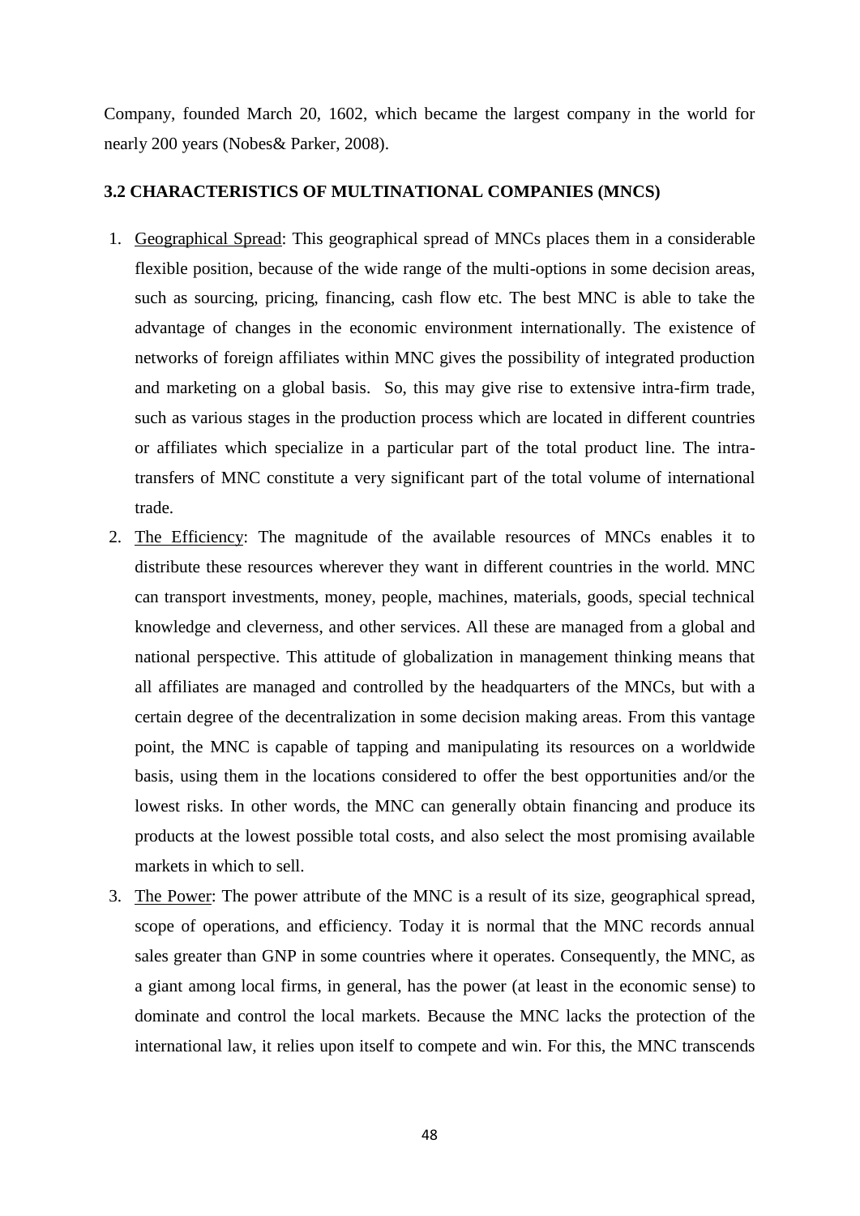Company, founded March 20, 1602, which became the largest company in the world for nearly 200 years (Nobes& Parker, 2008).

### 3.2 CHARACTERISTICS OF MULTINATIONAL COMPANIES (MNCS)

1. Geographical Spread: This geographical spread of MNCs places them in a considerable flexible position, because of the wide range of the multi-options in some decision areas, such as sourcing, pricing, financing, cash flow etc. The best MNC is able to take the advantage of changes in the economic environment internationally. The existence of networks of foreign affiliates within MNC gives the possibility of integrated production and marketing on a global basis. So, this may give rise to extensive intra-firm trade, such as various stages in the production process which are located in different countries or affiliates which specialize in a particular part of the total product line. The intra-transfers of MNC constitute a very significant part of the total volume of international trade.
2. The Efficiency: The magnitude of the available resources of MNCs enables it to distribute these resources wherever they want in different countries in the world. MNC can transport investments, money, people, machines, materials, goods, special technical knowledge and cleverness, and other services. All these are managed from a global and national perspective. This attitude of globalization in management thinking means that all affiliates are managed and controlled by the headquarters of the MNCs, but with a certain degree of the decentralization in some decision making areas. From this vantage point, the MNC is capable of tapping and manipulating its resources on a worldwide basis, using them in the locations considered to offer the best opportunities and/or the lowest risks. In other words, the MNC can generally obtain financing and produce its products at the lowest possible total costs, and also select the most promising available markets in which to sell.
3. The Power: The power attribute of the MNC is a result of its size, geographical spread, scope of operations, and efficiency. Today it is normal that the MNC records annual sales greater than GNP in some countries where it operates. Consequently, the MNC, as a giant among local firms, in general, has the power (at least in the economic sense) to dominate and control the local markets. Because the MNC lacks the protection of the international law, it relies upon itself to compete and win. For this, the MNC transcends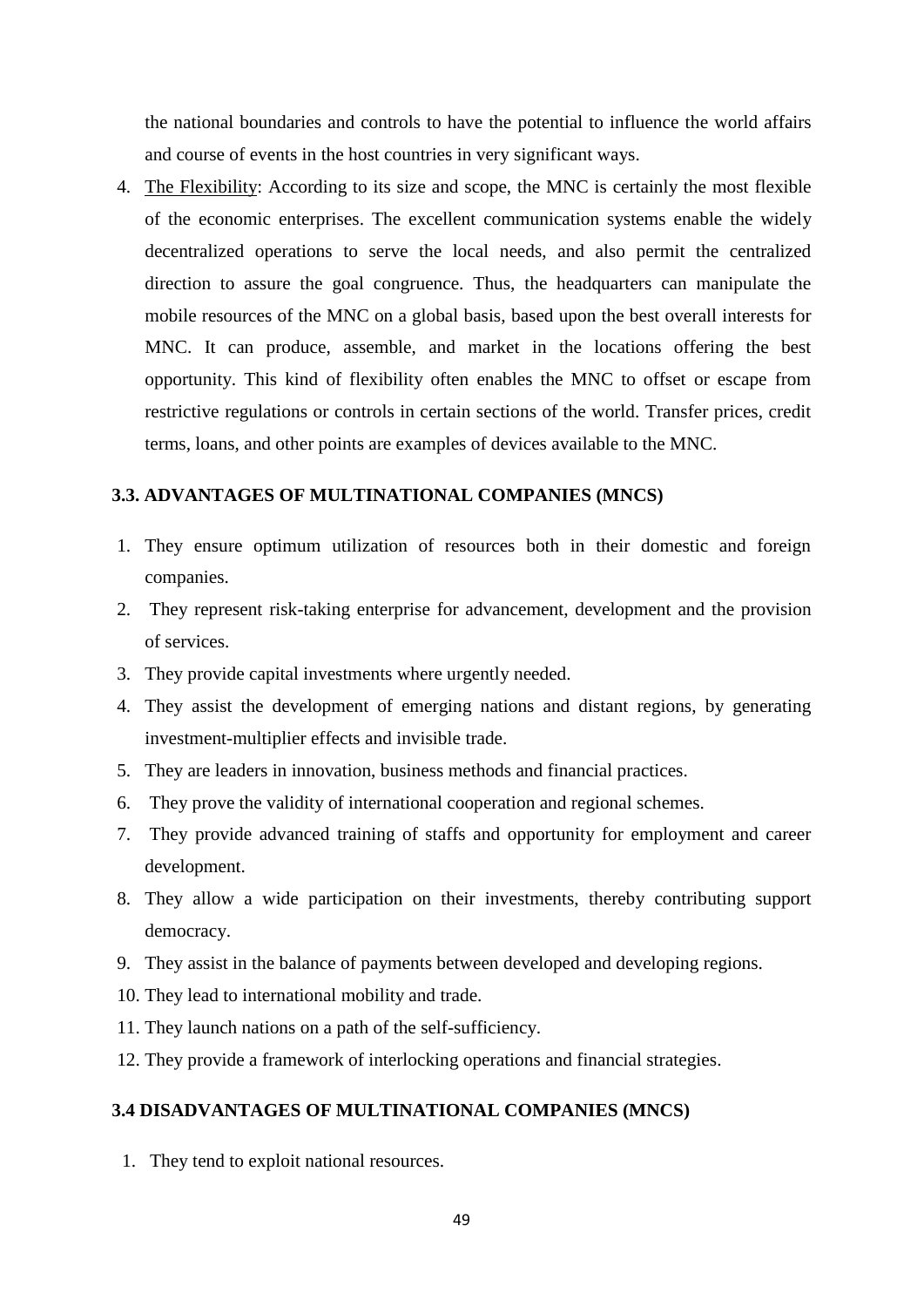the national boundaries and controls to have the potential to influence the world affairs and course of events in the host countries in very significant ways.

4. The Flexibility: According to its size and scope, the MNC is certainly the most flexible of the economic enterprises. The excellent communication systems enable the widely decentralized operations to serve the local needs, and also permit the centralized direction to assure the goal congruence. Thus, the headquarters can manipulate the mobile resources of the MNC on a global basis, based upon the best overall interests for MNC. It can produce, assemble, and market in the locations offering the best opportunity. This kind of flexibility often enables the MNC to offset or escape from restrictive regulations or controls in certain sections of the world. Transfer prices, credit terms, loans, and other points are examples of devices available to the MNC.

### 3.3. ADVANTAGES OF MULTINATIONAL COMPANIES (MNCS)

1. They ensure optimum utilization of resources both in their domestic and foreign companies.
2. They represent risk-taking enterprise for advancement, development and the provision of services.
3. They provide capital investments where urgently needed.
4. They assist the development of emerging nations and distant regions, by generating investment-multiplier effects and invisible trade.
5. They are leaders in innovation, business methods and financial practices.
6. They prove the validity of international cooperation and regional schemes.
7. They provide advanced training of staffs and opportunity for employment and career development.
8. They allow a wide participation on their investments, thereby contributing support democracy.
9. They assist in the balance of payments between developed and developing regions.
10. They lead to international mobility and trade.
11. They launch nations on a path of the self-sufficiency.
12. They provide a framework of interlocking operations and financial strategies.

### 3.4 DISADVANTAGES OF MULTINATIONAL COMPANIES (MNCS)

1. They tend to exploit national resources.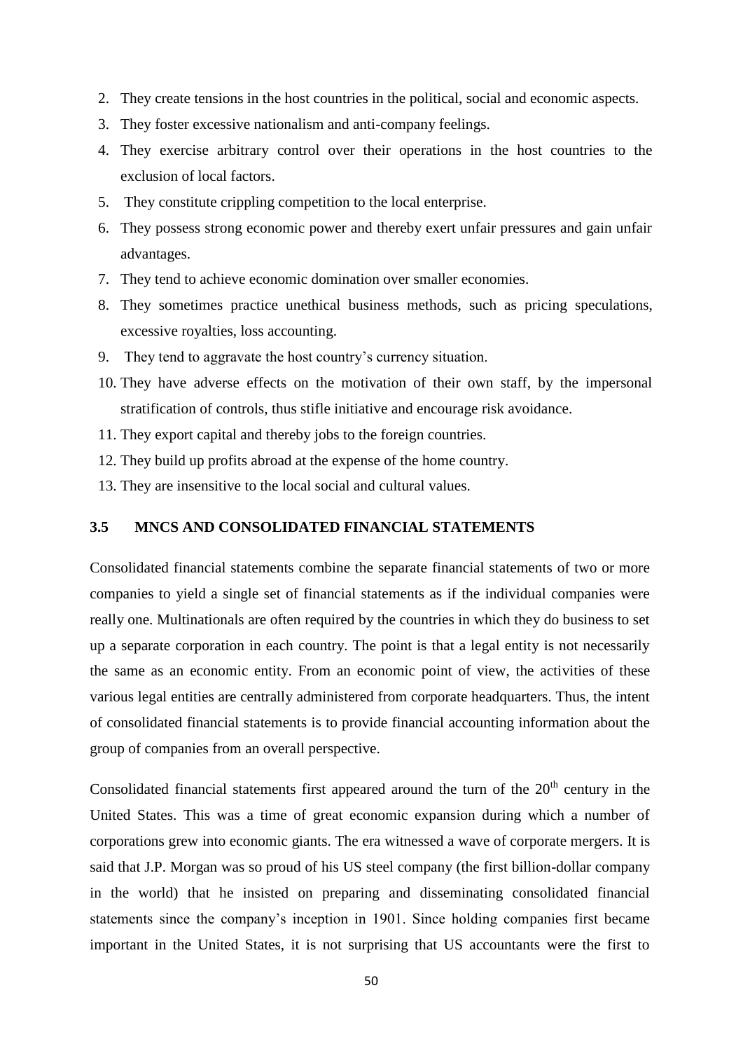2. They create tensions in the host countries in the political, social and economic aspects.
3. They foster excessive nationalism and anti-company feelings.
4. They exercise arbitrary control over their operations in the host countries to the exclusion of local factors.
5. They constitute crippling competition to the local enterprise.
6. They possess strong economic power and thereby exert unfair pressures and gain unfair advantages.
7. They tend to achieve economic domination over smaller economies.
8. They sometimes practice unethical business methods, such as pricing speculations, excessive royalties, loss accounting.
9. They tend to aggravate the host country's currency situation.
10. They have adverse effects on the motivation of their own staff, by the impersonal stratification of controls, thus stifle initiative and encourage risk avoidance.
11. They export capital and thereby jobs to the foreign countries.
12. They build up profits abroad at the expense of the home country.
13. They are insensitive to the local social and cultural values.

### 3.5 MNCS AND CONSOLIDATED FINANCIAL STATEMENTS

Consolidated financial statements combine the separate financial statements of two or more companies to yield a single set of financial statements as if the individual companies were really one. Multinationals are often required by the countries in which they do business to set up a separate corporation in each country. The point is that a legal entity is not necessarily the same as an economic entity. From an economic point of view, the activities of these various legal entities are centrally administered from corporate headquarters. Thus, the intent of consolidated financial statements is to provide financial accounting information about the group of companies from an overall perspective.

Consolidated financial statements first appeared around the turn of the 20th century in the United States. This was a time of great economic expansion during which a number of corporations grew into economic giants. The era witnessed a wave of corporate mergers. It is said that J.P. Morgan was so proud of his US steel company (the first billion-dollar company in the world) that he insisted on preparing and disseminating consolidated financial statements since the company's inception in 1901. Since holding companies first became important in the United States, it is not surprising that US accountants were the first to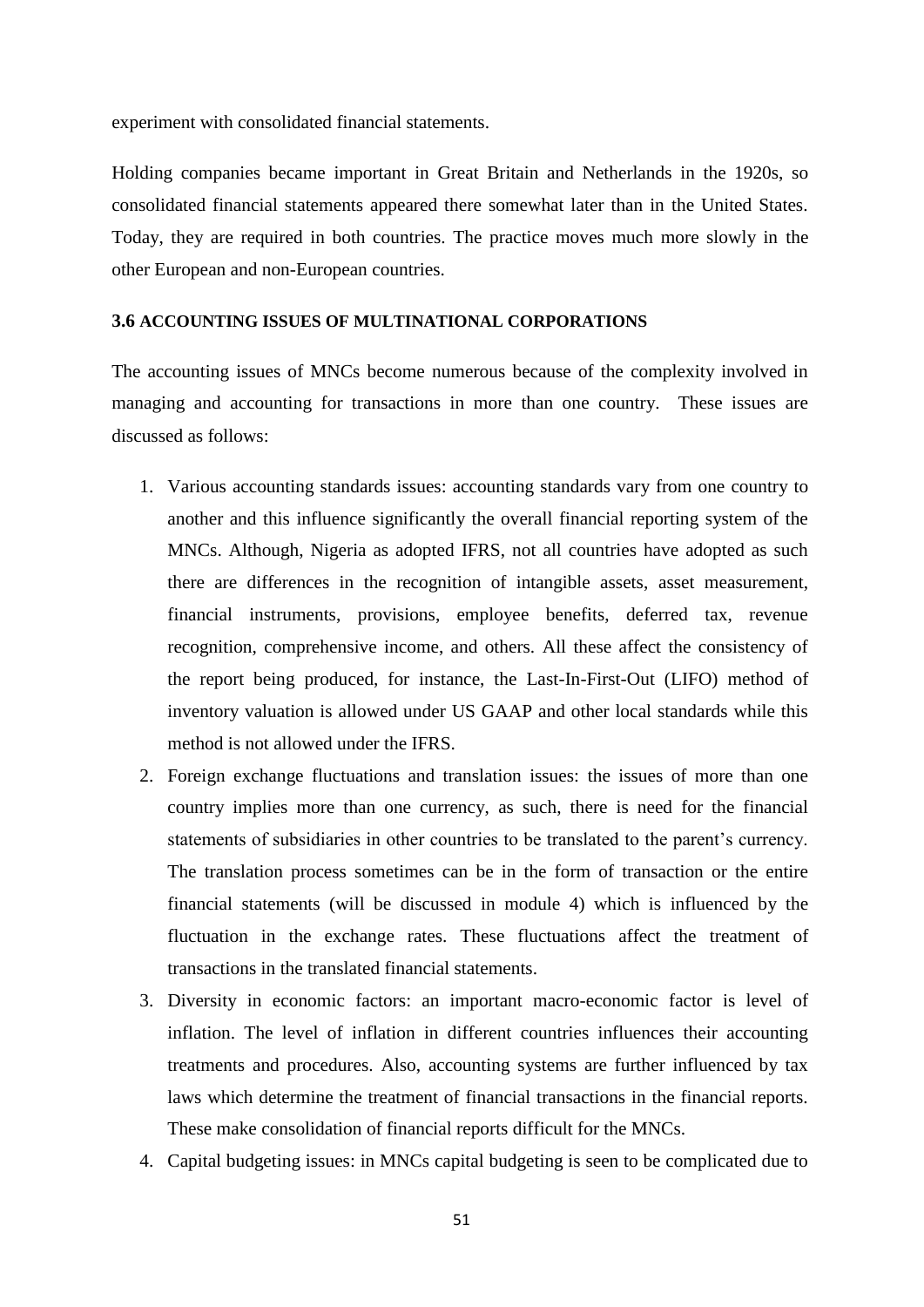experiment with consolidated financial statements.

Holding companies became important in Great Britain and Netherlands in the 1920s, so consolidated financial statements appeared there somewhat later than in the United States. Today, they are required in both countries. The practice moves much more slowly in the other European and non-European countries.

### 3.6 ACCOUNTING ISSUES OF MULTINATIONAL CORPORATIONS

The accounting issues of MNCs become numerous because of the complexity involved in managing and accounting for transactions in more than one country. These issues are discussed as follows:

1. Various accounting standards issues: accounting standards vary from one country to another and this influence significantly the overall financial reporting system of the MNCs. Although, Nigeria as adopted IFRS, not all countries have adopted as such there are differences in the recognition of intangible assets, asset measurement, financial instruments, provisions, employee benefits, deferred tax, revenue recognition, comprehensive income, and others. All these affect the consistency of the report being produced, for instance, the Last-In-First-Out (LIFO) method of inventory valuation is allowed under US GAAP and other local standards while this method is not allowed under the IFRS.
2. Foreign exchange fluctuations and translation issues: the issues of more than one country implies more than one currency, as such, there is need for the financial statements of subsidiaries in other countries to be translated to the parent's currency. The translation process sometimes can be in the form of transaction or the entire financial statements (will be discussed in module 4) which is influenced by the fluctuation in the exchange rates. These fluctuations affect the treatment of transactions in the translated financial statements.
3. Diversity in economic factors: an important macro-economic factor is level of inflation. The level of inflation in different countries influences their accounting treatments and procedures. Also, accounting systems are further influenced by tax laws which determine the treatment of financial transactions in the financial reports. These make consolidation of financial reports difficult for the MNCs.
4. Capital budgeting issues: in MNCs capital budgeting is seen to be complicated due to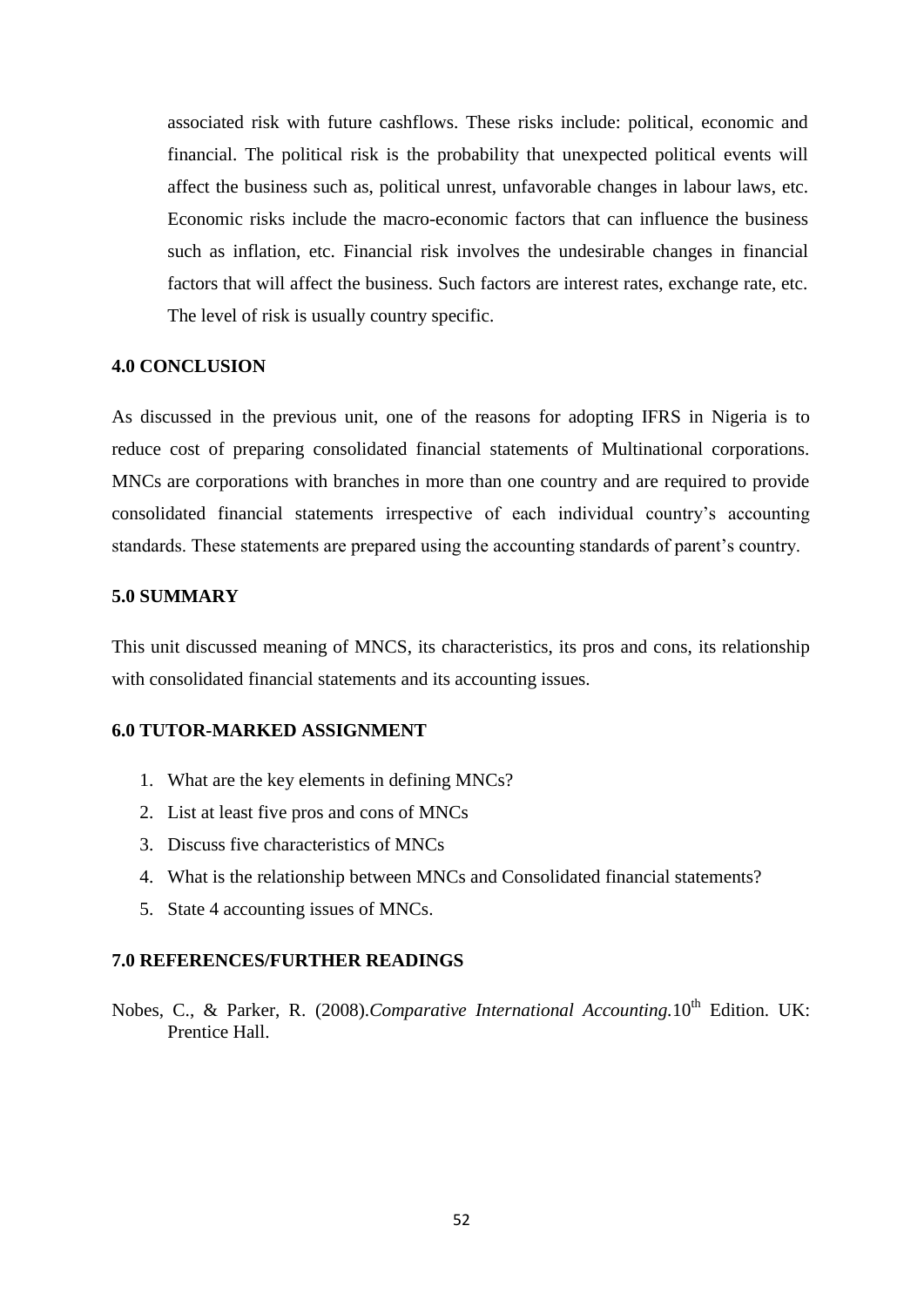associated risk with future cashflows. These risks include: political, economic and financial. The political risk is the probability that unexpected political events will affect the business such as, political unrest, unfavorable changes in labour laws, etc. Economic risks include the macro-economic factors that can influence the business such as inflation, etc. Financial risk involves the undesirable changes in financial factors that will affect the business. Such factors are interest rates, exchange rate, etc. The level of risk is usually country specific.

## 4.0 CONCLUSION

As discussed in the previous unit, one of the reasons for adopting IFRS in Nigeria is to reduce cost of preparing consolidated financial statements of Multinational corporations. MNCs are corporations with branches in more than one country and are required to provide consolidated financial statements irrespective of each individual country's accounting standards. These statements are prepared using the accounting standards of parent's country.

## 5.0 SUMMARY

This unit discussed meaning of MNCS, its characteristics, its pros and cons, its relationship with consolidated financial statements and its accounting issues.

## 6.0 TUTOR-MARKED ASSIGNMENT

1. What are the key elements in defining MNCs?
2. List at least five pros and cons of MNCs
3. Discuss five characteristics of MNCs
4. What is the relationship between MNCs and Consolidated financial statements?
5. State 4 accounting issues of MNCs.

## 7.0 REFERENCES/FURTHER READINGS

Nobes, C., & Parker, R. (2008).*Comparative International Accounting.*10th Edition. UK: Prentice Hall.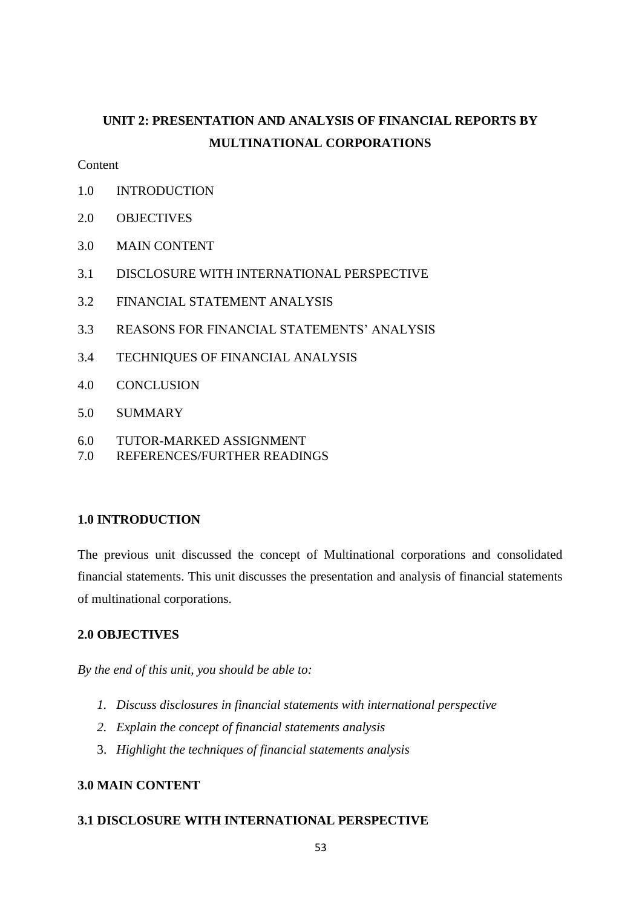# UNIT 2: PRESENTATION AND ANALYSIS OF FINANCIAL REPORTS BY MULTINATIONAL CORPORATIONS

Content

1.0 INTRODUCTION

2.0 OBJECTIVES

3.0 MAIN CONTENT

3.1 DISCLOSURE WITH INTERNATIONAL PERSPECTIVE

3.2 FINANCIAL STATEMENT ANALYSIS

3.3 REASONS FOR FINANCIAL STATEMENTS' ANALYSIS

3.4 TECHNIQUES OF FINANCIAL ANALYSIS

4.0 CONCLUSION

5.0 SUMMARY

6.0 TUTOR-MARKED ASSIGNMENT

7.0 REFERENCES/FURTHER READINGS

## 1.0 INTRODUCTION

The previous unit discussed the concept of Multinational corporations and consolidated financial statements. This unit discusses the presentation and analysis of financial statements of multinational corporations.

## 2.0 OBJECTIVES

*By the end of this unit, you should be able to:*

1. *Discuss disclosures in financial statements with international perspective*
2. *Explain the concept of financial statements analysis*
3. *Highlight the techniques of financial statements analysis*

## 3.0 MAIN CONTENT

### 3.1 DISCLOSURE WITH INTERNATIONAL PERSPECTIVE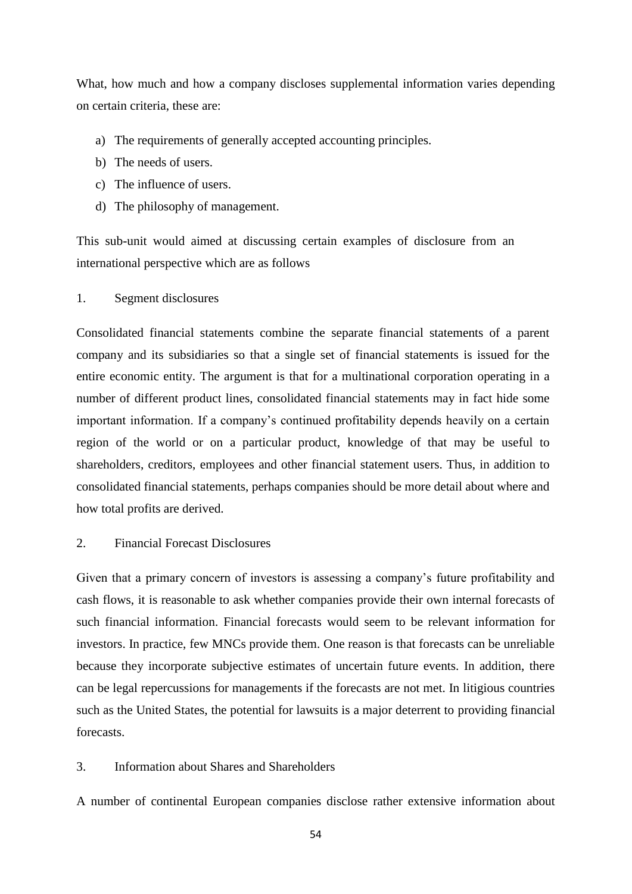What, how much and how a company discloses supplemental information varies depending on certain criteria, these are:

a) The requirements of generally accepted accounting principles.
b) The needs of users.
c) The influence of users.
d) The philosophy of management.

This sub-unit would aimed at discussing certain examples of disclosure from an international perspective which are as follows

1. Segment disclosures

Consolidated financial statements combine the separate financial statements of a parent company and its subsidiaries so that a single set of financial statements is issued for the entire economic entity. The argument is that for a multinational corporation operating in a number of different product lines, consolidated financial statements may in fact hide some important information. If a company's continued profitability depends heavily on a certain region of the world or on a particular product, knowledge of that may be useful to shareholders, creditors, employees and other financial statement users. Thus, in addition to consolidated financial statements, perhaps companies should be more detail about where and how total profits are derived.

2. Financial Forecast Disclosures

Given that a primary concern of investors is assessing a company's future profitability and cash flows, it is reasonable to ask whether companies provide their own internal forecasts of such financial information. Financial forecasts would seem to be relevant information for investors. In practice, few MNCs provide them. One reason is that forecasts can be unreliable because they incorporate subjective estimates of uncertain future events. In addition, there can be legal repercussions for managements if the forecasts are not met. In litigious countries such as the United States, the potential for lawsuits is a major deterrent to providing financial forecasts.

3. Information about Shares and Shareholders

A number of continental European companies disclose rather extensive information about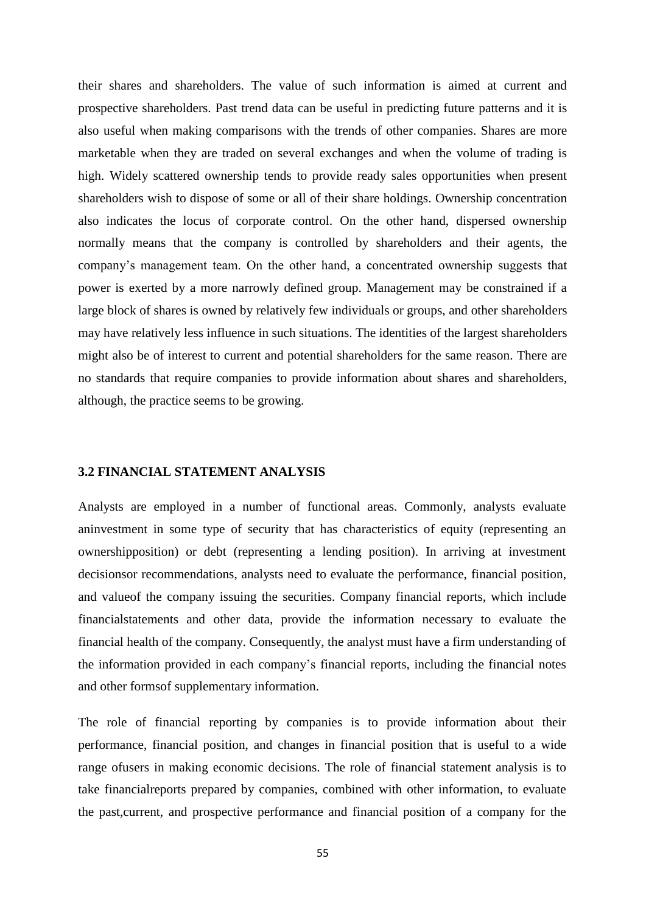their shares and shareholders. The value of such information is aimed at current and prospective shareholders. Past trend data can be useful in predicting future patterns and it is also useful when making comparisons with the trends of other companies. Shares are more marketable when they are traded on several exchanges and when the volume of trading is high. Widely scattered ownership tends to provide ready sales opportunities when present shareholders wish to dispose of some or all of their share holdings. Ownership concentration also indicates the locus of corporate control. On the other hand, dispersed ownership normally means that the company is controlled by shareholders and their agents, the company's management team. On the other hand, a concentrated ownership suggests that power is exerted by a more narrowly defined group. Management may be constrained if a large block of shares is owned by relatively few individuals or groups, and other shareholders may have relatively less influence in such situations. The identities of the largest shareholders might also be of interest to current and potential shareholders for the same reason. There are no standards that require companies to provide information about shares and shareholders, although, the practice seems to be growing.

### 3.2 FINANCIAL STATEMENT ANALYSIS

Analysts are employed in a number of functional areas. Commonly, analysts evaluate aninvestment in some type of security that has characteristics of equity (representing an ownershipposition) or debt (representing a lending position). In arriving at investment decisionsor recommendations, analysts need to evaluate the performance, financial position, and valueof the company issuing the securities. Company financial reports, which include financialstatements and other data, provide the information necessary to evaluate the financial health of the company. Consequently, the analyst must have a firm understanding of the information provided in each company's financial reports, including the financial notes and other formsof supplementary information.

The role of financial reporting by companies is to provide information about their performance, financial position, and changes in financial position that is useful to a wide range ofusers in making economic decisions. The role of financial statement analysis is to take financialreports prepared by companies, combined with other information, to evaluate the past,current, and prospective performance and financial position of a company for the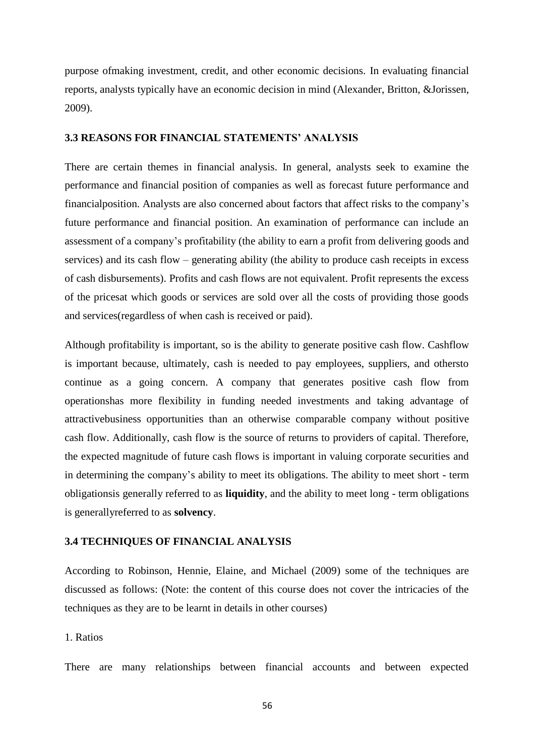purpose ofmaking investment, credit, and other economic decisions. In evaluating financial reports, analysts typically have an economic decision in mind (Alexander, Britton, &Jorissen, 2009).

### 3.3 REASONS FOR FINANCIAL STATEMENTS' ANALYSIS

There are certain themes in financial analysis. In general, analysts seek to examine the performance and financial position of companies as well as forecast future performance and financialposition. Analysts are also concerned about factors that affect risks to the company's future performance and financial position. An examination of performance can include an assessment of a company's profitability (the ability to earn a profit from delivering goods and services) and its cash flow – generating ability (the ability to produce cash receipts in excess of cash disbursements). Profits and cash flows are not equivalent. Profit represents the excess of the pricesat which goods or services are sold over all the costs of providing those goods and services(regardless of when cash is received or paid).

Although profitability is important, so is the ability to generate positive cash flow. Cashflow is important because, ultimately, cash is needed to pay employees, suppliers, and othersto continue as a going concern. A company that generates positive cash flow from operationshas more flexibility in funding needed investments and taking advantage of attractivebusiness opportunities than an otherwise comparable company without positive cash flow. Additionally, cash flow is the source of returns to providers of capital. Therefore, the expected magnitude of future cash flows is important in valuing corporate securities and in determining the company's ability to meet its obligations. The ability to meet short - term obligationsis generally referred to as **liquidity**, and the ability to meet long - term obligations is generallyreferred to as **solvency**.

### 3.4 TECHNIQUES OF FINANCIAL ANALYSIS

According to Robinson, Hennie, Elaine, and Michael (2009) some of the techniques are discussed as follows: (Note: the content of this course does not cover the intricacies of the techniques as they are to be learnt in details in other courses)

1. Ratios

There are many relationships between financial accounts and between expected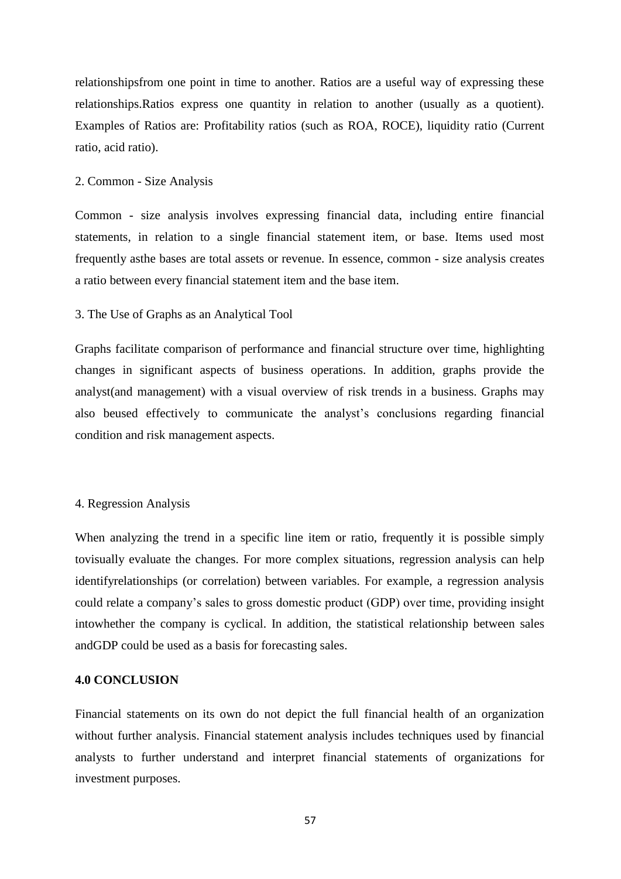relationshipsfrom one point in time to another. Ratios are a useful way of expressing these relationships.Ratios express one quantity in relation to another (usually as a quotient). Examples of Ratios are: Profitability ratios (such as ROA, ROCE), liquidity ratio (Current ratio, acid ratio).

2. Common - Size Analysis

Common - size analysis involves expressing financial data, including entire financial statements, in relation to a single financial statement item, or base. Items used most frequently asthe bases are total assets or revenue. In essence, common - size analysis creates a ratio between every financial statement item and the base item.

3. The Use of Graphs as an Analytical Tool

Graphs facilitate comparison of performance and financial structure over time, highlighting changes in significant aspects of business operations. In addition, graphs provide the analyst(and management) with a visual overview of risk trends in a business. Graphs may also beused effectively to communicate the analyst's conclusions regarding financial condition and risk management aspects.

4. Regression Analysis

When analyzing the trend in a specific line item or ratio, frequently it is possible simply tovisually evaluate the changes. For more complex situations, regression analysis can help identifyrelationships (or correlation) between variables. For example, a regression analysis could relate a company's sales to gross domestic product (GDP) over time, providing insight intowhether the company is cyclical. In addition, the statistical relationship between sales andGDP could be used as a basis for forecasting sales.

## 4.0 CONCLUSION

Financial statements on its own do not depict the full financial health of an organization without further analysis. Financial statement analysis includes techniques used by financial analysts to further understand and interpret financial statements of organizations for investment purposes.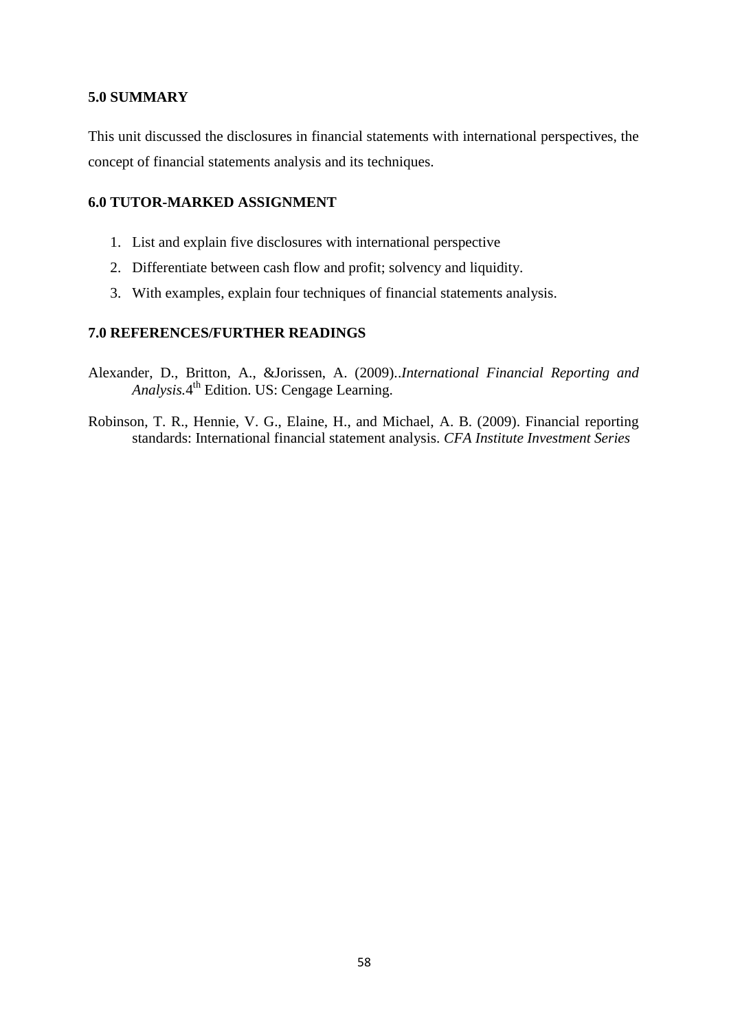## 5.0 SUMMARY

This unit discussed the disclosures in financial statements with international perspectives, the concept of financial statements analysis and its techniques.

## 6.0 TUTOR-MARKED ASSIGNMENT

1. List and explain five disclosures with international perspective
2. Differentiate between cash flow and profit; solvency and liquidity.
3. With examples, explain four techniques of financial statements analysis.

## 7.0 REFERENCES/FURTHER READINGS

Alexander, D., Britton, A., &Jorissen, A. (2009)..*International Financial Reporting and Analysis*.4th Edition. US: Cengage Learning.

Robinson, T. R., Hennie, V. G., Elaine, H., and Michael, A. B. (2009). Financial reporting standards: International financial statement analysis. *CFA Institute Investment Series*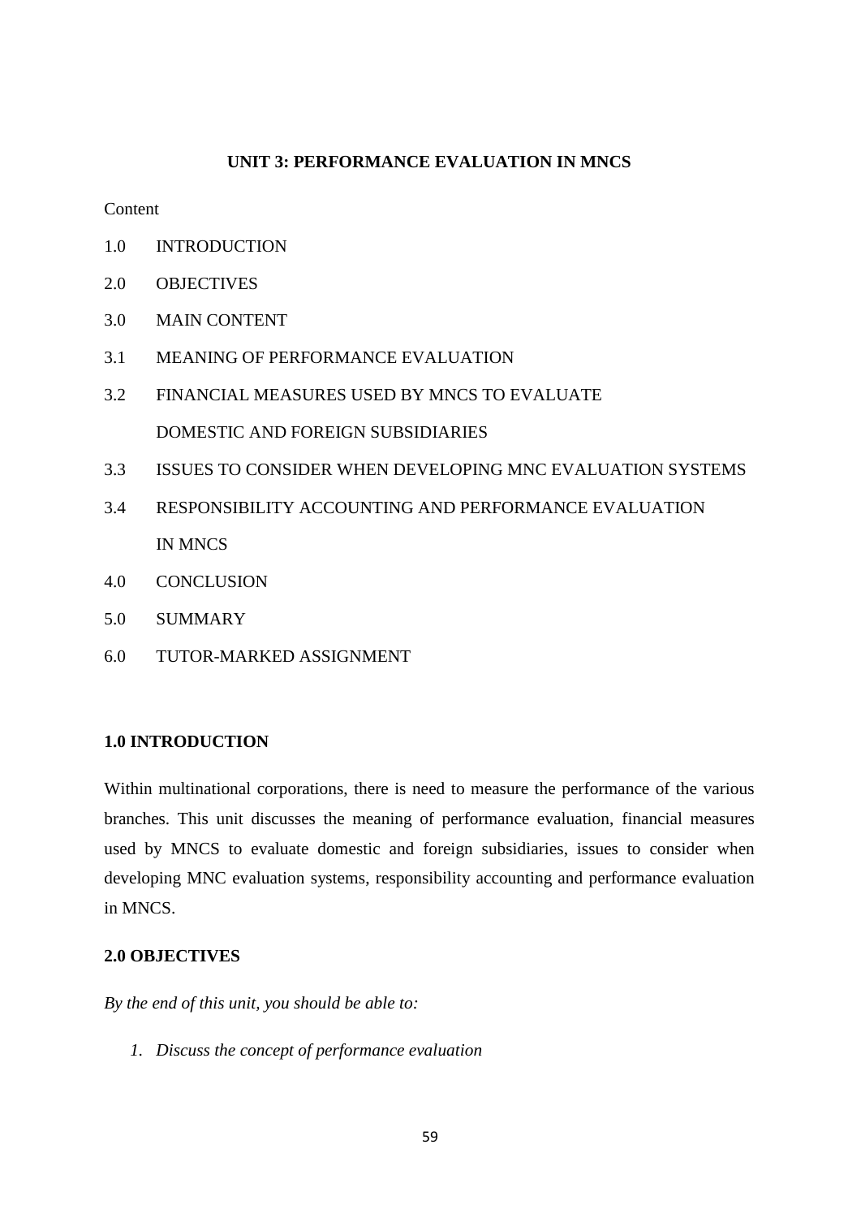## UNIT 3: PERFORMANCE EVALUATION IN MNCS

Content

1.0 INTRODUCTION

2.0 OBJECTIVES

3.0 MAIN CONTENT

3.1 MEANING OF PERFORMANCE EVALUATION

3.2 FINANCIAL MEASURES USED BY MNCS TO EVALUATE DOMESTIC AND FOREIGN SUBSIDIARIES

3.3 ISSUES TO CONSIDER WHEN DEVELOPING MNC EVALUATION SYSTEMS

3.4 RESPONSIBILITY ACCOUNTING AND PERFORMANCE EVALUATION IN MNCS

4.0 CONCLUSION

5.0 SUMMARY

6.0 TUTOR-MARKED ASSIGNMENT

### 1.0 INTRODUCTION

Within multinational corporations, there is need to measure the performance of the various branches. This unit discusses the meaning of performance evaluation, financial measures used by MNCS to evaluate domestic and foreign subsidiaries, issues to consider when developing MNC evaluation systems, responsibility accounting and performance evaluation in MNCS.

### 2.0 OBJECTIVES

*By the end of this unit, you should be able to:*

1. *Discuss the concept of performance evaluation*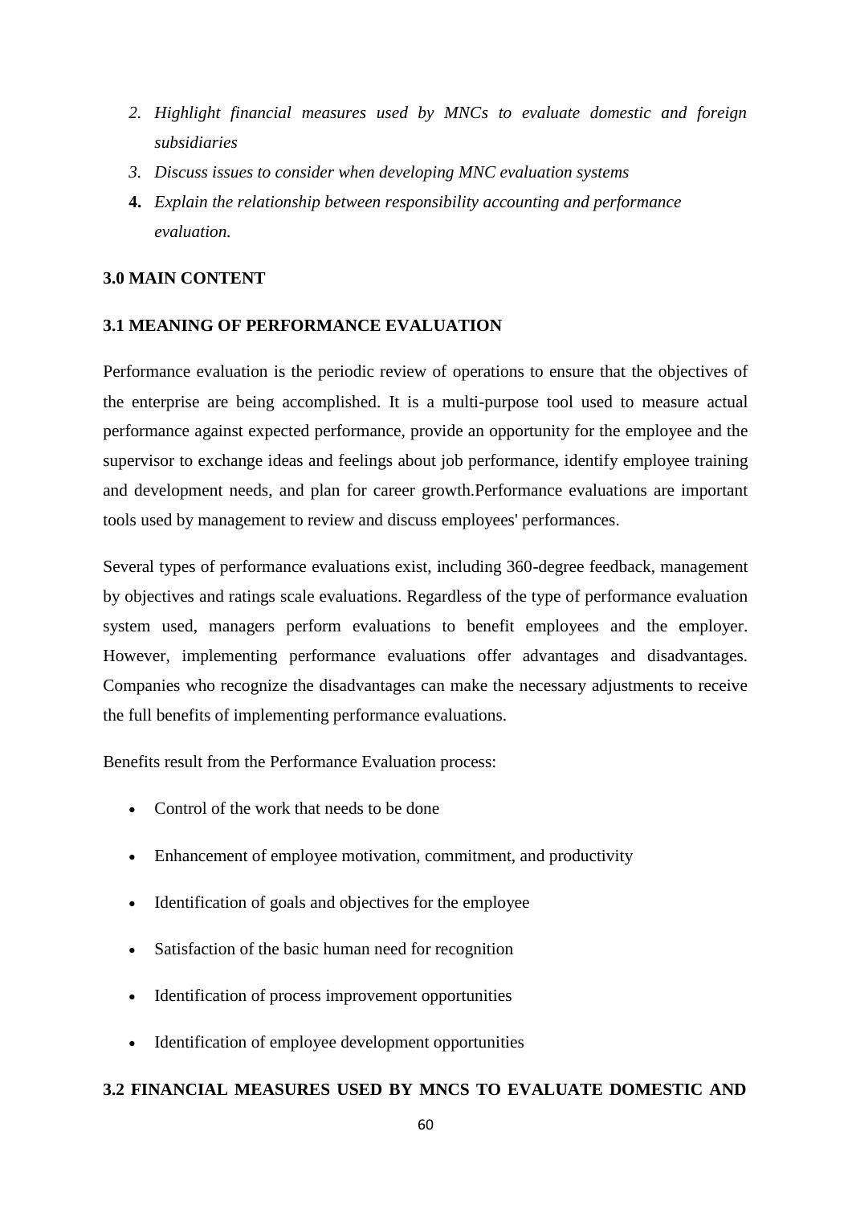2. *Highlight financial measures used by MNCs to evaluate domestic and foreign subsidiaries*
3. *Discuss issues to consider when developing MNC evaluation systems*
4. *Explain the relationship between responsibility accounting and performance evaluation.*

## 3.0 MAIN CONTENT

### 3.1 MEANING OF PERFORMANCE EVALUATION

Performance evaluation is the periodic review of operations to ensure that the objectives of the enterprise are being accomplished. It is a multi-purpose tool used to measure actual performance against expected performance, provide an opportunity for the employee and the supervisor to exchange ideas and feelings about job performance, identify employee training and development needs, and plan for career growth.Performance evaluations are important tools used by management to review and discuss employees' performances.

Several types of performance evaluations exist, including 360-degree feedback, management by objectives and ratings scale evaluations. Regardless of the type of performance evaluation system used, managers perform evaluations to benefit employees and the employer. However, implementing performance evaluations offer advantages and disadvantages. Companies who recognize the disadvantages can make the necessary adjustments to receive the full benefits of implementing performance evaluations.

Benefits result from the Performance Evaluation process:

- Control of the work that needs to be done
- Enhancement of employee motivation, commitment, and productivity
- Identification of goals and objectives for the employee
- Satisfaction of the basic human need for recognition
- Identification of process improvement opportunities
- Identification of employee development opportunities

### 3.2 FINANCIAL MEASURES USED BY MNCS TO EVALUATE DOMESTIC AND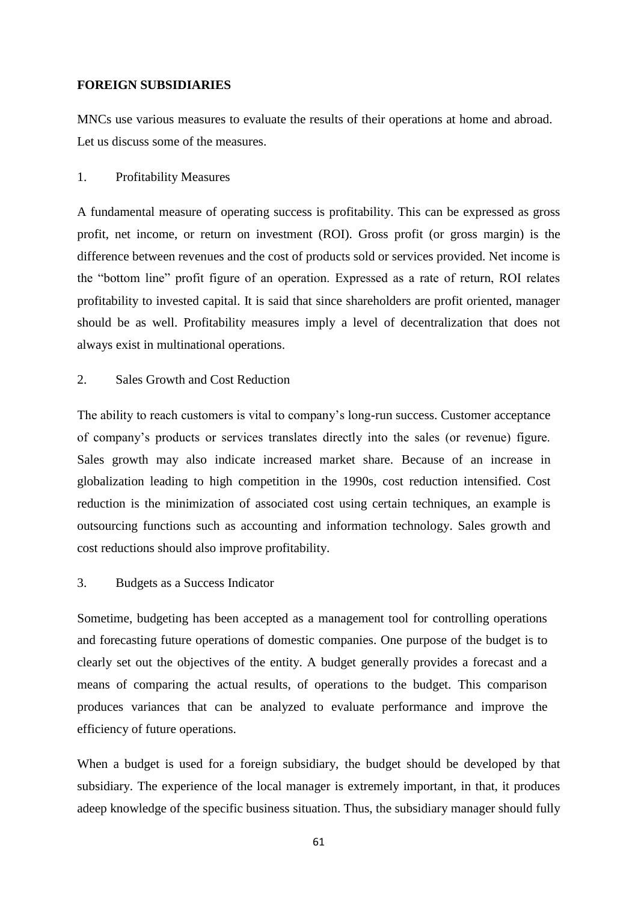**FOREIGN SUBSIDIARIES**

MNCs use various measures to evaluate the results of their operations at home and abroad. Let us discuss some of the measures.

1. Profitability Measures

A fundamental measure of operating success is profitability. This can be expressed as gross profit, net income, or return on investment (ROI). Gross profit (or gross margin) is the difference between revenues and the cost of products sold or services provided. Net income is the "bottom line" profit figure of an operation. Expressed as a rate of return, ROI relates profitability to invested capital. It is said that since shareholders are profit oriented, manager should be as well. Profitability measures imply a level of decentralization that does not always exist in multinational operations.

2. Sales Growth and Cost Reduction

The ability to reach customers is vital to company's long-run success. Customer acceptance of company's products or services translates directly into the sales (or revenue) figure. Sales growth may also indicate increased market share. Because of an increase in globalization leading to high competition in the 1990s, cost reduction intensified. Cost reduction is the minimization of associated cost using certain techniques, an example is outsourcing functions such as accounting and information technology. Sales growth and cost reductions should also improve profitability.

3. Budgets as a Success Indicator

Sometime, budgeting has been accepted as a management tool for controlling operations and forecasting future operations of domestic companies. One purpose of the budget is to clearly set out the objectives of the entity. A budget generally provides a forecast and a means of comparing the actual results, of operations to the budget. This comparison produces variances that can be analyzed to evaluate performance and improve the efficiency of future operations.

When a budget is used for a foreign subsidiary, the budget should be developed by that subsidiary. The experience of the local manager is extremely important, in that, it produces adeep knowledge of the specific business situation. Thus, the subsidiary manager should fully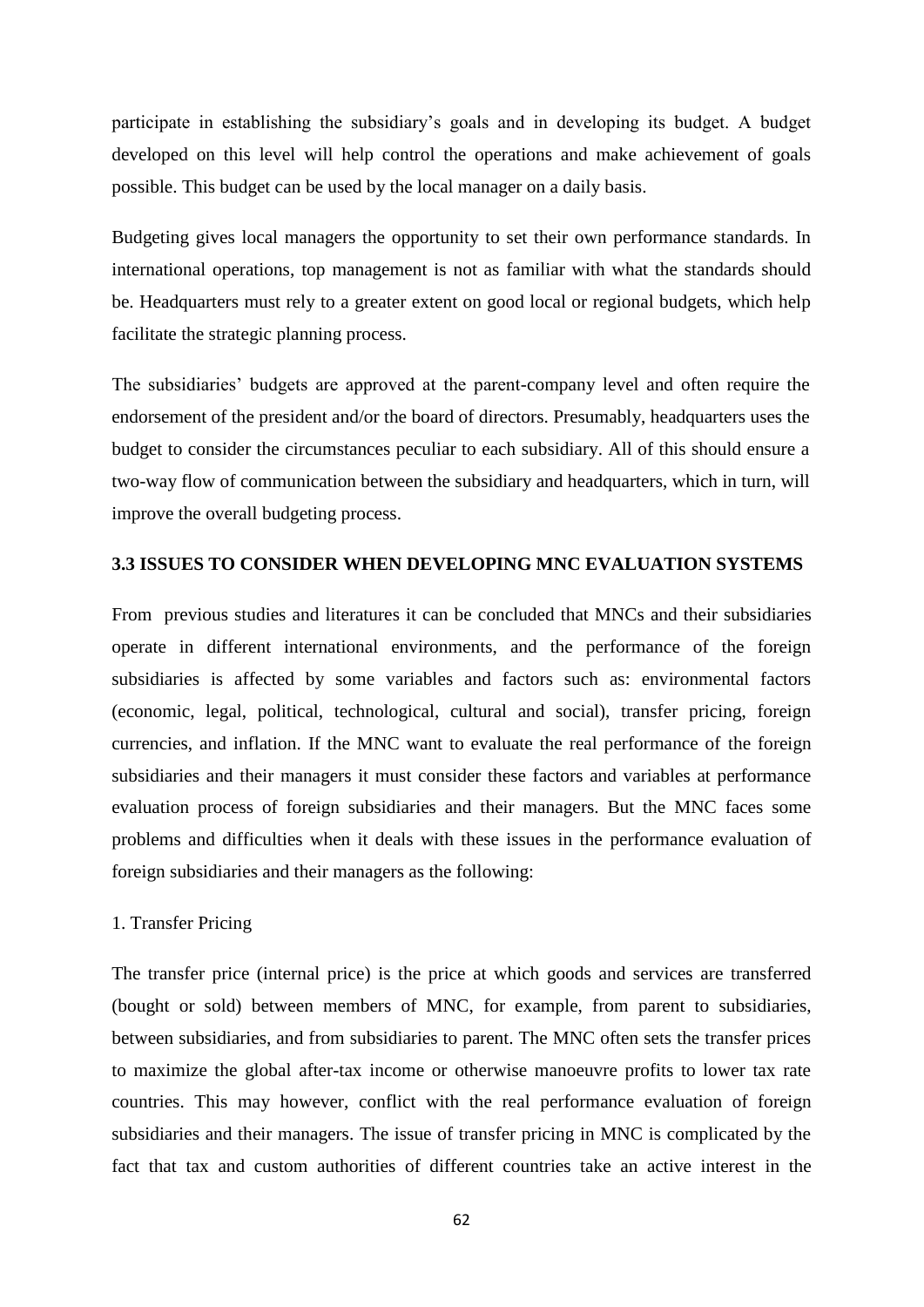participate in establishing the subsidiary's goals and in developing its budget. A budget developed on this level will help control the operations and make achievement of goals possible. This budget can be used by the local manager on a daily basis.

Budgeting gives local managers the opportunity to set their own performance standards. In international operations, top management is not as familiar with what the standards should be. Headquarters must rely to a greater extent on good local or regional budgets, which help facilitate the strategic planning process.

The subsidiaries' budgets are approved at the parent-company level and often require the endorsement of the president and/or the board of directors. Presumably, headquarters uses the budget to consider the circumstances peculiar to each subsidiary. All of this should ensure a two-way flow of communication between the subsidiary and headquarters, which in turn, will improve the overall budgeting process.

### 3.3 ISSUES TO CONSIDER WHEN DEVELOPING MNC EVALUATION SYSTEMS

From previous studies and literatures it can be concluded that MNCs and their subsidiaries operate in different international environments, and the performance of the foreign subsidiaries is affected by some variables and factors such as: environmental factors (economic, legal, political, technological, cultural and social), transfer pricing, foreign currencies, and inflation. If the MNC want to evaluate the real performance of the foreign subsidiaries and their managers it must consider these factors and variables at performance evaluation process of foreign subsidiaries and their managers. But the MNC faces some problems and difficulties when it deals with these issues in the performance evaluation of foreign subsidiaries and their managers as the following:

1. Transfer Pricing

The transfer price (internal price) is the price at which goods and services are transferred (bought or sold) between members of MNC, for example, from parent to subsidiaries, between subsidiaries, and from subsidiaries to parent. The MNC often sets the transfer prices to maximize the global after-tax income or otherwise manoeuvre profits to lower tax rate countries. This may however, conflict with the real performance evaluation of foreign subsidiaries and their managers. The issue of transfer pricing in MNC is complicated by the fact that tax and custom authorities of different countries take an active interest in the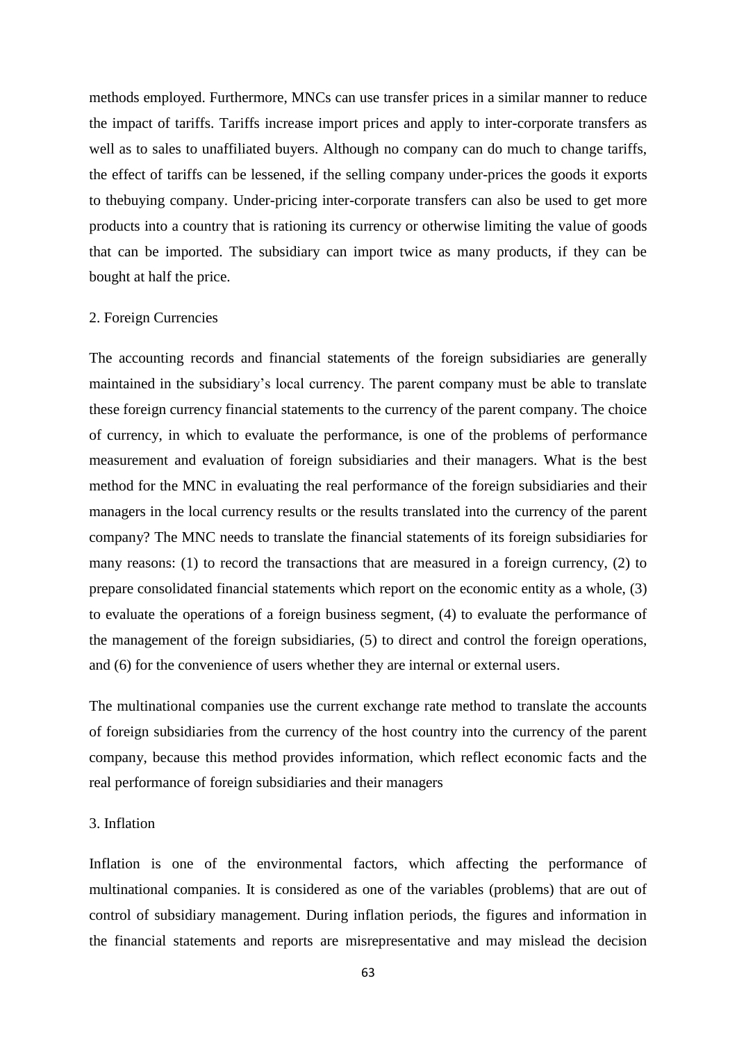methods employed. Furthermore, MNCs can use transfer prices in a similar manner to reduce the impact of tariffs. Tariffs increase import prices and apply to inter-corporate transfers as well as to sales to unaffiliated buyers. Although no company can do much to change tariffs, the effect of tariffs can be lessened, if the selling company under-prices the goods it exports to thebuying company. Under-pricing inter-corporate transfers can also be used to get more products into a country that is rationing its currency or otherwise limiting the value of goods that can be imported. The subsidiary can import twice as many products, if they can be bought at half the price.

2. Foreign Currencies

The accounting records and financial statements of the foreign subsidiaries are generally maintained in the subsidiary's local currency. The parent company must be able to translate these foreign currency financial statements to the currency of the parent company. The choice of currency, in which to evaluate the performance, is one of the problems of performance measurement and evaluation of foreign subsidiaries and their managers. What is the best method for the MNC in evaluating the real performance of the foreign subsidiaries and their managers in the local currency results or the results translated into the currency of the parent company? The MNC needs to translate the financial statements of its foreign subsidiaries for many reasons: (1) to record the transactions that are measured in a foreign currency, (2) to prepare consolidated financial statements which report on the economic entity as a whole, (3) to evaluate the operations of a foreign business segment, (4) to evaluate the performance of the management of the foreign subsidiaries, (5) to direct and control the foreign operations, and (6) for the convenience of users whether they are internal or external users.

The multinational companies use the current exchange rate method to translate the accounts of foreign subsidiaries from the currency of the host country into the currency of the parent company, because this method provides information, which reflect economic facts and the real performance of foreign subsidiaries and their managers

3. Inflation

Inflation is one of the environmental factors, which affecting the performance of multinational companies. It is considered as one of the variables (problems) that are out of control of subsidiary management. During inflation periods, the figures and information in the financial statements and reports are misrepresentative and may mislead the decision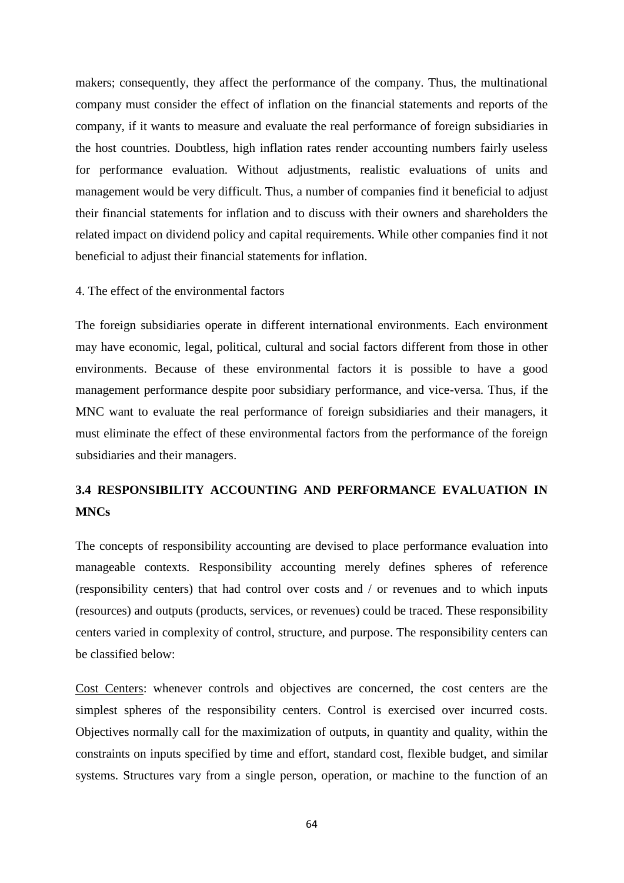makers; consequently, they affect the performance of the company. Thus, the multinational company must consider the effect of inflation on the financial statements and reports of the company, if it wants to measure and evaluate the real performance of foreign subsidiaries in the host countries. Doubtless, high inflation rates render accounting numbers fairly useless for performance evaluation. Without adjustments, realistic evaluations of units and management would be very difficult. Thus, a number of companies find it beneficial to adjust their financial statements for inflation and to discuss with their owners and shareholders the related impact on dividend policy and capital requirements. While other companies find it not beneficial to adjust their financial statements for inflation.

4. The effect of the environmental factors

The foreign subsidiaries operate in different international environments. Each environment may have economic, legal, political, cultural and social factors different from those in other environments. Because of these environmental factors it is possible to have a good management performance despite poor subsidiary performance, and vice-versa. Thus, if the MNC want to evaluate the real performance of foreign subsidiaries and their managers, it must eliminate the effect of these environmental factors from the performance of the foreign subsidiaries and their managers.

### 3.4 RESPONSIBILITY ACCOUNTING AND PERFORMANCE EVALUATION IN MNCs

The concepts of responsibility accounting are devised to place performance evaluation into manageable contexts. Responsibility accounting merely defines spheres of reference (responsibility centers) that had control over costs and / or revenues and to which inputs (resources) and outputs (products, services, or revenues) could be traced. These responsibility centers varied in complexity of control, structure, and purpose. The responsibility centers can be classified below:

Cost Centers: whenever controls and objectives are concerned, the cost centers are the simplest spheres of the responsibility centers. Control is exercised over incurred costs. Objectives normally call for the maximization of outputs, in quantity and quality, within the constraints on inputs specified by time and effort, standard cost, flexible budget, and similar systems. Structures vary from a single person, operation, or machine to the function of an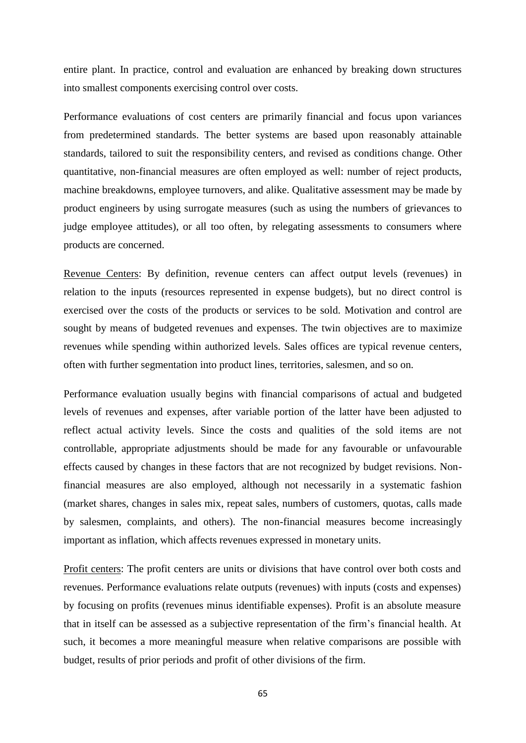entire plant. In practice, control and evaluation are enhanced by breaking down structures into smallest components exercising control over costs.

Performance evaluations of cost centers are primarily financial and focus upon variances from predetermined standards. The better systems are based upon reasonably attainable standards, tailored to suit the responsibility centers, and revised as conditions change. Other quantitative, non-financial measures are often employed as well: number of reject products, machine breakdowns, employee turnovers, and alike. Qualitative assessment may be made by product engineers by using surrogate measures (such as using the numbers of grievances to judge employee attitudes), or all too often, by relegating assessments to consumers where products are concerned.

Revenue Centers: By definition, revenue centers can affect output levels (revenues) in relation to the inputs (resources represented in expense budgets), but no direct control is exercised over the costs of the products or services to be sold. Motivation and control are sought by means of budgeted revenues and expenses. The twin objectives are to maximize revenues while spending within authorized levels. Sales offices are typical revenue centers, often with further segmentation into product lines, territories, salesmen, and so on.

Performance evaluation usually begins with financial comparisons of actual and budgeted levels of revenues and expenses, after variable portion of the latter have been adjusted to reflect actual activity levels. Since the costs and qualities of the sold items are not controllable, appropriate adjustments should be made for any favourable or unfavourable effects caused by changes in these factors that are not recognized by budget revisions. Non-financial measures are also employed, although not necessarily in a systematic fashion (market shares, changes in sales mix, repeat sales, numbers of customers, quotas, calls made by salesmen, complaints, and others). The non-financial measures become increasingly important as inflation, which affects revenues expressed in monetary units.

Profit centers: The profit centers are units or divisions that have control over both costs and revenues. Performance evaluations relate outputs (revenues) with inputs (costs and expenses) by focusing on profits (revenues minus identifiable expenses). Profit is an absolute measure that in itself can be assessed as a subjective representation of the firm's financial health. At such, it becomes a more meaningful measure when relative comparisons are possible with budget, results of prior periods and profit of other divisions of the firm.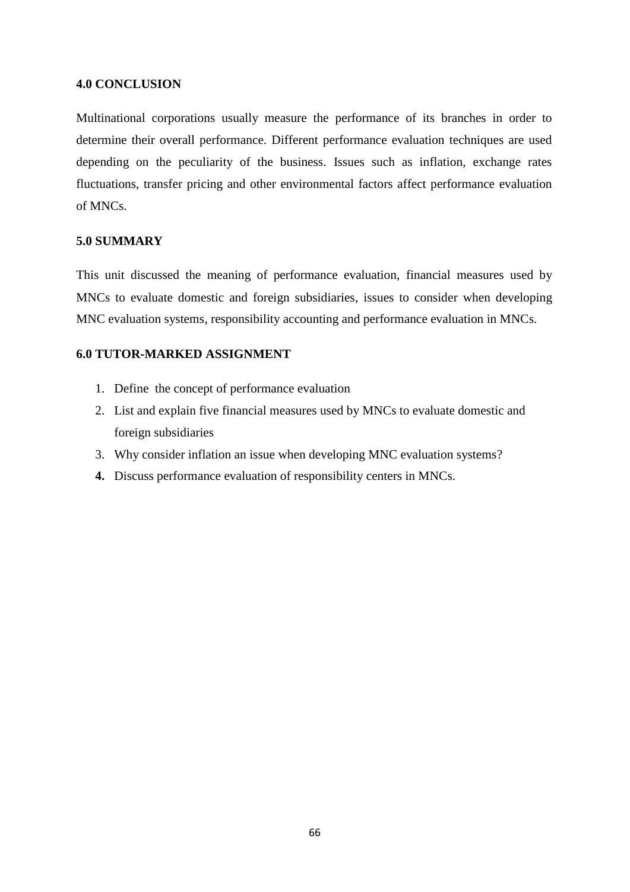**4.0 CONCLUSION**

Multinational corporations usually measure the performance of its branches in order to determine their overall performance. Different performance evaluation techniques are used depending on the peculiarity of the business. Issues such as inflation, exchange rates fluctuations, transfer pricing and other environmental factors affect performance evaluation of MNCs.

**5.0 SUMMARY**

This unit discussed the meaning of performance evaluation, financial measures used by MNCs to evaluate domestic and foreign subsidiaries, issues to consider when developing MNC evaluation systems, responsibility accounting and performance evaluation in MNCs.

**6.0 TUTOR-MARKED ASSIGNMENT**

1. Define the concept of performance evaluation
2. List and explain five financial measures used by MNCs to evaluate domestic and foreign subsidiaries
3. Why consider inflation an issue when developing MNC evaluation systems?
4. Discuss performance evaluation of responsibility centers in MNCs.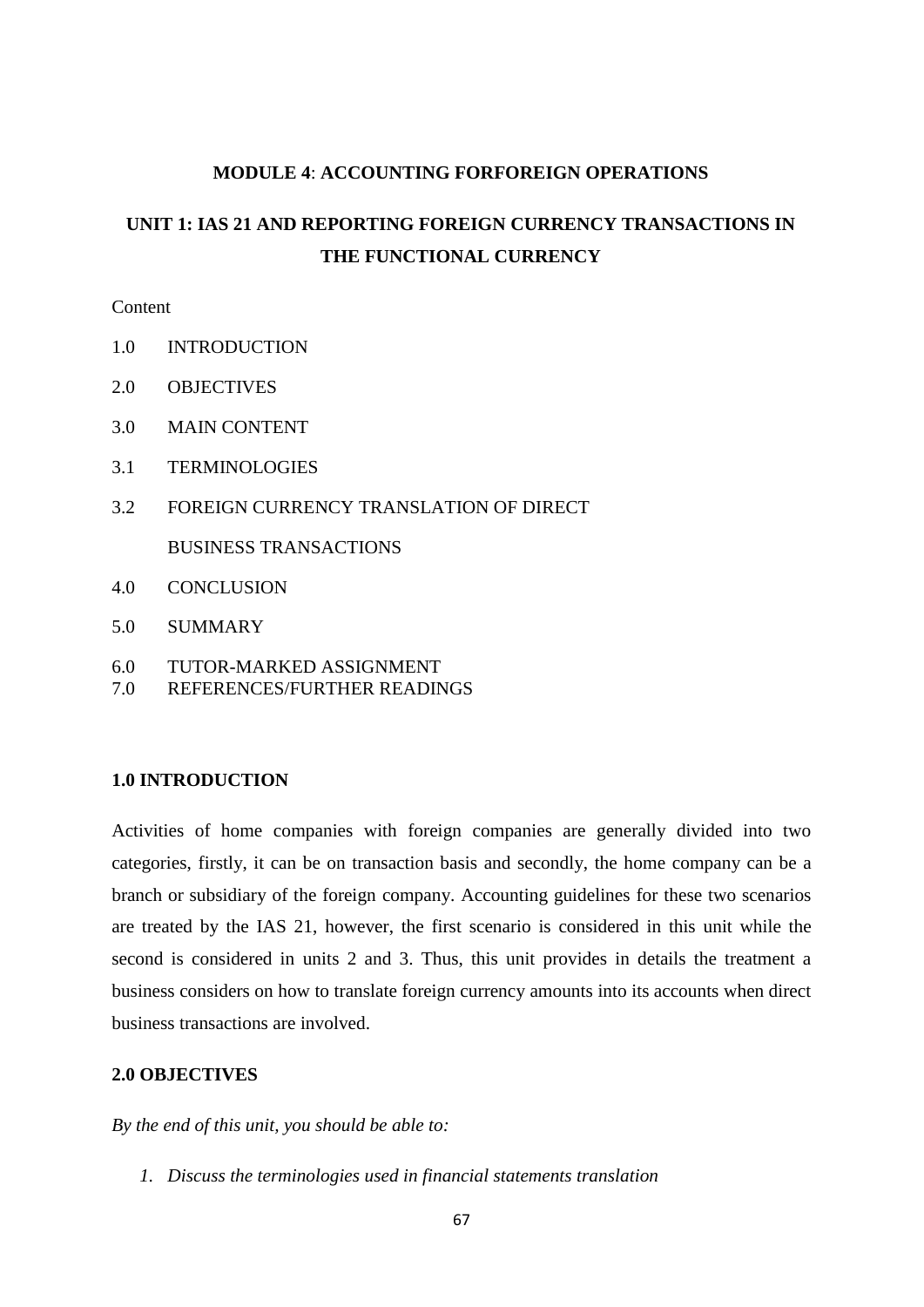**MODULE 4**: **ACCOUNTING FORFOREIGN OPERATIONS**

## UNIT 1: IAS 21 AND REPORTING FOREIGN CURRENCY TRANSACTIONS IN THE FUNCTIONAL CURRENCY

Content

1.0 INTRODUCTION

2.0 OBJECTIVES

3.0 MAIN CONTENT

3.1 TERMINOLOGIES

3.2 FOREIGN CURRENCY TRANSLATION OF DIRECT BUSINESS TRANSACTIONS

4.0 CONCLUSION

5.0 SUMMARY

6.0 TUTOR-MARKED ASSIGNMENT

7.0 REFERENCES/FURTHER READINGS

### 1.0 INTRODUCTION

Activities of home companies with foreign companies are generally divided into two categories, firstly, it can be on transaction basis and secondly, the home company can be a branch or subsidiary of the foreign company. Accounting guidelines for these two scenarios are treated by the IAS 21, however, the first scenario is considered in this unit while the second is considered in units 2 and 3. Thus, this unit provides in details the treatment a business considers on how to translate foreign currency amounts into its accounts when direct business transactions are involved.

### 2.0 OBJECTIVES

*By the end of this unit, you should be able to:*

1. *Discuss the terminologies used in financial statements translation*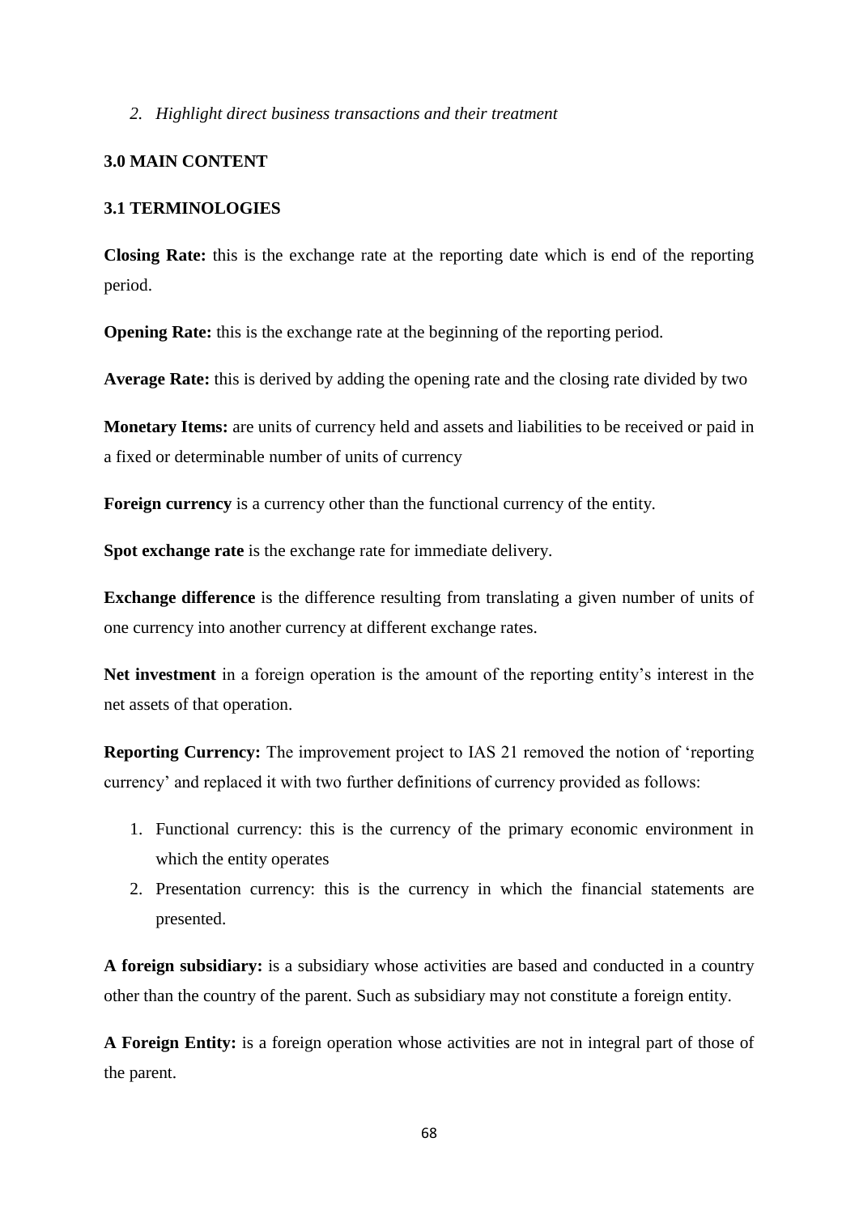2. *Highlight direct business transactions and their treatment*

## 3.0 MAIN CONTENT

### 3.1 TERMINOLOGIES

**Closing Rate:** this is the exchange rate at the reporting date which is end of the reporting period.

**Opening Rate:** this is the exchange rate at the beginning of the reporting period.

**Average Rate:** this is derived by adding the opening rate and the closing rate divided by two

**Monetary Items:** are units of currency held and assets and liabilities to be received or paid in a fixed or determinable number of units of currency

**Foreign currency** is a currency other than the functional currency of the entity.

**Spot exchange rate** is the exchange rate for immediate delivery.

**Exchange difference** is the difference resulting from translating a given number of units of one currency into another currency at different exchange rates.

**Net investment** in a foreign operation is the amount of the reporting entity's interest in the net assets of that operation.

**Reporting Currency:** The improvement project to IAS 21 removed the notion of 'reporting currency' and replaced it with two further definitions of currency provided as follows:

1. Functional currency: this is the currency of the primary economic environment in which the entity operates
2. Presentation currency: this is the currency in which the financial statements are presented.

**A foreign subsidiary:** is a subsidiary whose activities are based and conducted in a country other than the country of the parent. Such as subsidiary may not constitute a foreign entity.

**A Foreign Entity:** is a foreign operation whose activities are not in integral part of those of the parent.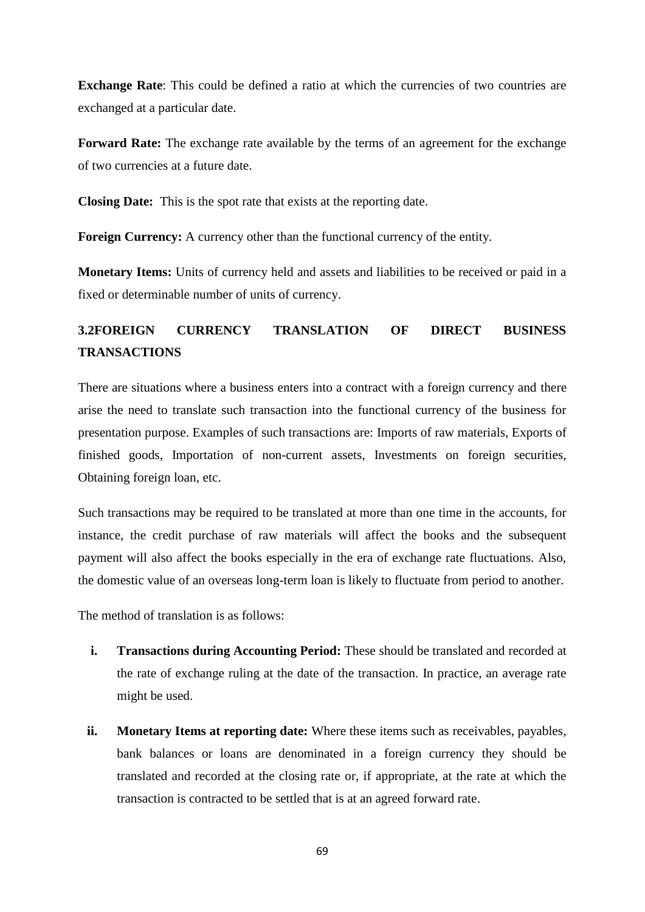**Exchange Rate**: This could be defined a ratio at which the currencies of two countries are exchanged at a particular date.

**Forward Rate:** The exchange rate available by the terms of an agreement for the exchange of two currencies at a future date.

**Closing Date:** This is the spot rate that exists at the reporting date.

**Foreign Currency:** A currency other than the functional currency of the entity.

**Monetary Items:** Units of currency held and assets and liabilities to be received or paid in a fixed or determinable number of units of currency.

## 3.2FOREIGN CURRENCY TRANSLATION OF DIRECT BUSINESS TRANSACTIONS

There are situations where a business enters into a contract with a foreign currency and there arise the need to translate such transaction into the functional currency of the business for presentation purpose. Examples of such transactions are: Imports of raw materials, Exports of finished goods, Importation of non-current assets, Investments on foreign securities, Obtaining foreign loan, etc.

Such transactions may be required to be translated at more than one time in the accounts, for instance, the credit purchase of raw materials will affect the books and the subsequent payment will also affect the books especially in the era of exchange rate fluctuations. Also, the domestic value of an overseas long-term loan is likely to fluctuate from period to another.

The method of translation is as follows:

i. **Transactions during Accounting Period:** These should be translated and recorded at the rate of exchange ruling at the date of the transaction. In practice, an average rate might be used.

ii. **Monetary Items at reporting date:** Where these items such as receivables, payables, bank balances or loans are denominated in a foreign currency they should be translated and recorded at the closing rate or, if appropriate, at the rate at which the transaction is contracted to be settled that is at an agreed forward rate.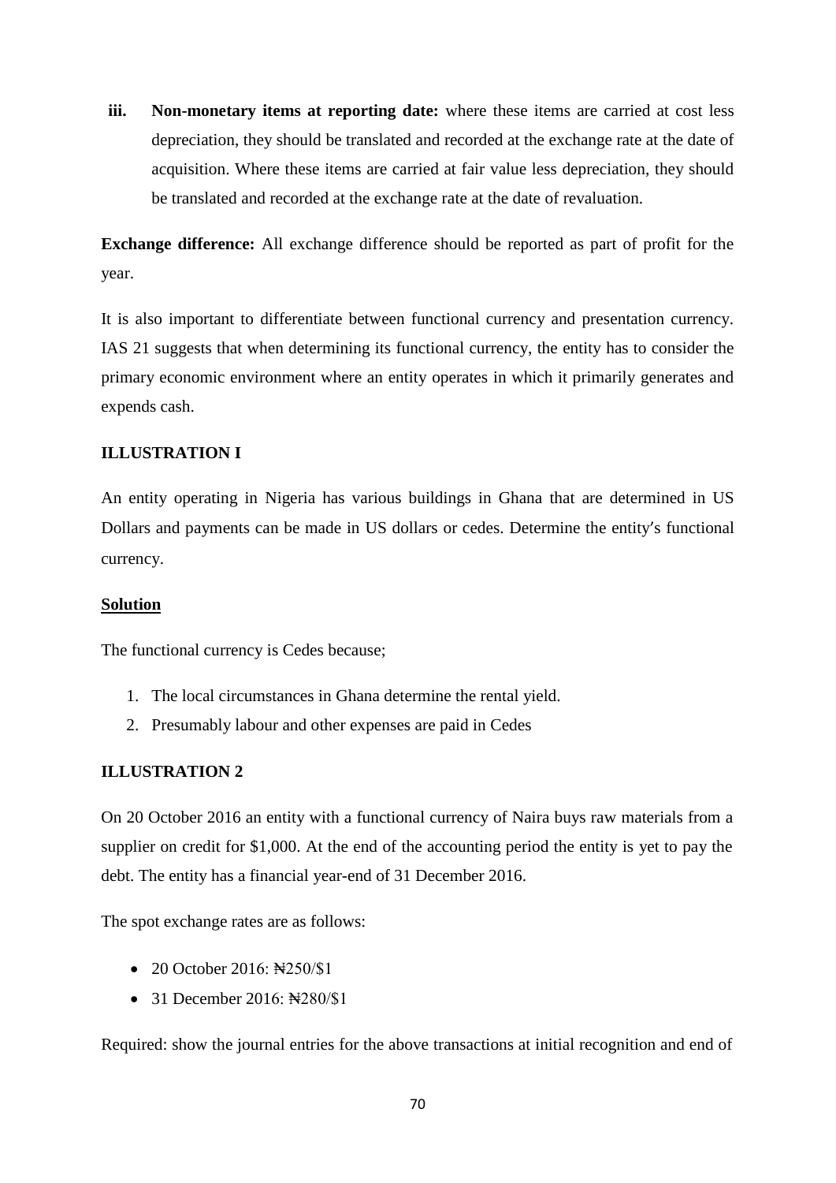iii. **Non-monetary items at reporting date:** where these items are carried at cost less depreciation, they should be translated and recorded at the exchange rate at the date of acquisition. Where these items are carried at fair value less depreciation, they should be translated and recorded at the exchange rate at the date of revaluation.

**Exchange difference:** All exchange difference should be reported as part of profit for the year.

It is also important to differentiate between functional currency and presentation currency. IAS 21 suggests that when determining its functional currency, the entity has to consider the primary economic environment where an entity operates in which it primarily generates and expends cash.

**ILLUSTRATION I**

An entity operating in Nigeria has various buildings in Ghana that are determined in US Dollars and payments can be made in US dollars or cedes. Determine the entity′s functional currency.

**Solution**

The functional currency is Cedes because;

1. The local circumstances in Ghana determine the rental yield.
2. Presumably labour and other expenses are paid in Cedes

**ILLUSTRATION 2**

On 20 October 2016 an entity with a functional currency of Naira buys raw materials from a supplier on credit for $1,000. At the end of the accounting period the entity is yet to pay the debt. The entity has a financial year-end of 31 December 2016.

The spot exchange rates are as follows:

- 20 October 2016: ₦250/$1
- 31 December 2016: ₦280/$1

Required: show the journal entries for the above transactions at initial recognition and end of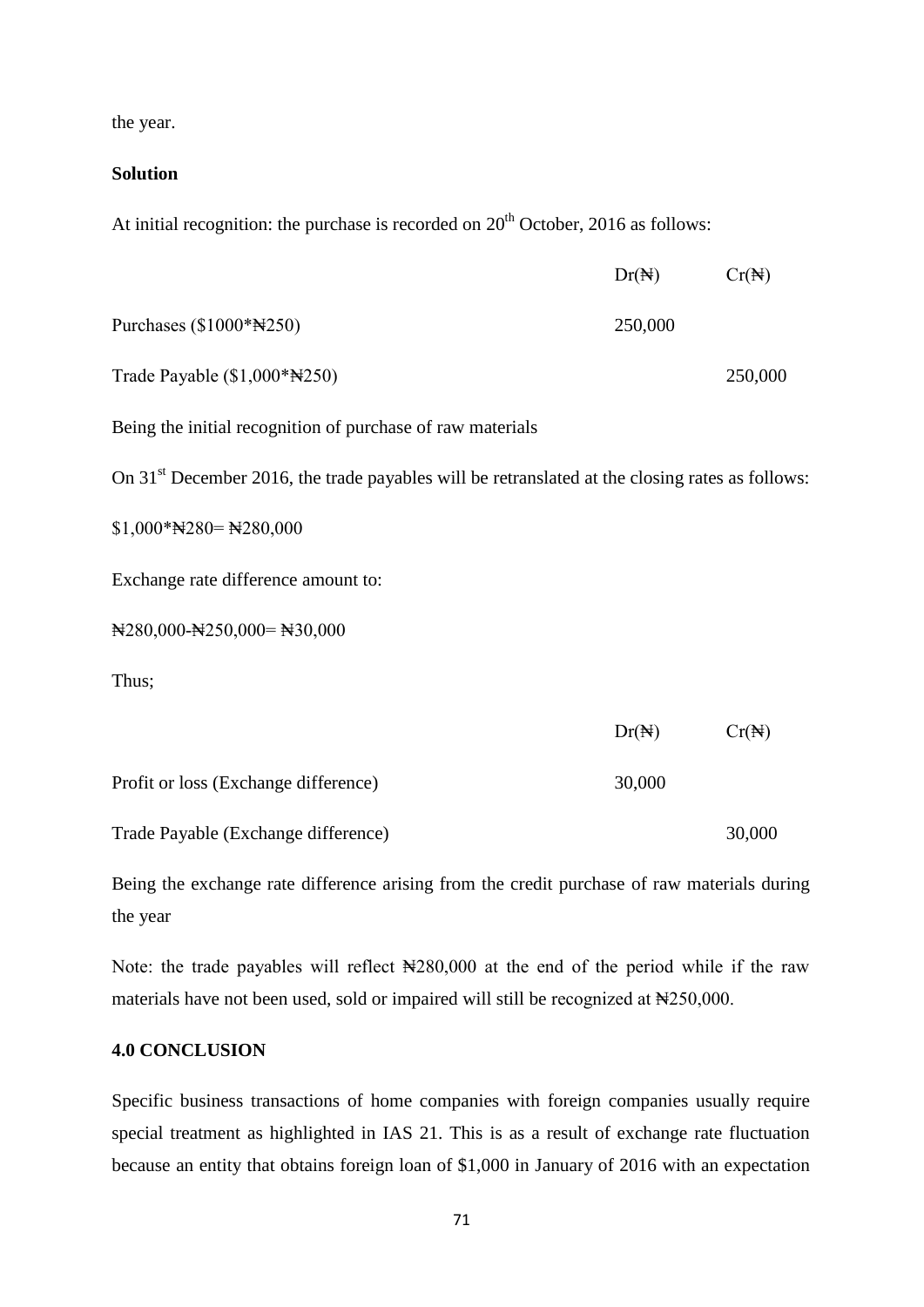the year.

**Solution**

At initial recognition: the purchase is recorded on 20th October, 2016 as follows:

| | Dr(₦) | Cr(₦) |
|---|---|---|
| Purchases ($1000*₦250) | 250,000 | |
| Trade Payable ($1,000*₦250) | | 250,000 |

Being the initial recognition of purchase of raw materials

On 31st December 2016, the trade payables will be retranslated at the closing rates as follows:

$1,000*₦280= ₦280,000

Exchange rate difference amount to:

₦280,000-₦250,000= ₦30,000

Thus;

| | Dr(₦) | Cr(₦) |
|---|---|---|
| Profit or loss (Exchange difference) | 30,000 | |
| Trade Payable (Exchange difference) | | 30,000 |

Being the exchange rate difference arising from the credit purchase of raw materials during the year

Note: the trade payables will reflect ₦280,000 at the end of the period while if the raw materials have not been used, sold or impaired will still be recognized at ₦250,000.

**4.0 CONCLUSION**

Specific business transactions of home companies with foreign companies usually require special treatment as highlighted in IAS 21. This is as a result of exchange rate fluctuation because an entity that obtains foreign loan of $1,000 in January of 2016 with an expectation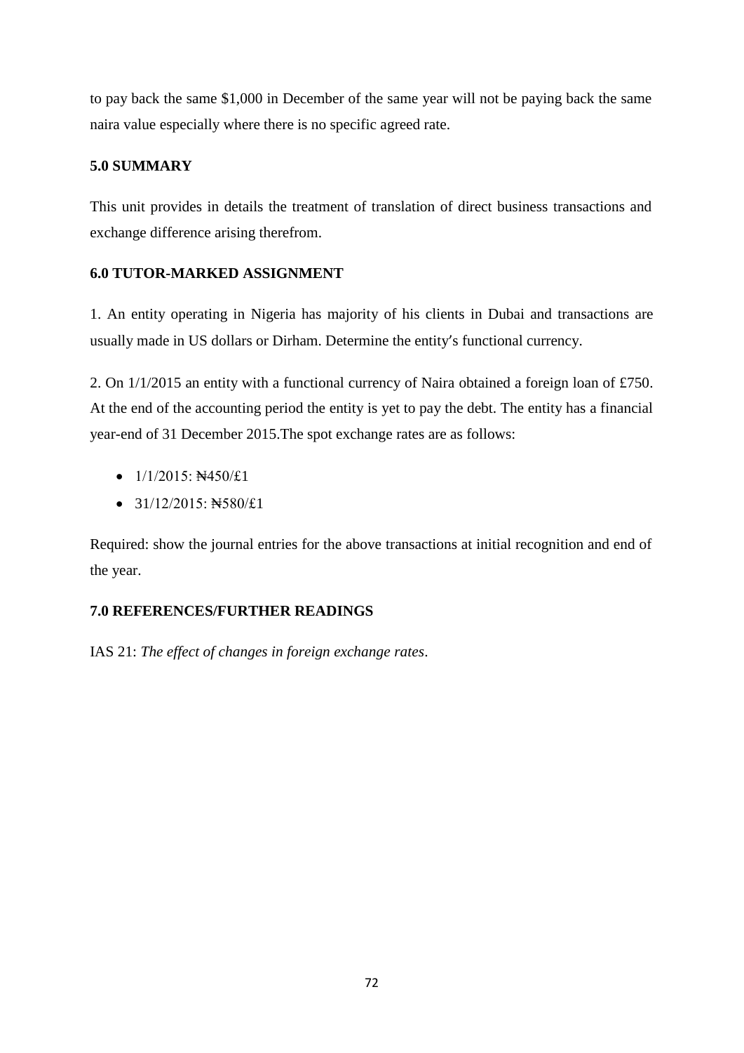to pay back the same $1,000 in December of the same year will not be paying back the same naira value especially where there is no specific agreed rate.

## 5.0 SUMMARY

This unit provides in details the treatment of translation of direct business transactions and exchange difference arising therefrom.

## 6.0 TUTOR-MARKED ASSIGNMENT

1. An entity operating in Nigeria has majority of his clients in Dubai and transactions are usually made in US dollars or Dirham. Determine the entity's functional currency.

2. On 1/1/2015 an entity with a functional currency of Naira obtained a foreign loan of £750. At the end of the accounting period the entity is yet to pay the debt. The entity has a financial year-end of 31 December 2015.The spot exchange rates are as follows:

- 1/1/2015: ₦450/£1
- 31/12/2015: ₦580/£1

Required: show the journal entries for the above transactions at initial recognition and end of the year.

## 7.0 REFERENCES/FURTHER READINGS

IAS 21: *The effect of changes in foreign exchange rates*.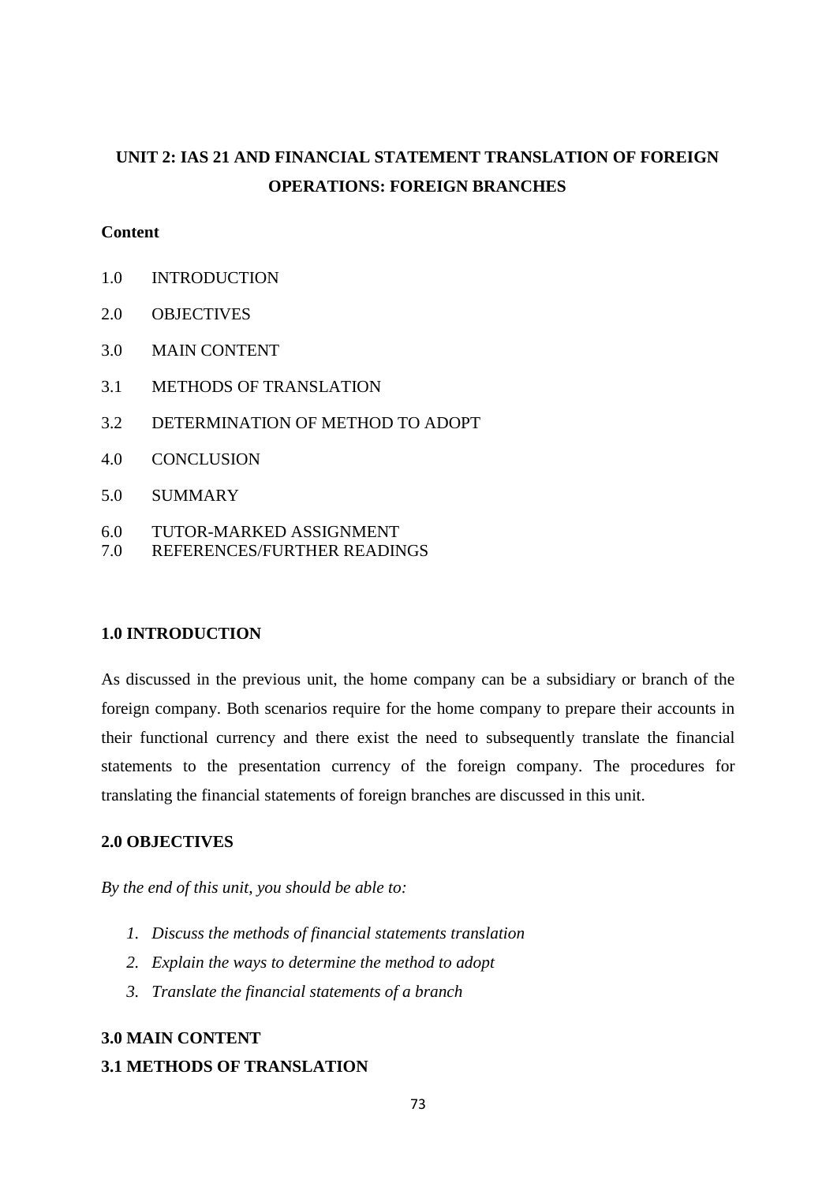# UNIT 2: IAS 21 AND FINANCIAL STATEMENT TRANSLATION OF FOREIGN OPERATIONS: FOREIGN BRANCHES

**Content**

1.0 INTRODUCTION

2.0 OBJECTIVES

3.0 MAIN CONTENT

3.1 METHODS OF TRANSLATION

3.2 DETERMINATION OF METHOD TO ADOPT

4.0 CONCLUSION

5.0 SUMMARY

6.0 TUTOR-MARKED ASSIGNMENT

7.0 REFERENCES/FURTHER READINGS

## 1.0 INTRODUCTION

As discussed in the previous unit, the home company can be a subsidiary or branch of the foreign company. Both scenarios require for the home company to prepare their accounts in their functional currency and there exist the need to subsequently translate the financial statements to the presentation currency of the foreign company. The procedures for translating the financial statements of foreign branches are discussed in this unit.

## 2.0 OBJECTIVES

*By the end of this unit, you should be able to:*

1. *Discuss the methods of financial statements translation*
2. *Explain the ways to determine the method to adopt*
3. *Translate the financial statements of a branch*

## 3.0 MAIN CONTENT

### 3.1 METHODS OF TRANSLATION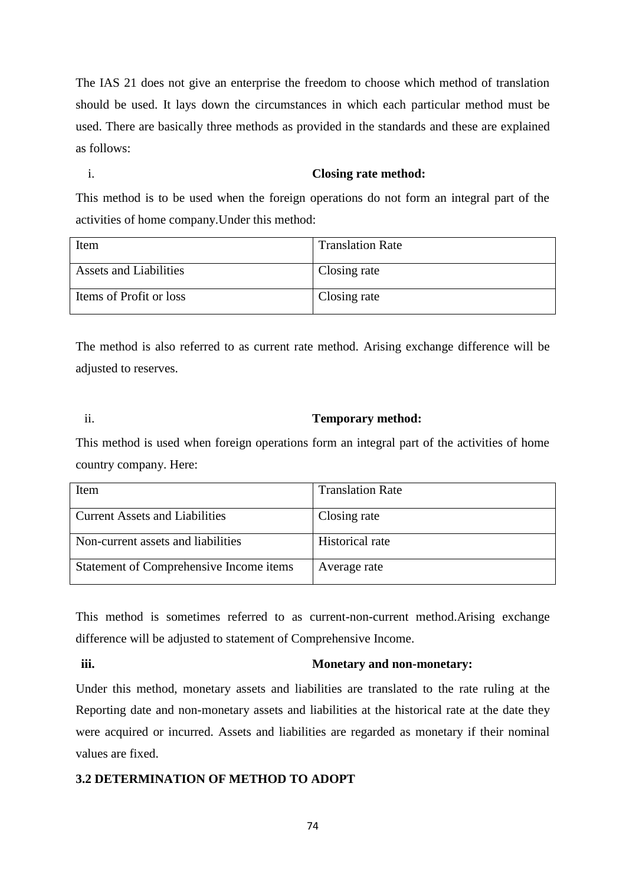The IAS 21 does not give an enterprise the freedom to choose which method of translation should be used. It lays down the circumstances in which each particular method must be used. There are basically three methods as provided in the standards and these are explained as follows:

i. **Closing rate method:**

This method is to be used when the foreign operations do not form an integral part of the activities of home company.Under this method:

| Item | Translation Rate |
|---|---|
| Assets and Liabilities | Closing rate |
| Items of Profit or loss | Closing rate |

The method is also referred to as current rate method. Arising exchange difference will be adjusted to reserves.

ii. **Temporary method:**

This method is used when foreign operations form an integral part of the activities of home country company. Here:

| Item | Translation Rate |
|---|---|
| Current Assets and Liabilities | Closing rate |
| Non-current assets and liabilities | Historical rate |
| Statement of Comprehensive Income items | Average rate |

This method is sometimes referred to as current-non-current method.Arising exchange difference will be adjusted to statement of Comprehensive Income.

**iii. Monetary and non-monetary:**

Under this method, monetary assets and liabilities are translated to the rate ruling at the Reporting date and non-monetary assets and liabilities at the historical rate at the date they were acquired or incurred. Assets and liabilities are regarded as monetary if their nominal values are fixed.

### 3.2 DETERMINATION OF METHOD TO ADOPT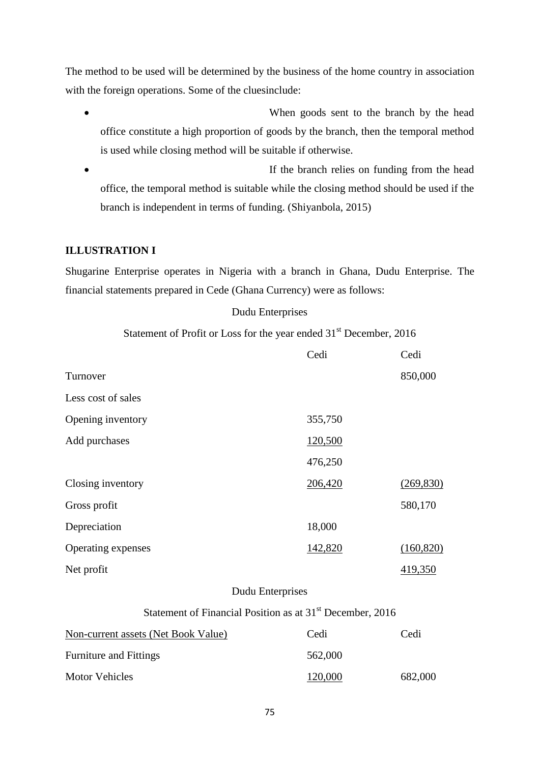The method to be used will be determined by the business of the home country in association with the foreign operations. Some of the cluesinclude:

- When goods sent to the branch by the head office constitute a high proportion of goods by the branch, then the temporal method is used while closing method will be suitable if otherwise.
- If the branch relies on funding from the head office, the temporal method is suitable while the closing method should be used if the branch is independent in terms of funding. (Shiyanbola, 2015)

**ILLUSTRATION I**

Shugarine Enterprise operates in Nigeria with a branch in Ghana, Dudu Enterprise. The financial statements prepared in Cede (Ghana Currency) were as follows:

Dudu Enterprises

Statement of Profit or Loss for the year ended 31st December, 2016

| | Cedi | Cedi |
|---|---|---|
| Turnover | | 850,000 |
| Less cost of sales | | |
| Opening inventory | 355,750 | |
| Add purchases | 120,500 | |
| | 476,250 | |
| Closing inventory | 206,420 | (269,830) |
| Gross profit | | 580,170 |
| Depreciation | 18,000 | |
| Operating expenses | 142,820 | (160,820) |
| Net profit | | 419,350 |

Dudu Enterprises

Statement of Financial Position as at 31st December, 2016

| Non-current assets (Net Book Value) | Cedi | Cedi |
|---|---|---|
| Furniture and Fittings | 562,000 | |
| Motor Vehicles | 120,000 | 682,000 |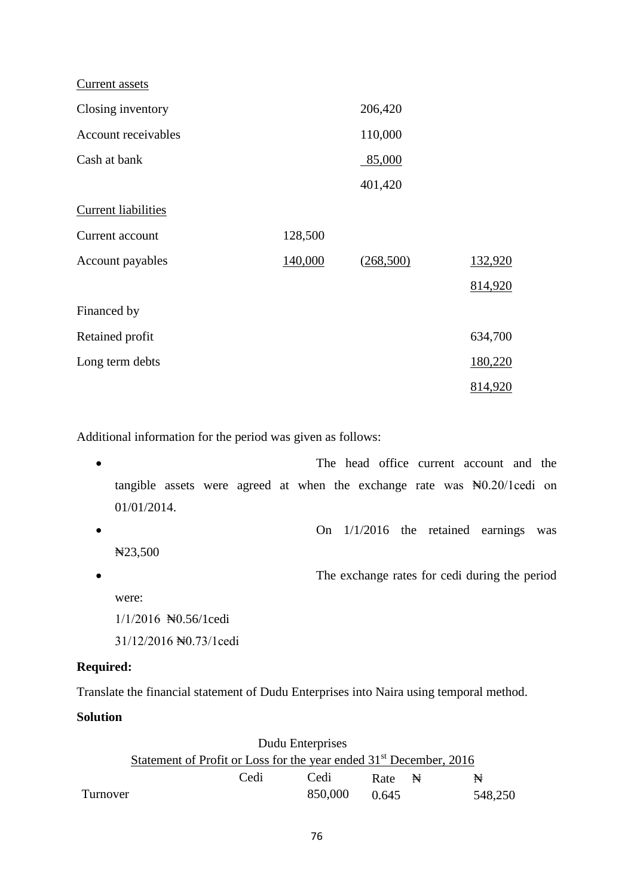| | | | |
|---|---|---|---|
| Current assets | | | |
| Closing inventory | | 206,420 | |
| Account receivables | | 110,000 | |
| Cash at bank | | 85,000 | |
| | | 401,420 | |
| Current liabilities | | | |
| Current account | 128,500 | | |
| Account payables | 140,000 | (268,500) | 132,920 |
| | | | 814,920 |
| Financed by | | | |
| Retained profit | | | 634,700 |
| Long term debts | | | 180,220 |
| | | | 814,920 |

Additional information for the period was given as follows:

- The head office current account and the tangible assets were agreed at when the exchange rate was ₦0.20/1cedi on 01/01/2014.
- On 1/1/2016 the retained earnings was ₦23,500
- The exchange rates for cedi during the period were:
  1/1/2016 ₦0.56/1cedi
  31/12/2016 ₦0.73/1cedi

**Required:**

Translate the financial statement of Dudu Enterprises into Naira using temporal method.

**Solution**

Dudu Enterprises
Statement of Profit or Loss for the year ended 31st December, 2016

| | Cedi | Cedi | Rate | ₦ | ₦ |
|---|---|---|---|---|---|
| Turnover | | 850,000 | 0.645 | | 548,250 |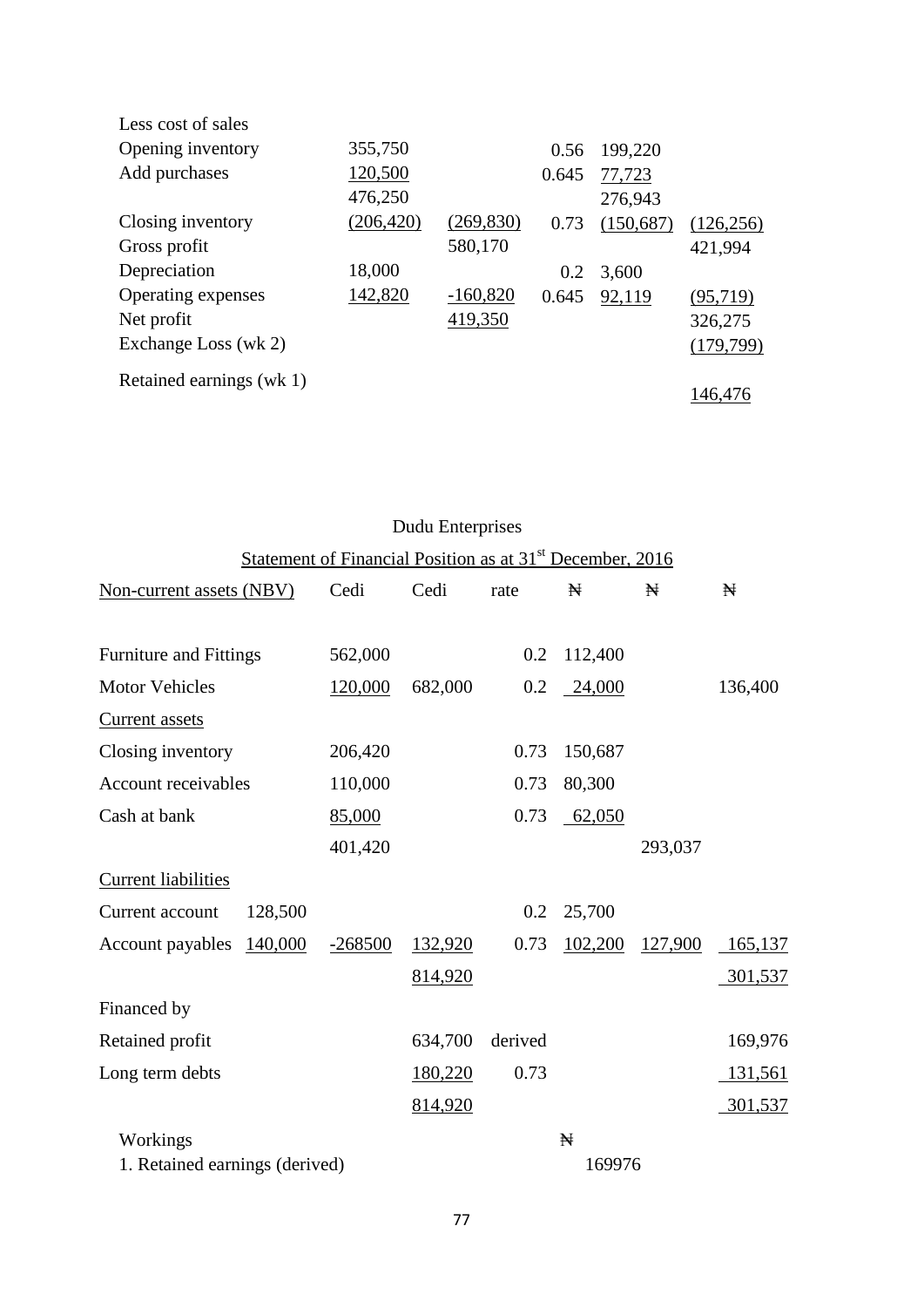| | | | | | |
|---|---|---|---|---|---|
| Less cost of sales | | | | | |
| Opening inventory | 355,750 | | 0.56 | 199,220 | |
| Add purchases | 120,500 | | 0.645 | 77,723 | |
| | 476,250 | | | 276,943 | |
| Closing inventory | (206,420) | (269,830) | 0.73 | (150,687) | (126,256) |
| Gross profit | | 580,170 | | | 421,994 |
| Depreciation | 18,000 | | 0.2 | 3,600 | |
| Operating expenses | 142,820 | -160,820 | 0.645 | 92,119 | (95,719) |
| Net profit | | 419,350 | | | 326,275 |
| Exchange Loss (wk 2) | | | | | (179,799) |
| Retained earnings (wk 1) | | | | | 146,476 |

Dudu Enterprises

Statement of Financial Position as at 31st December, 2016

| Non-current assets (NBV) | | Cedi | Cedi | rate | ₦ | ₦ | ₦ |
|---|---|---|---|---|---|---|---|
| Furniture and Fittings | | 562,000 | | 0.2 | 112,400 | | |
| Motor Vehicles | | 120,000 | 682,000 | 0.2 | 24,000 | | 136,400 |
| Current assets | | | | | | | |
| Closing inventory | | 206,420 | | 0.73 | 150,687 | | |
| Account receivables | | 110,000 | | 0.73 | 80,300 | | |
| Cash at bank | | 85,000 | | 0.73 | 62,050 | | |
| | | 401,420 | | | | 293,037 | |
| Current liabilities | | | | | | | |
| Current account | 128,500 | | | 0.2 | 25,700 | | |
| Account payables | 140,000 | -268500 | 132,920 | 0.73 | 102,200 | 127,900 | 165,137 |
| | | | 814,920 | | | | 301,537 |
| Financed by | | | | | | | |
| Retained profit | | | 634,700 | derived | | | 169,976 |
| Long term debts | | | 180,220 | 0.73 | | | 131,561 |
| | | | 814,920 | | | | 301,537 |

Workings ₦

1. Retained earnings (derived) 169976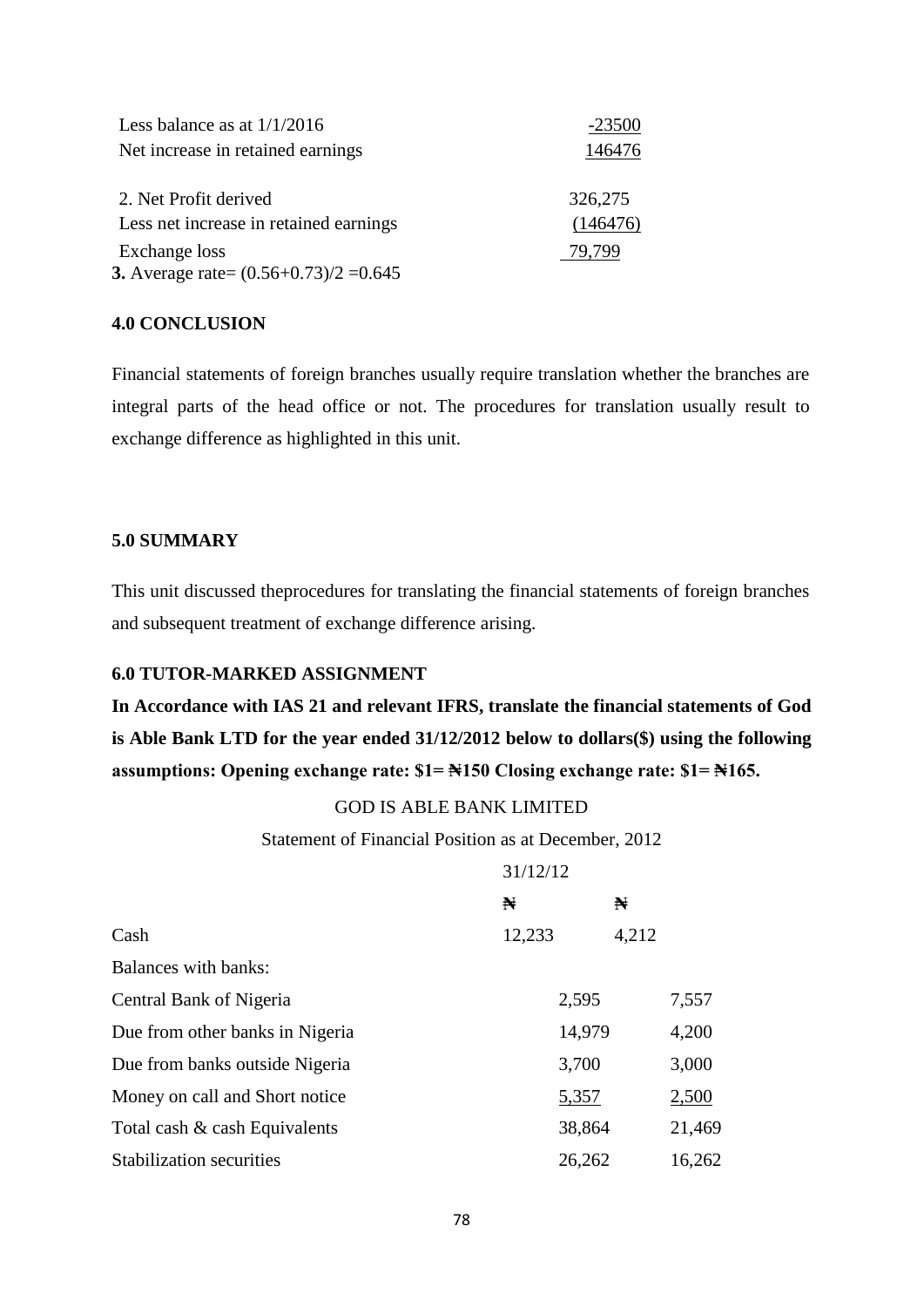| | |
|---|---|
| Less balance as at 1/1/2016 | -23500 |
| Net increase in retained earnings | 146476 |
| | |
| 2. Net Profit derived | 326,275 |
| Less net increase in retained earnings | (146476) |
| Exchange loss | 79,799 |

**3.** Average rate= (0.56+0.73)/2 =0.645

## 4.0 CONCLUSION

Financial statements of foreign branches usually require translation whether the branches are integral parts of the head office or not. The procedures for translation usually result to exchange difference as highlighted in this unit.

## 5.0 SUMMARY

This unit discussed theprocedures for translating the financial statements of foreign branches and subsequent treatment of exchange difference arising.

## 6.0 TUTOR-MARKED ASSIGNMENT

**In Accordance with IAS 21 and relevant IFRS, translate the financial statements of God is Able Bank LTD for the year ended 31/12/2012 below to dollars($) using the following assumptions: Opening exchange rate: $1= ₦150 Closing exchange rate: $1= ₦165.**

GOD IS ABLE BANK LIMITED

Statement of Financial Position as at December, 2012

| | 31/12/12 | |
|---|---|---|
| | ₦ | ₦ |
| Cash | 12,233 | 4,212 |
| Balances with banks: | | |
| Central Bank of Nigeria | 2,595 | 7,557 |
| Due from other banks in Nigeria | 14,979 | 4,200 |
| Due from banks outside Nigeria | 3,700 | 3,000 |
| Money on call and Short notice | 5,357 | 2,500 |
| Total cash & cash Equivalents | 38,864 | 21,469 |
| Stabilization securities | 26,262 | 16,262 |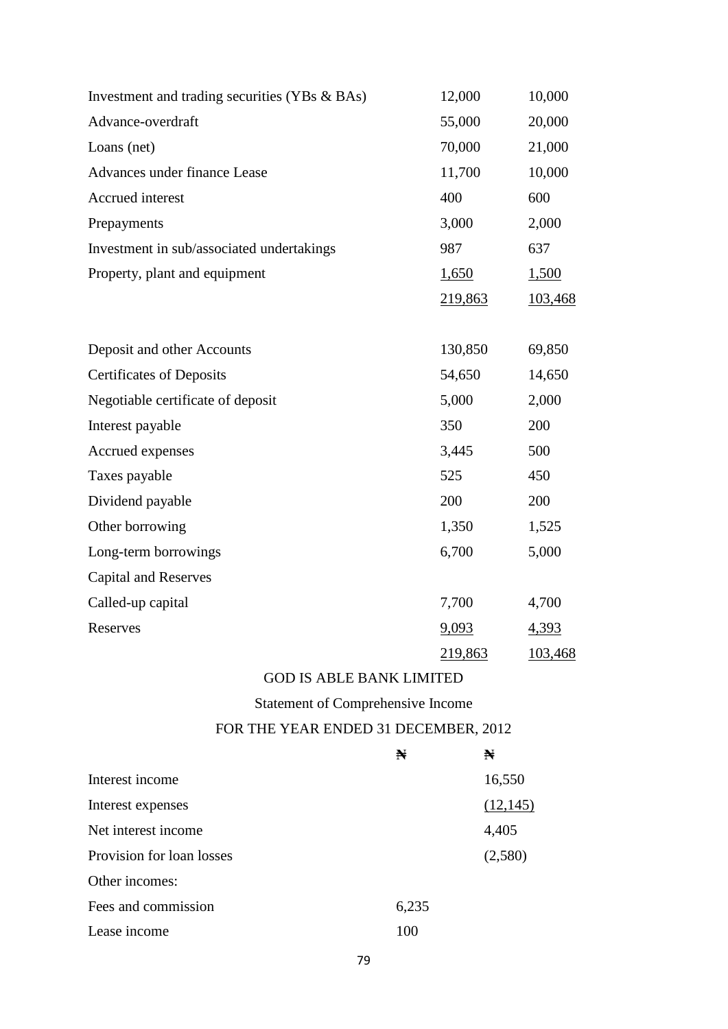| | | |
|---|---|---|
| Investment and trading securities (YBs & BAs) | 12,000 | 10,000 |
| Advance-overdraft | 55,000 | 20,000 |
| Loans (net) | 70,000 | 21,000 |
| Advances under finance Lease | 11,700 | 10,000 |
| Accrued interest | 400 | 600 |
| Prepayments | 3,000 | 2,000 |
| Investment in sub/associated undertakings | 987 | 637 |
| Property, plant and equipment | 1,650 | 1,500 |
| | 219,863 | 103,468 |
| | | |
| Deposit and other Accounts | 130,850 | 69,850 |
| Certificates of Deposits | 54,650 | 14,650 |
| Negotiable certificate of deposit | 5,000 | 2,000 |
| Interest payable | 350 | 200 |
| Accrued expenses | 3,445 | 500 |
| Taxes payable | 525 | 450 |
| Dividend payable | 200 | 200 |
| Other borrowing | 1,350 | 1,525 |
| Long-term borrowings | 6,700 | 5,000 |
| Capital and Reserves | | |
| Called-up capital | 7,700 | 4,700 |
| Reserves | 9,093 | 4,393 |
| | 219,863 | 103,468 |

GOD IS ABLE BANK LIMITED

Statement of Comprehensive Income

FOR THE YEAR ENDED 31 DECEMBER, 2012

| | ₦ | ₦ |
|---|---|---|
| Interest income | | 16,550 |
| Interest expenses | | (12,145) |
| Net interest income | | 4,405 |
| Provision for loan losses | | (2,580) |
| Other incomes: | | |
| Fees and commission | 6,235 | |
| Lease income | 100 | |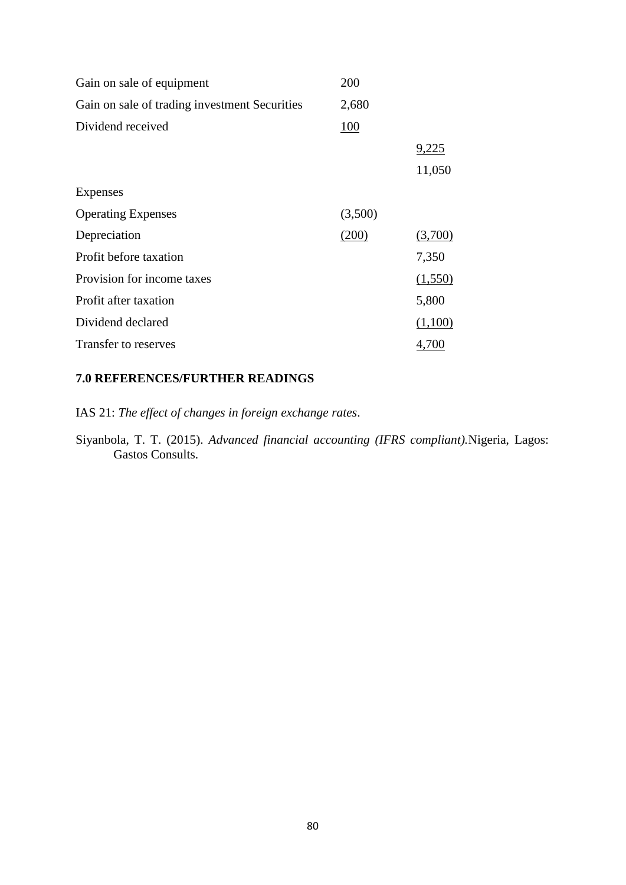| | | |
|---|---|---|
| Gain on sale of equipment | 200 | |
| Gain on sale of trading investment Securities | 2,680 | |
| Dividend received | 100 | |
| | | 9,225 |
| | | 11,050 |
| Expenses | | |
| Operating Expenses | (3,500) | |
| Depreciation | (200) | (3,700) |
| Profit before taxation | | 7,350 |
| Provision for income taxes | | (1,550) |
| Profit after taxation | | 5,800 |
| Dividend declared | | (1,100) |
| Transfer to reserves | | 4,700 |

## 7.0 REFERENCES/FURTHER READINGS

IAS 21: *The effect of changes in foreign exchange rates*.

Siyanbola, T. T. (2015). *Advanced financial accounting (IFRS compliant).* Nigeria, Lagos: Gastos Consults.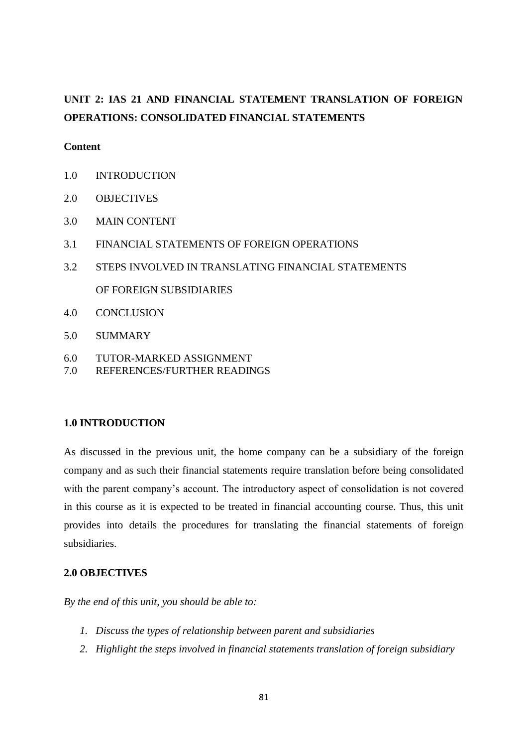# UNIT 2: IAS 21 AND FINANCIAL STATEMENT TRANSLATION OF FOREIGN OPERATIONS: CONSOLIDATED FINANCIAL STATEMENTS

**Content**

1.0 INTRODUCTION

2.0 OBJECTIVES

3.0 MAIN CONTENT

3.1 FINANCIAL STATEMENTS OF FOREIGN OPERATIONS

3.2 STEPS INVOLVED IN TRANSLATING FINANCIAL STATEMENTS OF FOREIGN SUBSIDIARIES

4.0 CONCLUSION

5.0 SUMMARY

6.0 TUTOR-MARKED ASSIGNMENT

7.0 REFERENCES/FURTHER READINGS

## 1.0 INTRODUCTION

As discussed in the previous unit, the home company can be a subsidiary of the foreign company and as such their financial statements require translation before being consolidated with the parent company's account. The introductory aspect of consolidation is not covered in this course as it is expected to be treated in financial accounting course. Thus, this unit provides into details the procedures for translating the financial statements of foreign subsidiaries.

## 2.0 OBJECTIVES

*By the end of this unit, you should be able to:*

1. *Discuss the types of relationship between parent and subsidiaries*
2. *Highlight the steps involved in financial statements translation of foreign subsidiary*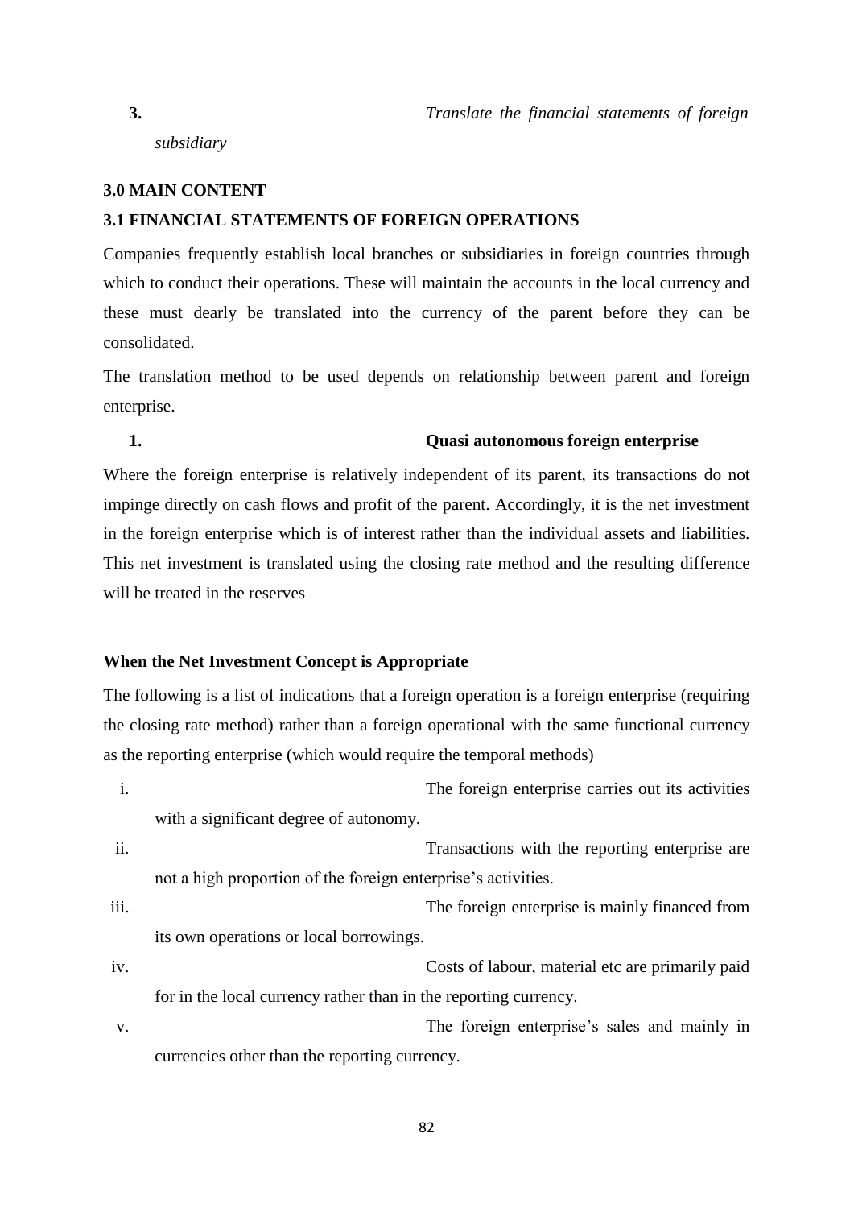3. *Translate the financial statements of foreign subsidiary*

## 3.0 MAIN CONTENT

### 3.1 FINANCIAL STATEMENTS OF FOREIGN OPERATIONS

Companies frequently establish local branches or subsidiaries in foreign countries through which to conduct their operations. These will maintain the accounts in the local currency and these must dearly be translated into the currency of the parent before they can be consolidated.

The translation method to be used depends on relationship between parent and foreign enterprise.

1. **Quasi autonomous foreign enterprise**

Where the foreign enterprise is relatively independent of its parent, its transactions do not impinge directly on cash flows and profit of the parent. Accordingly, it is the net investment in the foreign enterprise which is of interest rather than the individual assets and liabilities. This net investment is translated using the closing rate method and the resulting difference will be treated in the reserves

**When the Net Investment Concept is Appropriate**

The following is a list of indications that a foreign operation is a foreign enterprise (requiring the closing rate method) rather than a foreign operational with the same functional currency as the reporting enterprise (which would require the temporal methods)

i. The foreign enterprise carries out its activities with a significant degree of autonomy.
ii. Transactions with the reporting enterprise are not a high proportion of the foreign enterprise's activities.
iii. The foreign enterprise is mainly financed from its own operations or local borrowings.
iv. Costs of labour, material etc are primarily paid for in the local currency rather than in the reporting currency.
v. The foreign enterprise's sales and mainly in currencies other than the reporting currency.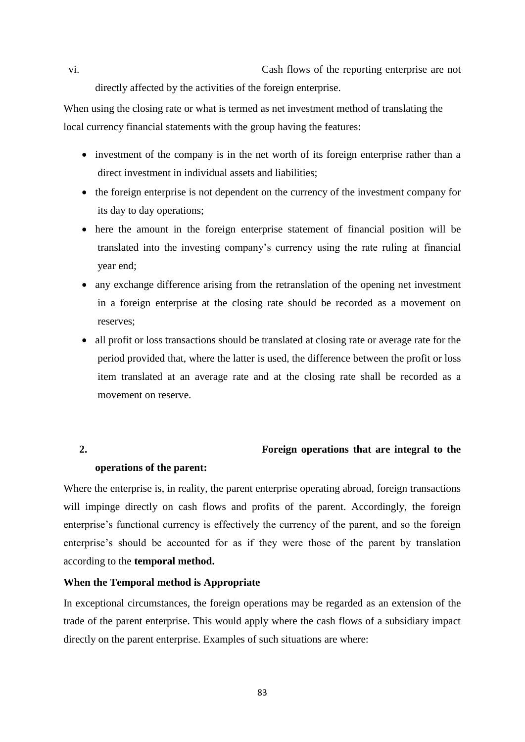vi. Cash flows of the reporting enterprise are not directly affected by the activities of the foreign enterprise.

When using the closing rate or what is termed as net investment method of translating the local currency financial statements with the group having the features:

- investment of the company is in the net worth of its foreign enterprise rather than a direct investment in individual assets and liabilities;
- the foreign enterprise is not dependent on the currency of the investment company for its day to day operations;
- here the amount in the foreign enterprise statement of financial position will be translated into the investing company's currency using the rate ruling at financial year end;
- any exchange difference arising from the retranslation of the opening net investment in a foreign enterprise at the closing rate should be recorded as a movement on reserves;
- all profit or loss transactions should be translated at closing rate or average rate for the period provided that, where the latter is used, the difference between the profit or loss item translated at an average rate and at the closing rate shall be recorded as a movement on reserve.

**2. Foreign operations that are integral to the operations of the parent:**

Where the enterprise is, in reality, the parent enterprise operating abroad, foreign transactions will impinge directly on cash flows and profits of the parent. Accordingly, the foreign enterprise's functional currency is effectively the currency of the parent, and so the foreign enterprise's should be accounted for as if they were those of the parent by translation according to the **temporal method.**

**When the Temporal method is Appropriate**

In exceptional circumstances, the foreign operations may be regarded as an extension of the trade of the parent enterprise. This would apply where the cash flows of a subsidiary impact directly on the parent enterprise. Examples of such situations are where: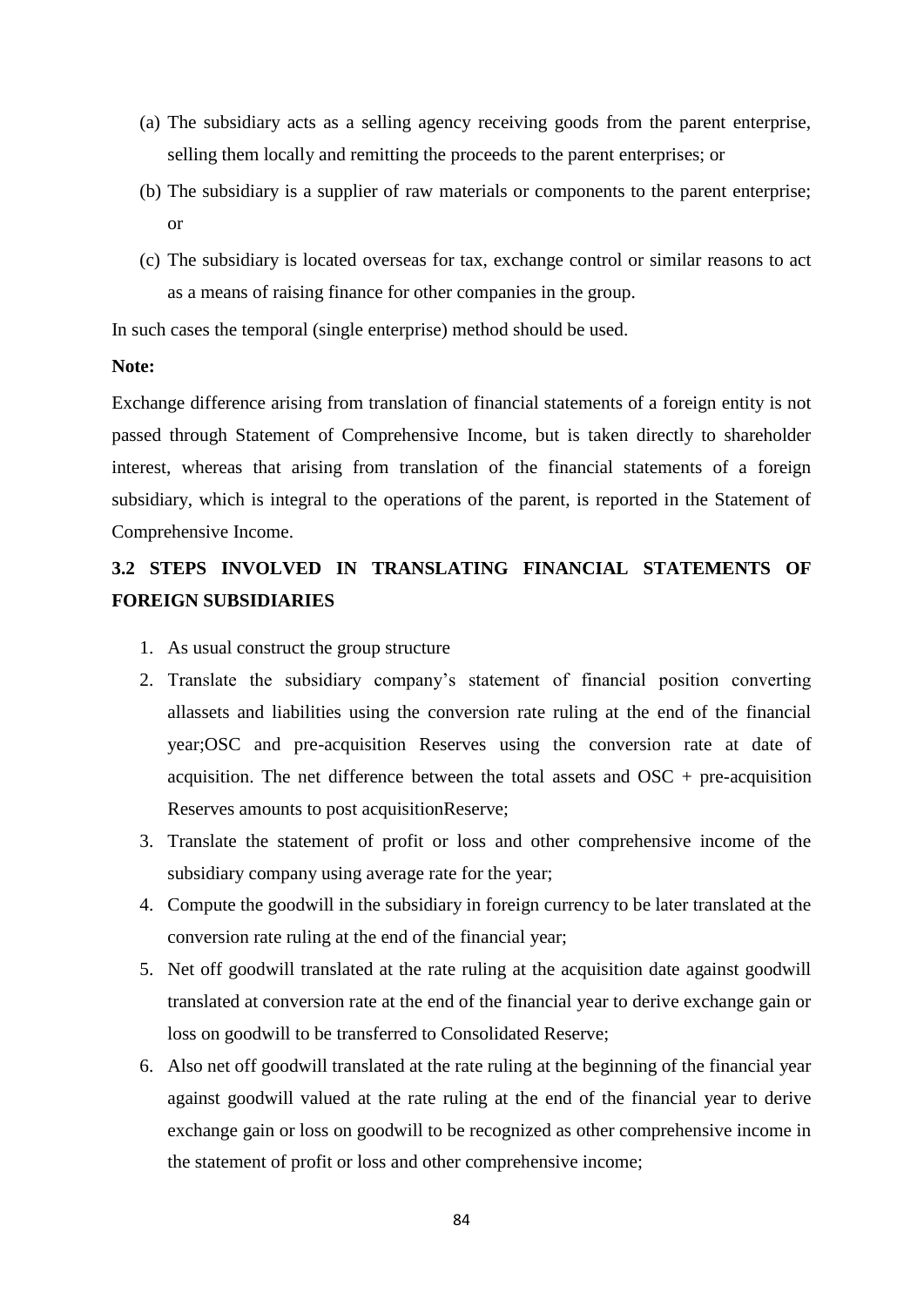(a) The subsidiary acts as a selling agency receiving goods from the parent enterprise, selling them locally and remitting the proceeds to the parent enterprises; or

(b) The subsidiary is a supplier of raw materials or components to the parent enterprise; or

(c) The subsidiary is located overseas for tax, exchange control or similar reasons to act as a means of raising finance for other companies in the group.

In such cases the temporal (single enterprise) method should be used.

**Note:**

Exchange difference arising from translation of financial statements of a foreign entity is not passed through Statement of Comprehensive Income, but is taken directly to shareholder interest, whereas that arising from translation of the financial statements of a foreign subsidiary, which is integral to the operations of the parent, is reported in the Statement of Comprehensive Income.

## 3.2 STEPS INVOLVED IN TRANSLATING FINANCIAL STATEMENTS OF FOREIGN SUBSIDIARIES

1. As usual construct the group structure
2. Translate the subsidiary company's statement of financial position converting allassets and liabilities using the conversion rate ruling at the end of the financial year;OSC and pre-acquisition Reserves using the conversion rate at date of acquisition. The net difference between the total assets and OSC + pre-acquisition Reserves amounts to post acquisitionReserve;
3. Translate the statement of profit or loss and other comprehensive income of the subsidiary company using average rate for the year;
4. Compute the goodwill in the subsidiary in foreign currency to be later translated at the conversion rate ruling at the end of the financial year;
5. Net off goodwill translated at the rate ruling at the acquisition date against goodwill translated at conversion rate at the end of the financial year to derive exchange gain or loss on goodwill to be transferred to Consolidated Reserve;
6. Also net off goodwill translated at the rate ruling at the beginning of the financial year against goodwill valued at the rate ruling at the end of the financial year to derive exchange gain or loss on goodwill to be recognized as other comprehensive income in the statement of profit or loss and other comprehensive income;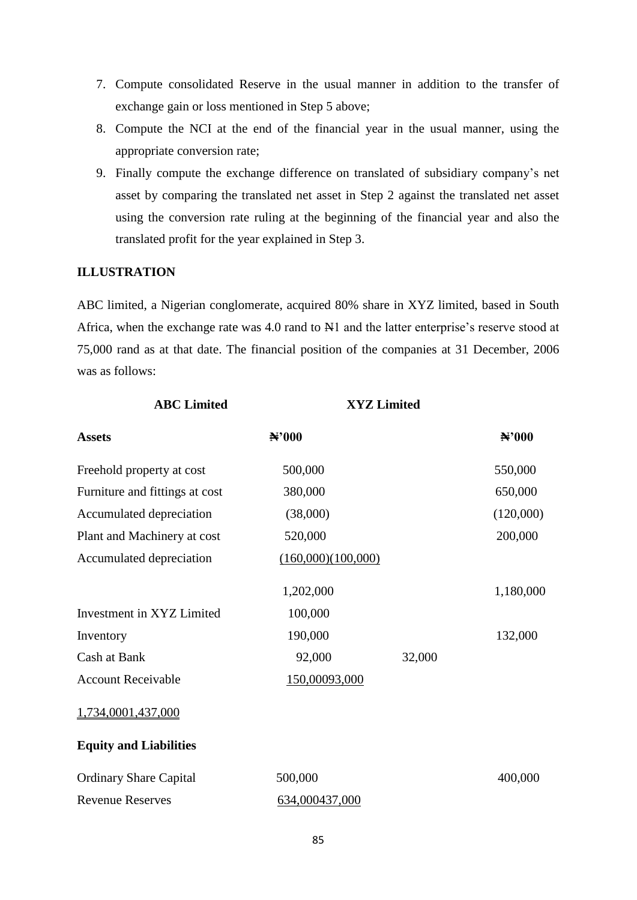7. Compute consolidated Reserve in the usual manner in addition to the transfer of exchange gain or loss mentioned in Step 5 above;
8. Compute the NCI at the end of the financial year in the usual manner, using the appropriate conversion rate;
9. Finally compute the exchange difference on translated of subsidiary company's net asset by comparing the translated net asset in Step 2 against the translated net asset using the conversion rate ruling at the beginning of the financial year and also the translated profit for the year explained in Step 3.

**ILLUSTRATION**

ABC limited, a Nigerian conglomerate, acquired 80% share in XYZ limited, based in South Africa, when the exchange rate was 4.0 rand to ₦1 and the latter enterprise's reserve stood at 75,000 rand as at that date. The financial position of the companies at 31 December, 2006 was as follows:

| | **ABC Limited** | **XYZ Limited** |
|---|---|---|
| **Assets** | **₦'000** | **₦'000** |
| Freehold property at cost | 500,000 | 550,000 |
| Furniture and fittings at cost | 380,000 | 650,000 |
| Accumulated depreciation | (38,000) | (120,000) |
| Plant and Machinery at cost | 520,000 | 200,000 |
| Accumulated depreciation | (160,000) | (100,000) |
| | 1,202,000 | 1,180,000 |
| Investment in XYZ Limited | 100,000 | |
| Inventory | 190,000 | 132,000 |
| Cash at Bank | 92,000 | 32,000 |
| Account Receivable | 150,000 | 93,000 |
| | 1,734,000 | 1,437,000 |
| **Equity and Liabilities** | | |
| Ordinary Share Capital | 500,000 | 400,000 |
| Revenue Reserves | 634,000 | 437,000 |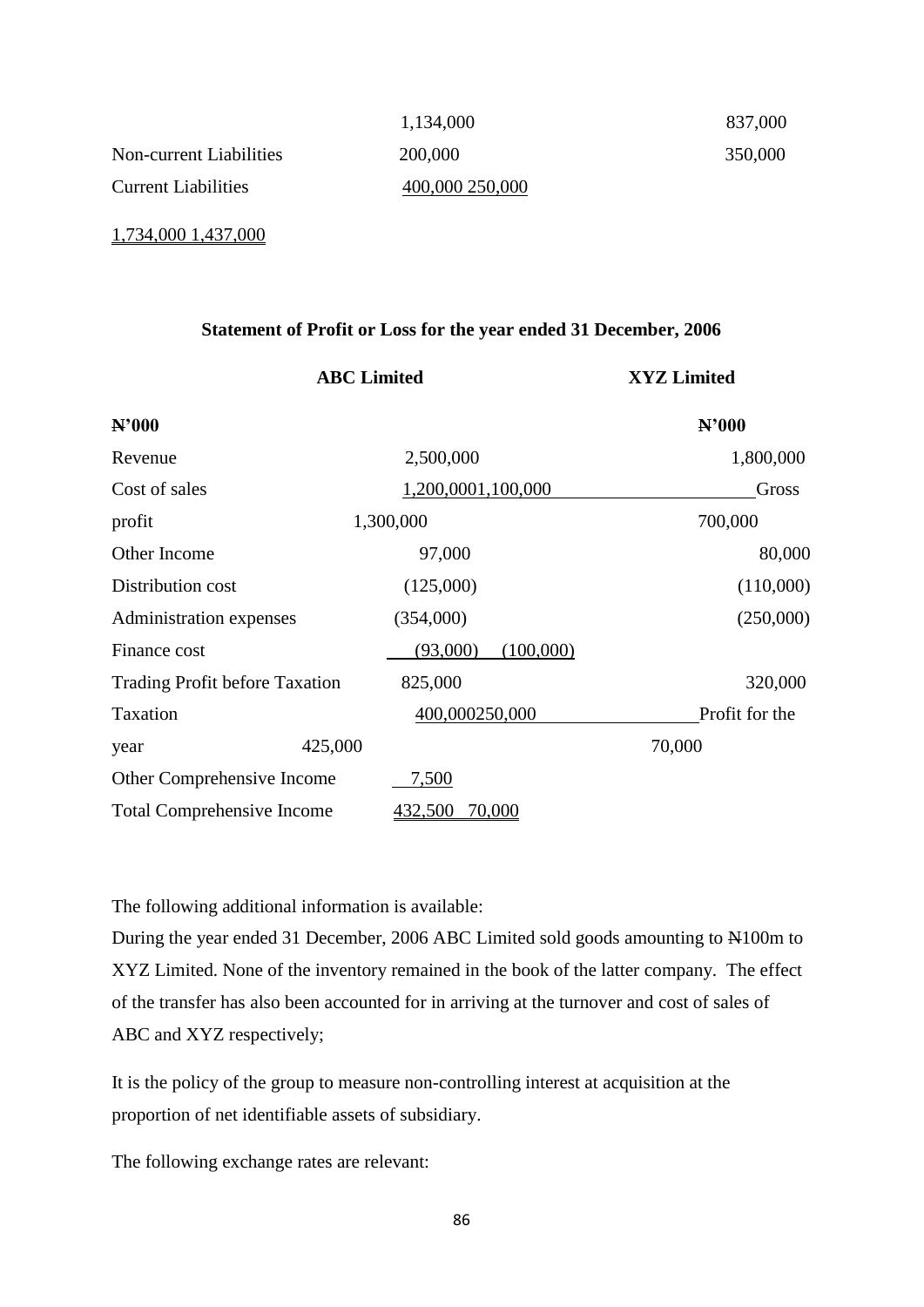| | | |
|---|---|---|
| | 1,134,000 | 837,000 |
| Non-current Liabilities | 200,000 | 350,000 |
| Current Liabilities | 400,000 | 250,000 |
| | 1,734,000 | 1,437,000 |

**Statement of Profit or Loss for the year ended 31 December, 2006**

| | ABC Limited | XYZ Limited |
|---|---|---|
| | ₦'000 | ₦'000 |
| Revenue | 2,500,000 | 1,800,000 |
| Cost of sales | 1,200,000 | 1,100,000 |
| Gross profit | 1,300,000 | 700,000 |
| Other Income | 97,000 | 80,000 |
| Distribution cost | (125,000) | (110,000) |
| Administration expenses | (354,000) | (250,000) |
| Finance cost | (93,000) | (100,000) |
| Trading Profit before Taxation | 825,000 | 320,000 |
| Taxation | 400,000 | 250,000 |
| Profit for the year | 425,000 | 70,000 |
| Other Comprehensive Income | 7,500 | |
| Total Comprehensive Income | 432,500 | 70,000 |

The following additional information is available:

During the year ended 31 December, 2006 ABC Limited sold goods amounting to ₦100m to XYZ Limited. None of the inventory remained in the book of the latter company. The effect of the transfer has also been accounted for in arriving at the turnover and cost of sales of ABC and XYZ respectively;

It is the policy of the group to measure non-controlling interest at acquisition at the proportion of net identifiable assets of subsidiary.

The following exchange rates are relevant: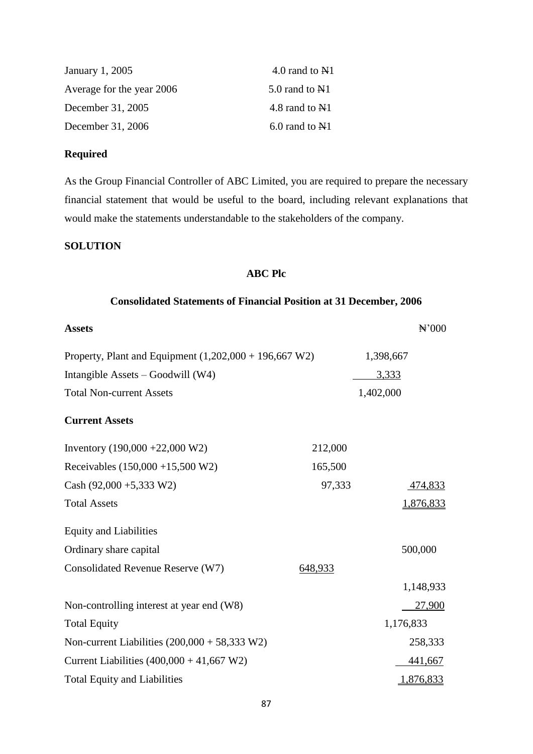| | |
|---|---|
| January 1, 2005 | 4.0 rand to ₦1 |
| Average for the year 2006 | 5.0 rand to ₦1 |
| December 31, 2005 | 4.8 rand to ₦1 |
| December 31, 2006 | 6.0 rand to ₦1 |

**Required**

As the Group Financial Controller of ABC Limited, you are required to prepare the necessary financial statement that would be useful to the board, including relevant explanations that would make the statements understandable to the stakeholders of the company.

**SOLUTION**

**ABC Plc**

**Consolidated Statements of Financial Position at 31 December, 2006**

| **Assets** | | | ₦'000 |
|---|---|---|---|
| Property, Plant and Equipment (1,202,000 + 196,667 W2) | | 1,398,667 | |
| Intangible Assets – Goodwill (W4) | | 3,333 | |
| Total Non-current Assets | | 1,402,000 | |
| **Current Assets** | | | |
| Inventory (190,000 +22,000 W2) | 212,000 | | |
| Receivables (150,000 +15,500 W2) | 165,500 | | |
| Cash (92,000 +5,333 W2) | 97,333 | | 474,833 |
| Total Assets | | | 1,876,833 |
| Equity and Liabilities | | | |
| Ordinary share capital | | | 500,000 |
| Consolidated Revenue Reserve (W7) | 648,933 | | |
| | | | 1,148,933 |
| Non-controlling interest at year end (W8) | | | 27,900 |
| Total Equity | | 1,176,833 | |
| Non-current Liabilities (200,000 + 58,333 W2) | | | 258,333 |
| Current Liabilities (400,000 + 41,667 W2) | | | 441,667 |
| Total Equity and Liabilities | | | 1,876,833 |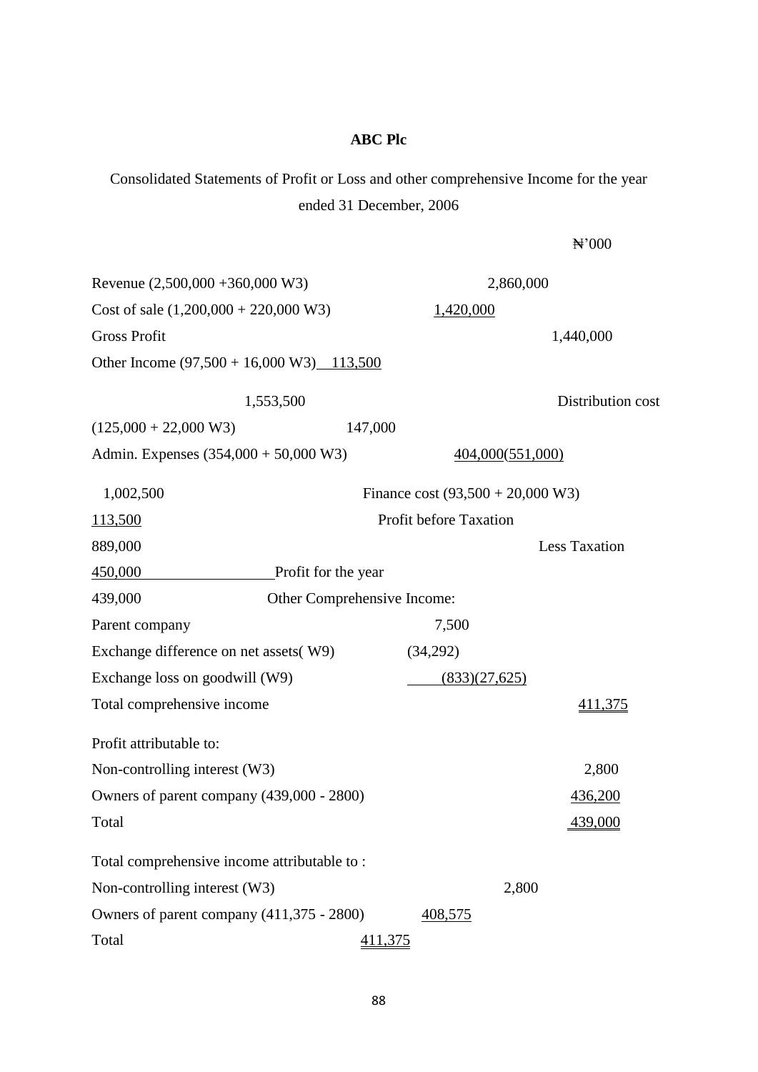**ABC Plc**

Consolidated Statements of Profit or Loss and other comprehensive Income for the year ended 31 December, 2006

| | | ₦'000 |
|---|---|---|
| Revenue (2,500,000 +360,000 W3) | | 2,860,000 |
| Cost of sale (1,200,000 + 220,000 W3) | | 1,420,000 |
| Gross Profit | | 1,440,000 |
| Other Income (97,500 + 16,000 W3) | | 113,500 |
| | | 1,553,500 |
| Distribution cost (125,000 + 22,000 W3) | 147,000 | |
| Admin. Expenses (354,000 + 50,000 W3) | 404,000 | (551,000) |
| | | 1,002,500 |
| Finance cost (93,500 + 20,000 W3) | | 113,500 |
| Profit before Taxation | | 889,000 |
| Less Taxation | | 450,000 |
| Profit for the year | | 439,000 |
| Other Comprehensive Income: | | |
| Parent company | 7,500 | |
| Exchange difference on net assets( W9) | (34,292) | |
| Exchange loss on goodwill (W9) | (833) | (27,625) |
| Total comprehensive income | | 411,375 |
| Profit attributable to: | | |
| Non-controlling interest (W3) | | 2,800 |
| Owners of parent company (439,000 - 2800) | | 436,200 |
| Total | | 439,000 |
| Total comprehensive income attributable to : | | |
| Non-controlling interest (W3) | | 2,800 |
| Owners of parent company (411,375 - 2800) | | 408,575 |
| Total | | 411,375 |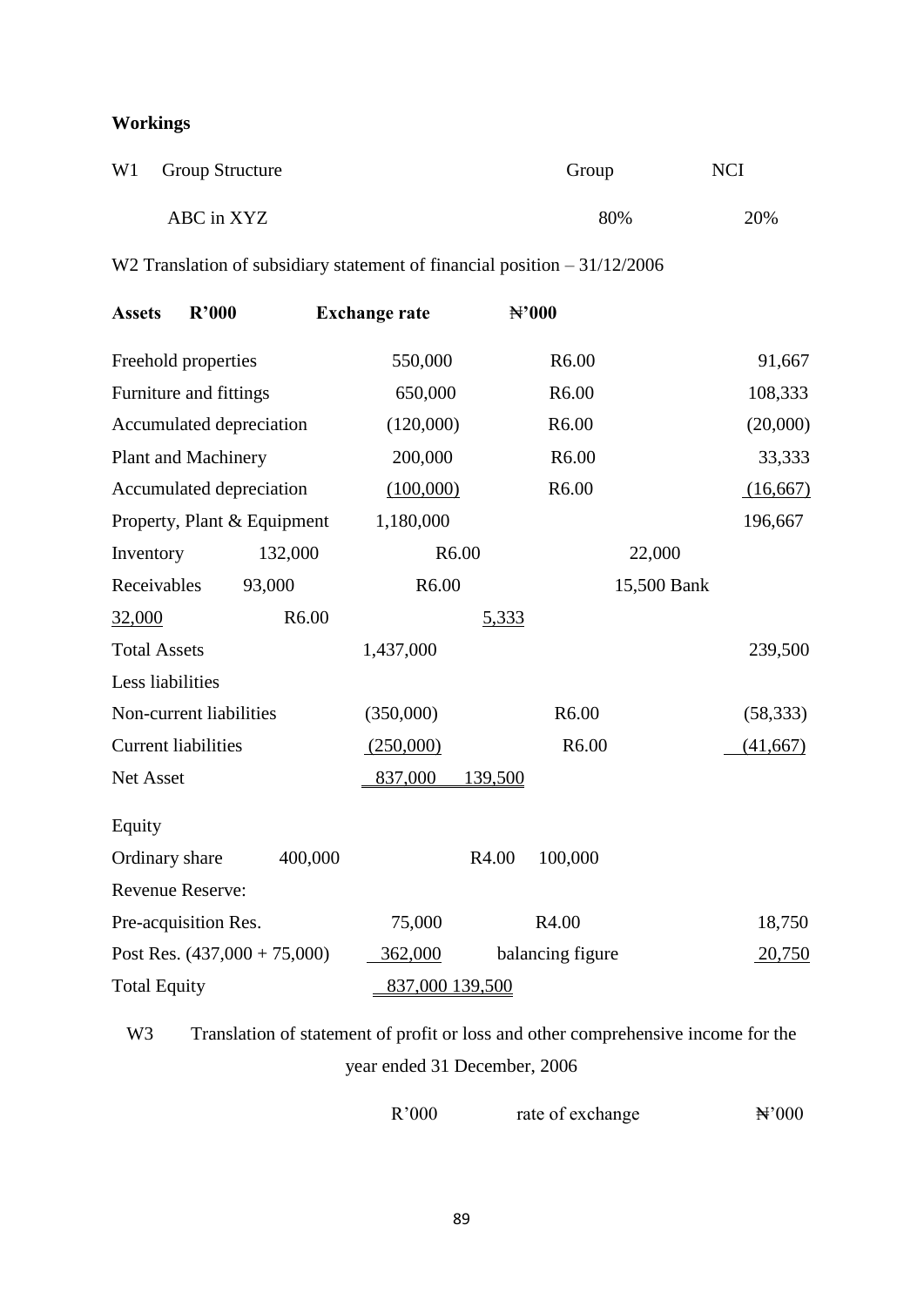**Workings**

| W1 | Group Structure | Group | NCI |
|---|---|---|---|
| | ABC in XYZ | 80% | 20% |

W2 Translation of subsidiary statement of financial position – 31/12/2006

| **Assets** | **R'000** | **Exchange rate** | **₦'000** |
|---|---|---|---|
| Freehold properties | 550,000 | R6.00 | 91,667 |
| Furniture and fittings | 650,000 | R6.00 | 108,333 |
| Accumulated depreciation | (120,000) | R6.00 | (20,000) |
| Plant and Machinery | 200,000 | R6.00 | 33,333 |
| Accumulated depreciation | (100,000) | R6.00 | (16,667) |
| Property, Plant & Equipment | 1,180,000 | | 196,667 |
| Inventory | 132,000 | R6.00 | 22,000 |
| Receivables | 93,000 | R6.00 | 15,500 |
| Bank | 32,000 | R6.00 | 5,333 |
| Total Assets | 1,437,000 | | 239,500 |
| Less liabilities | | | |
| Non-current liabilities | (350,000) | R6.00 | (58,333) |
| Current liabilities | (250,000) | R6.00 | (41,667) |
| Net Asset | 837,000 | | 139,500 |
| Equity | | | |
| Ordinary share | 400,000 | R4.00 | 100,000 |
| Revenue Reserve: | | | |
| Pre-acquisition Res. | 75,000 | R4.00 | 18,750 |
| Post Res. (437,000 + 75,000) | 362,000 | balancing figure | 20,750 |
| Total Equity | 837,000 | | 139,500 |

W3 Translation of statement of profit or loss and other comprehensive income for the year ended 31 December, 2006

| | R'000 | rate of exchange | ₦'000 |
|---|---|---|---|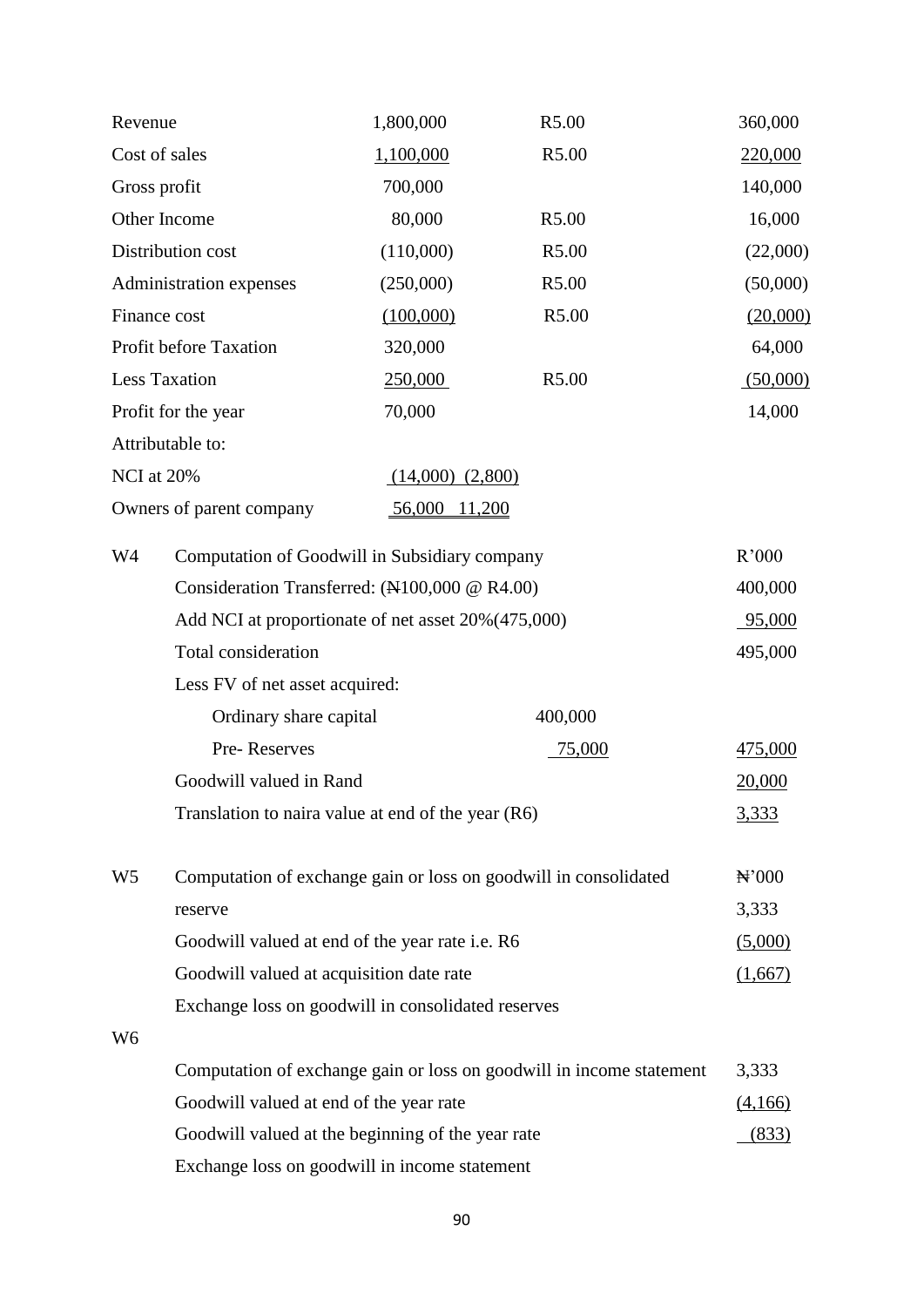| | | | |
|---|---|---|---|
| Revenue | 1,800,000 | R5.00 | 360,000 |
| Cost of sales | 1,100,000 | R5.00 | 220,000 |
| Gross profit | 700,000 | | 140,000 |
| Other Income | 80,000 | R5.00 | 16,000 |
| Distribution cost | (110,000) | R5.00 | (22,000) |
| Administration expenses | (250,000) | R5.00 | (50,000) |
| Finance cost | (100,000) | R5.00 | (20,000) |
| Profit before Taxation | 320,000 | | 64,000 |
| Less Taxation | 250,000 | R5.00 | (50,000) |
| Profit for the year | 70,000 | | 14,000 |
| Attributable to: | | | |
| NCI at 20% | (14,000) (2,800) | | |
| Owners of parent company | 56,000 11,200 | | |

**W4**

| Computation of Goodwill in Subsidiary company | | R'000 |
|---|---|---|
| Consideration Transferred: (₦100,000 @ R4.00) | | 400,000 |
| Add NCI at proportionate of net asset 20%(475,000) | | 95,000 |
| Total consideration | | 495,000 |
| Less FV of net asset acquired: | | |
| Ordinary share capital | 400,000 | |
| Pre- Reserves | 75,000 | 475,000 |
| Goodwill valued in Rand | | 20,000 |
| Translation to naira value at end of the year (R6) | | 3,333 |

**W5**

| Computation of exchange gain or loss on goodwill in consolidated reserve | ₦'000 |
|---|---|
| | 3,333 |
| Goodwill valued at end of the year rate i.e. R6 | (5,000) |
| Goodwill valued at acquisition date rate | (1,667) |
| Exchange loss on goodwill in consolidated reserves | |

**W6**

| Computation of exchange gain or loss on goodwill in income statement | 3,333 |
|---|---|
| Goodwill valued at end of the year rate | (4,166) |
| Goodwill valued at the beginning of the year rate | (833) |
| Exchange loss on goodwill in income statement | |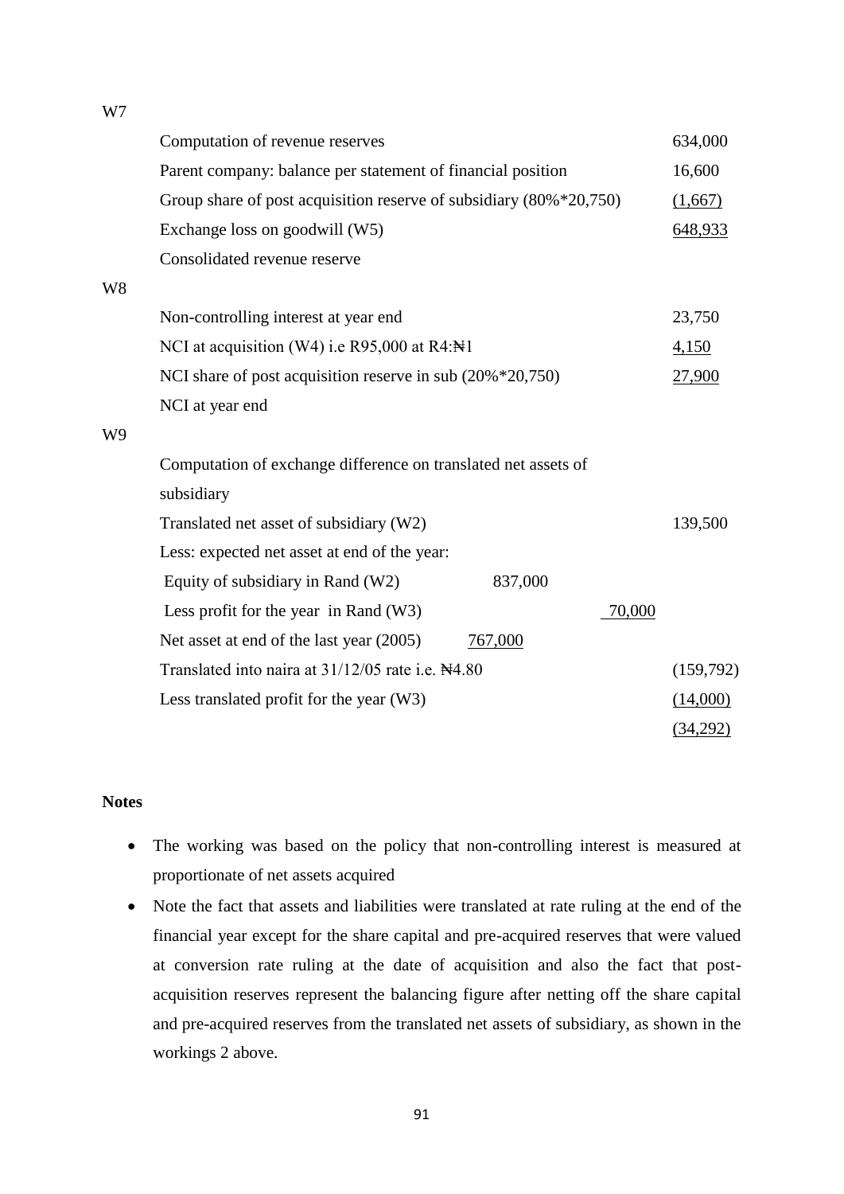W7

| | | | |
|---|---|---|---|
| Computation of revenue reserves | | | 634,000 |
| Parent company: balance per statement of financial position | | | 16,600 |
| Group share of post acquisition reserve of subsidiary (80%*20,750) | | | (1,667) |
| Exchange loss on goodwill (W5) | | | 648,933 |
| Consolidated revenue reserve | | | |

W8

| | | | |
|---|---|---|---|
| Non-controlling interest at year end | | | 23,750 |
| NCI at acquisition (W4) i.e R95,000 at R4:₦1 | | | 4,150 |
| NCI share of post acquisition reserve in sub (20%*20,750) | | | 27,900 |
| NCI at year end | | | |

W9

| | | | |
|---|---|---|---|
| Computation of exchange difference on translated net assets of subsidiary | | | |
| Translated net asset of subsidiary (W2) | | | 139,500 |
| Less: expected net asset at end of the year: | | | |
| Equity of subsidiary in Rand (W2) | 837,000 | | |
| Less profit for the year in Rand (W3) | | 70,000 | |
| Net asset at end of the last year (2005) | 767,000 | | |
| Translated into naira at 31/12/05 rate i.e. ₦4.80 | | | (159,792) |
| Less translated profit for the year (W3) | | | (14,000) |
| | | | (34,292) |

**Notes**

- The working was based on the policy that non-controlling interest is measured at proportionate of net assets acquired
- Note the fact that assets and liabilities were translated at rate ruling at the end of the financial year except for the share capital and pre-acquired reserves that were valued at conversion rate ruling at the date of acquisition and also the fact that post-acquisition reserves represent the balancing figure after netting off the share capital and pre-acquired reserves from the translated net assets of subsidiary, as shown in the workings 2 above.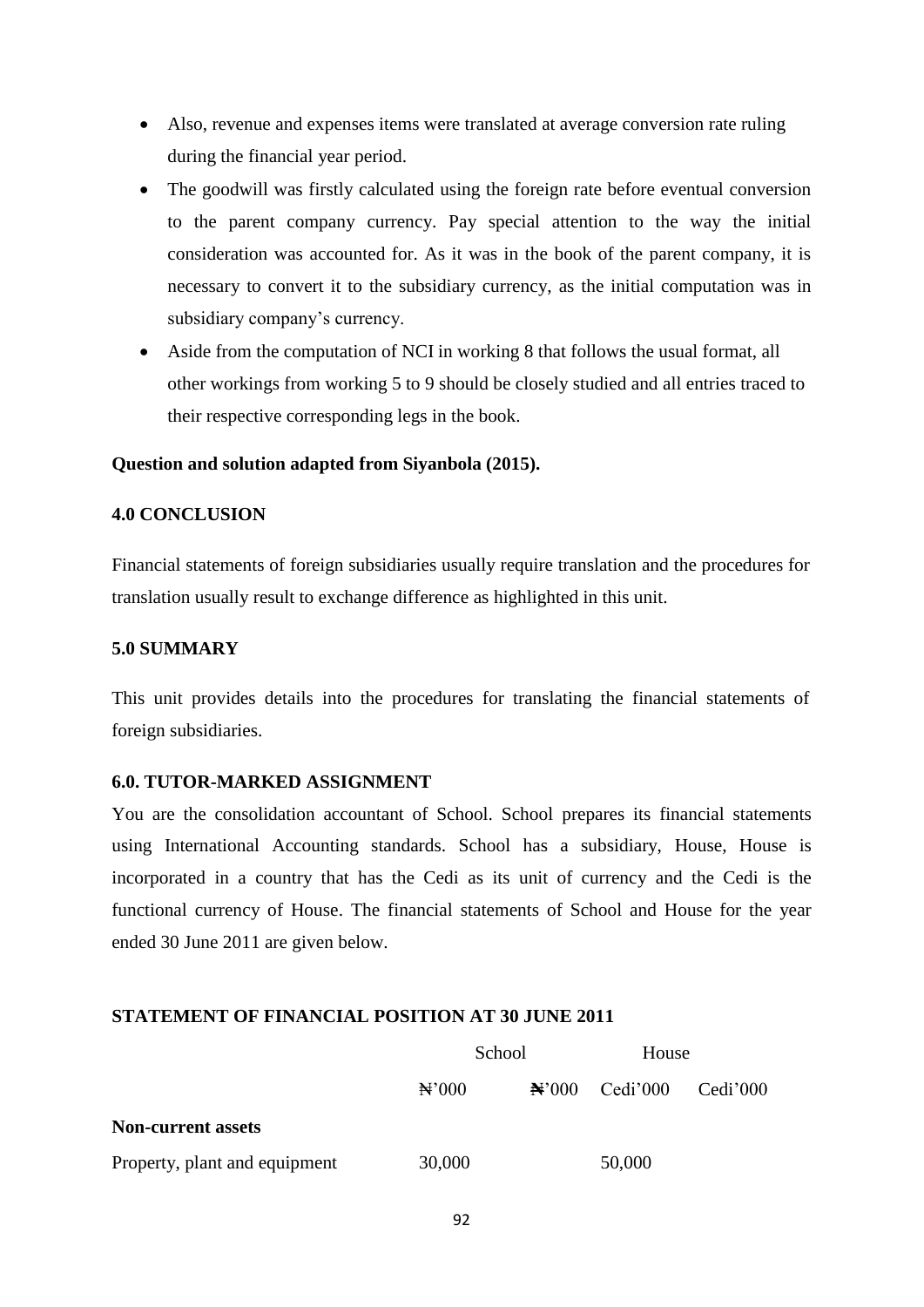- Also, revenue and expenses items were translated at average conversion rate ruling during the financial year period.
- The goodwill was firstly calculated using the foreign rate before eventual conversion to the parent company currency. Pay special attention to the way the initial consideration was accounted for. As it was in the book of the parent company, it is necessary to convert it to the subsidiary currency, as the initial computation was in subsidiary company's currency.
- Aside from the computation of NCI in working 8 that follows the usual format, all other workings from working 5 to 9 should be closely studied and all entries traced to their respective corresponding legs in the book.

**Question and solution adapted from Siyanbola (2015).**

## 4.0 CONCLUSION

Financial statements of foreign subsidiaries usually require translation and the procedures for translation usually result to exchange difference as highlighted in this unit.

## 5.0 SUMMARY

This unit provides details into the procedures for translating the financial statements of foreign subsidiaries.

## 6.0. TUTOR-MARKED ASSIGNMENT

You are the consolidation accountant of School. School prepares its financial statements using International Accounting standards. School has a subsidiary, House, House is incorporated in a country that has the Cedi as its unit of currency and the Cedi is the functional currency of House. The financial statements of School and House for the year ended 30 June 2011 are given below.

**STATEMENT OF FINANCIAL POSITION AT 30 JUNE 2011**

| | School | | House | |
|---|---|---|---|---|
| | ₦'000 | ₦'000 | Cedi'000 | Cedi'000 |
| **Non-current assets** | | | | |
| Property, plant and equipment | 30,000 | | 50,000 | |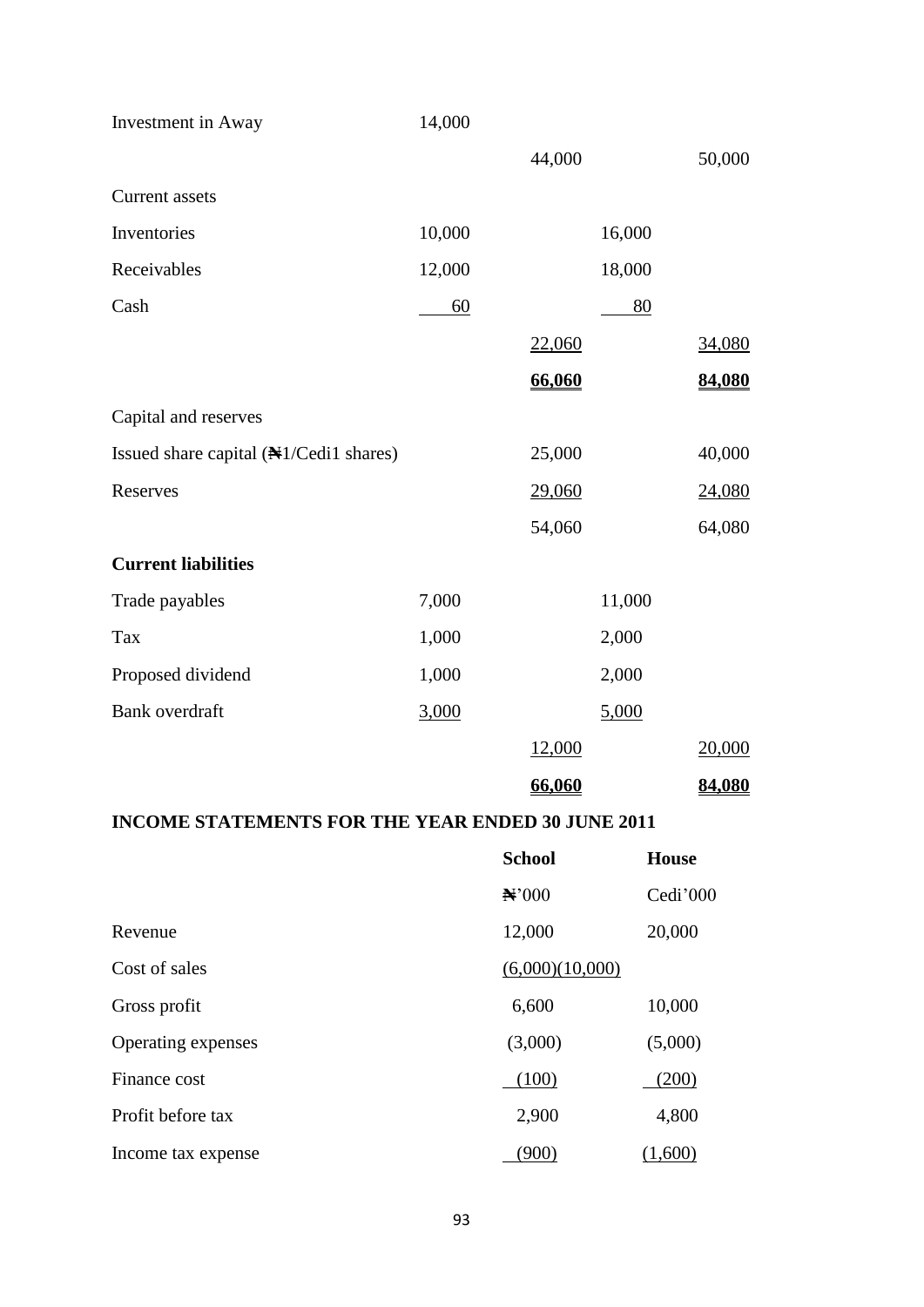| | | | | |
|---|---|---|---|---|
| Investment in Away | 14,000 | | | |
| | | 44,000 | | 50,000 |
| Current assets | | | | |
| Inventories | 10,000 | | 16,000 | |
| Receivables | 12,000 | | 18,000 | |
| Cash | 60 | | 80 | |
| | | 22,060 | | 34,080 |
| | | **66,060** | | **84,080** |
| Capital and reserves | | | | |
| Issued share capital (₦1/Cedi1 shares) | | 25,000 | | 40,000 |
| Reserves | | 29,060 | | 24,080 |
| | | 54,060 | | 64,080 |
| **Current liabilities** | | | | |
| Trade payables | 7,000 | | 11,000 | |
| Tax | 1,000 | | 2,000 | |
| Proposed dividend | 1,000 | | 2,000 | |
| Bank overdraft | 3,000 | | 5,000 | |
| | | 12,000 | | 20,000 |
| | | **66,060** | | **84,080** |

**INCOME STATEMENTS FOR THE YEAR ENDED 30 JUNE 2011**

| | **School** | **House** |
|---|---|---|
| | ₦'000 | Cedi'000 |
| Revenue | 12,000 | 20,000 |
| Cost of sales | (6,000) | (10,000) |
| Gross profit | 6,600 | 10,000 |
| Operating expenses | (3,000) | (5,000) |
| Finance cost | (100) | (200) |
| Profit before tax | 2,900 | 4,800 |
| Income tax expense | (900) | (1,600) |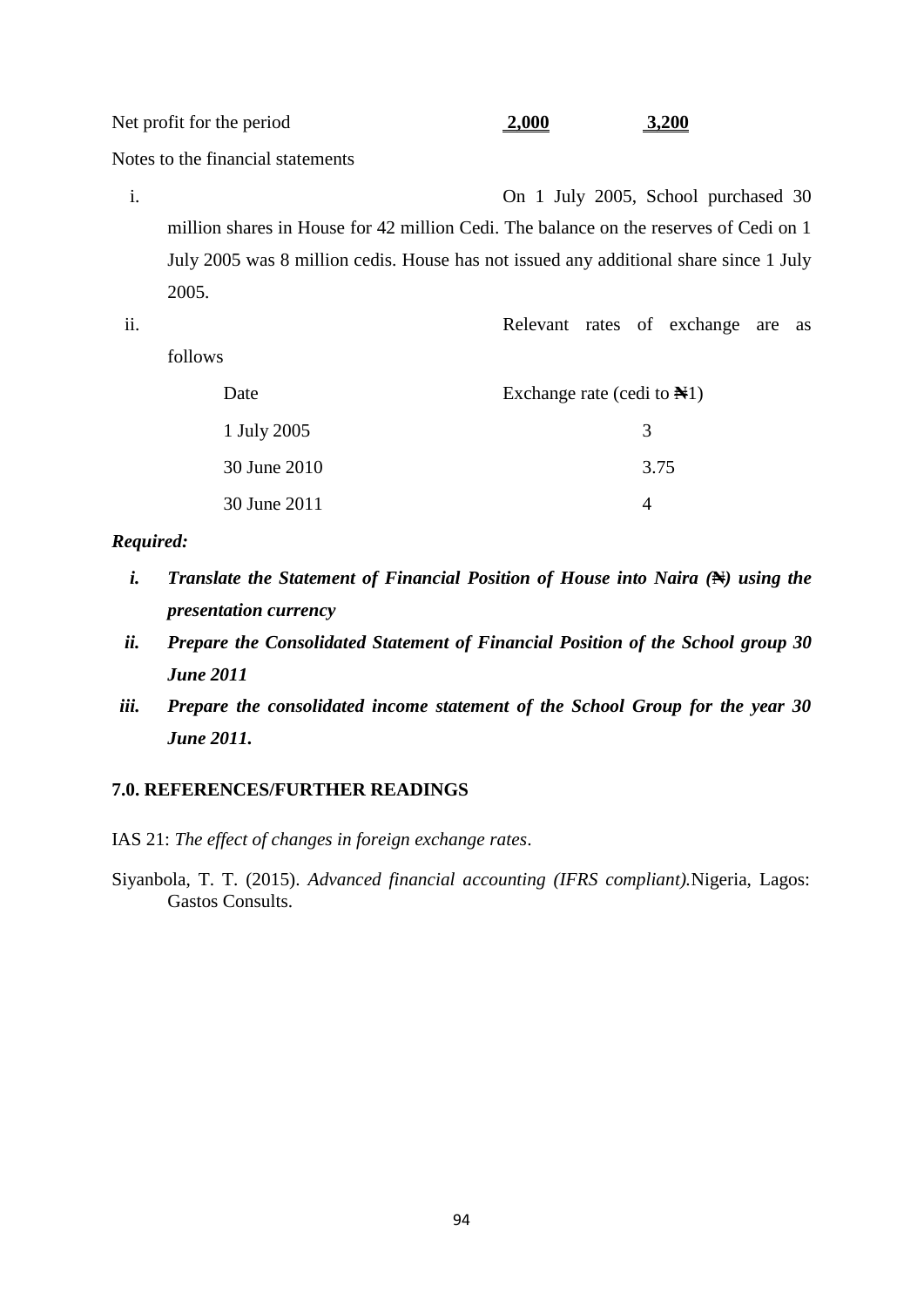| | | |
|---|---|---|
| Net profit for the period | **2,000** | **3,200** |

Notes to the financial statements

i. On 1 July 2005, School purchased 30 million shares in House for 42 million Cedi. The balance on the reserves of Cedi on 1 July 2005 was 8 million cedis. House has not issued any additional share since 1 July 2005.

ii. Relevant rates of exchange are as follows

| Date | Exchange rate (cedi to ₦1) |
|---|---|
| 1 July 2005 | 3 |
| 30 June 2010 | 3.75 |
| 30 June 2011 | 4 |

***Required:***

i. ***Translate the Statement of Financial Position of House into Naira (₦) using the presentation currency***
ii. ***Prepare the Consolidated Statement of Financial Position of the School group 30 June 2011***
iii. ***Prepare the consolidated income statement of the School Group for the year 30 June 2011.***

## 7.0. REFERENCES/FURTHER READINGS

IAS 21: *The effect of changes in foreign exchange rates*.

Siyanbola, T. T. (2015). *Advanced financial accounting (IFRS compliant).* Nigeria, Lagos: Gastos Consults.